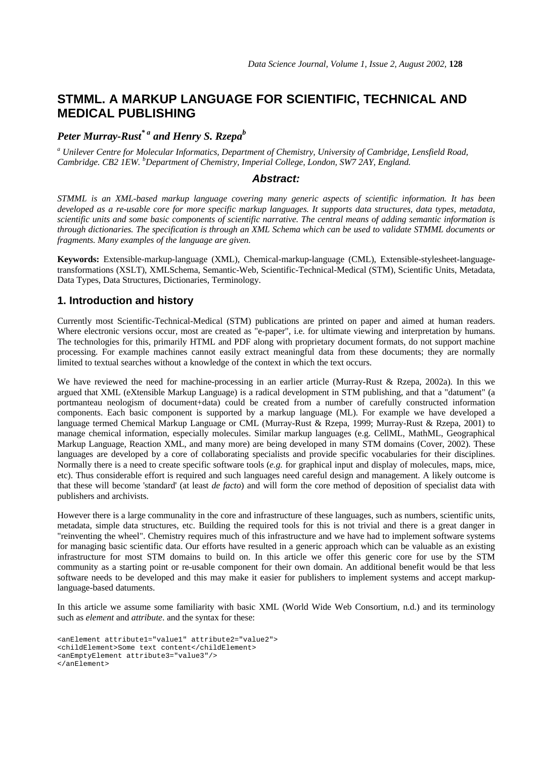# STMML. A MARKUP LANGUAGE FOR SCIENTIFIC, TECHNICAL AND MEDICAL PUBLISHING

***Peter Murray-Rust*** [*] [a] ***and Henry S. Rzepa*** [b]

[a] *Unilever Centre for Molecular Informatics, Department of Chemistry, University of Cambridge, Lensfield Road, Cambridge. CB2 1EW.* [b]*Department of Chemistry, Imperial College, London, SW7 2AY, England.*

## *Abstract:*

*STMML is an XML-based markup language covering many generic aspects of scientific information. It has been developed as a re-usable core for more specific markup languages. It supports data structures, data types, metadata, scientific units and some basic components of scientific narrative. The central means of adding semantic information is through dictionaries. The specification is through an XML Schema which can be used to validate STMML documents or fragments. Many examples of the language are given.*

**Keywords:** Extensible-markup-language (XML), Chemical-markup-language (CML), Extensible-stylesheet-language-transformations (XSLT), XMLSchema, Semantic-Web, Scientific-Technical-Medical (STM), Scientific Units, Metadata, Data Types, Data Structures, Dictionaries, Terminology.

## 1. Introduction and history

Currently most Scientific-Technical-Medical (STM) publications are printed on paper and aimed at human readers. Where electronic versions occur, most are created as "e-paper", i.e. for ultimate viewing and interpretation by humans. The technologies for this, primarily HTML and PDF along with proprietary document formats, do not support machine processing. For example machines cannot easily extract meaningful data from these documents; they are normally limited to textual searches without a knowledge of the context in which the text occurs.

We have reviewed the need for machine-processing in an earlier article (Murray-Rust & Rzepa, 2002a). In this we argued that XML (eXtensible Markup Language) is a radical development in STM publishing, and that a "datument" (a portmanteau neologism of document+data) could be created from a number of carefully constructed information components. Each basic component is supported by a markup language (ML). For example we have developed a language termed Chemical Markup Language or CML (Murray-Rust & Rzepa, 1999; Murray-Rust & Rzepa, 2001) to manage chemical information, especially molecules. Similar markup languages (e.g. CellML, MathML, Geographical Markup Language, Reaction XML, and many more) are being developed in many STM domains (Cover, 2002). These languages are developed by a core of collaborating specialists and provide specific vocabularies for their disciplines. Normally there is a need to create specific software tools (*e.g.* for graphical input and display of molecules, maps, mice, etc). Thus considerable effort is required and such languages need careful design and management. A likely outcome is that these will become 'standard' (at least *de facto*) and will form the core method of deposition of specialist data with publishers and archivists.

However there is a large communality in the core and infrastructure of these languages, such as numbers, scientific units, metadata, simple data structures, etc. Building the required tools for this is not trivial and there is a great danger in "reinventing the wheel". Chemistry requires much of this infrastructure and we have had to implement software systems for managing basic scientific data. Our efforts have resulted in a generic approach which can be valuable as an existing infrastructure for most STM domains to build on. In this article we offer this generic core for use by the STM community as a starting point or re-usable component for their own domain. An additional benefit would be that less software needs to be developed and this may make it easier for publishers to implement systems and accept markup-language-based datuments.

In this article we assume some familiarity with basic XML (World Wide Web Consortium, n.d.) and its terminology such as *element* and *attribute*. and the syntax for these:

```
<anElement attribute1="value1" attribute2="value2">
<childElement>Some text content</childElement>
<anEmptyElement attribute3="value3"/>
</anElement>
```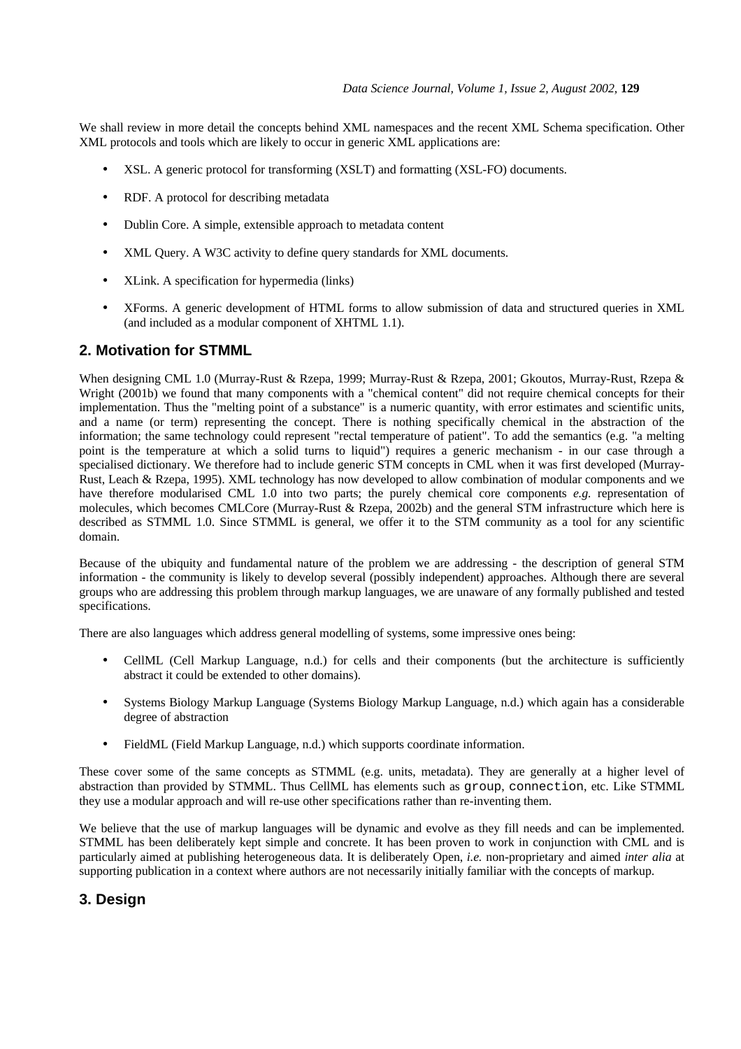We shall review in more detail the concepts behind XML namespaces and the recent XML Schema specification. Other XML protocols and tools which are likely to occur in generic XML applications are:

- XSL. A generic protocol for transforming (XSLT) and formatting (XSL-FO) documents.
- RDF. A protocol for describing metadata
- Dublin Core. A simple, extensible approach to metadata content
- XML Query. A W3C activity to define query standards for XML documents.
- XLink. A specification for hypermedia (links)
- XForms. A generic development of HTML forms to allow submission of data and structured queries in XML (and included as a modular component of XHTML 1.1).

## 2. Motivation for STMML

When designing CML 1.0 (Murray-Rust & Rzepa, 1999; Murray-Rust & Rzepa, 2001; Gkoutos, Murray-Rust, Rzepa & Wright (2001b) we found that many components with a "chemical content" did not require chemical concepts for their implementation. Thus the "melting point of a substance" is a numeric quantity, with error estimates and scientific units, and a name (or term) representing the concept. There is nothing specifically chemical in the abstraction of the information; the same technology could represent "rectal temperature of patient". To add the semantics (e.g. "a melting point is the temperature at which a solid turns to liquid") requires a generic mechanism - in our case through a specialised dictionary. We therefore had to include generic STM concepts in CML when it was first developed (Murray-Rust, Leach & Rzepa, 1995). XML technology has now developed to allow combination of modular components and we have therefore modularised CML 1.0 into two parts; the purely chemical core components *e.g.* representation of molecules, which becomes CMLCore (Murray-Rust & Rzepa, 2002b) and the general STM infrastructure which here is described as STMML 1.0. Since STMML is general, we offer it to the STM community as a tool for any scientific domain.

Because of the ubiquity and fundamental nature of the problem we are addressing - the description of general STM information - the community is likely to develop several (possibly independent) approaches. Although there are several groups who are addressing this problem through markup languages, we are unaware of any formally published and tested specifications.

There are also languages which address general modelling of systems, some impressive ones being:

- CellML (Cell Markup Language, n.d.) for cells and their components (but the architecture is sufficiently abstract it could be extended to other domains).
- Systems Biology Markup Language (Systems Biology Markup Language, n.d.) which again has a considerable degree of abstraction
- FieldML (Field Markup Language, n.d.) which supports coordinate information.

These cover some of the same concepts as STMML (e.g. units, metadata). They are generally at a higher level of abstraction than provided by STMML. Thus CellML has elements such as `group`, `connection`, etc. Like STMML they use a modular approach and will re-use other specifications rather than re-inventing them.

We believe that the use of markup languages will be dynamic and evolve as they fill needs and can be implemented. STMML has been deliberately kept simple and concrete. It has been proven to work in conjunction with CML and is particularly aimed at publishing heterogeneous data. It is deliberately Open, *i.e.* non-proprietary and aimed *inter alia* at supporting publication in a context where authors are not necessarily initially familiar with the concepts of markup.

## 3. Design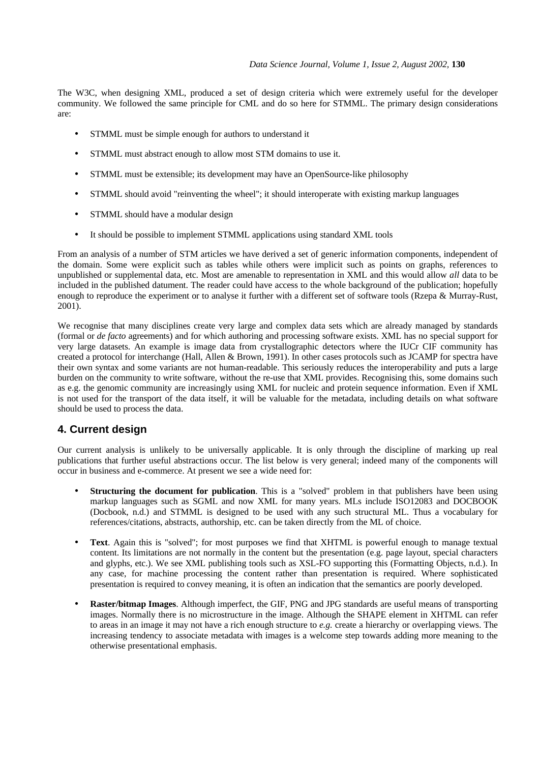The W3C, when designing XML, produced a set of design criteria which were extremely useful for the developer community. We followed the same principle for CML and do so here for STMML. The primary design considerations are:

- STMML must be simple enough for authors to understand it
- STMML must abstract enough to allow most STM domains to use it.
- STMML must be extensible; its development may have an OpenSource-like philosophy
- STMML should avoid "reinventing the wheel"; it should interoperate with existing markup languages
- STMML should have a modular design
- It should be possible to implement STMML applications using standard XML tools

From an analysis of a number of STM articles we have derived a set of generic information components, independent of the domain. Some were explicit such as tables while others were implicit such as points on graphs, references to unpublished or supplemental data, etc. Most are amenable to representation in XML and this would allow *all* data to be included in the published datument. The reader could have access to the whole background of the publication; hopefully enough to reproduce the experiment or to analyse it further with a different set of software tools (Rzepa & Murray-Rust, 2001).

We recognise that many disciplines create very large and complex data sets which are already managed by standards (formal or *de facto* agreements) and for which authoring and processing software exists. XML has no special support for very large datasets. An example is image data from crystallographic detectors where the IUCr CIF community has created a protocol for interchange (Hall, Allen & Brown, 1991). In other cases protocols such as JCAMP for spectra have their own syntax and some variants are not human-readable. This seriously reduces the interoperability and puts a large burden on the community to write software, without the re-use that XML provides. Recognising this, some domains such as e.g. the genomic community are increasingly using XML for nucleic and protein sequence information. Even if XML is not used for the transport of the data itself, it will be valuable for the metadata, including details on what software should be used to process the data.

## 4. Current design

Our current analysis is unlikely to be universally applicable. It is only through the discipline of marking up real publications that further useful abstractions occur. The list below is very general; indeed many of the components will occur in business and e-commerce. At present we see a wide need for:

- **Structuring the document for publication**. This is a "solved" problem in that publishers have been using markup languages such as SGML and now XML for many years. MLs include ISO12083 and DOCBOOK (Docbook, n.d.) and STMML is designed to be used with any such structural ML. Thus a vocabulary for references/citations, abstracts, authorship, etc. can be taken directly from the ML of choice.
- **Text**. Again this is "solved"; for most purposes we find that XHTML is powerful enough to manage textual content. Its limitations are not normally in the content but the presentation (e.g. page layout, special characters and glyphs, etc.). We see XML publishing tools such as XSL-FO supporting this (Formatting Objects, n.d.). In any case, for machine processing the content rather than presentation is required. Where sophisticated presentation is required to convey meaning, it is often an indication that the semantics are poorly developed.
- **Raster/bitmap Images**. Although imperfect, the GIF, PNG and JPG standards are useful means of transporting images. Normally there is no microstructure in the image. Although the SHAPE element in XHTML can refer to areas in an image it may not have a rich enough structure to *e.g.* create a hierarchy or overlapping views. The increasing tendency to associate metadata with images is a welcome step towards adding more meaning to the otherwise presentational emphasis.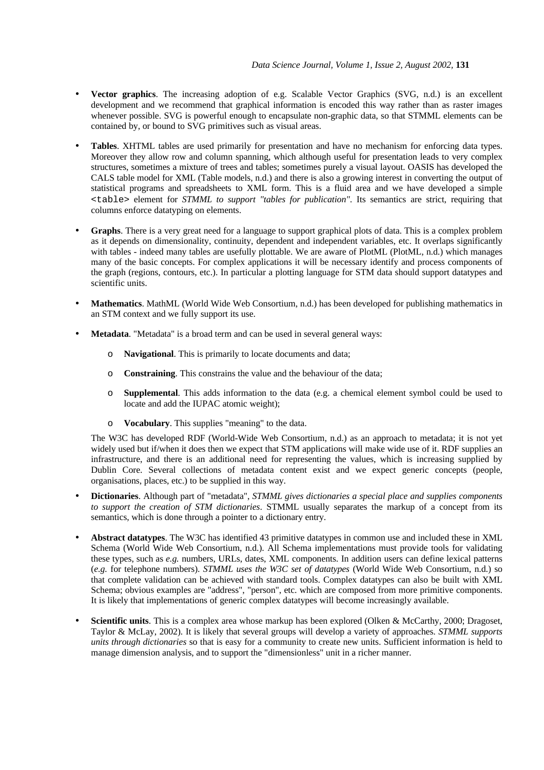- **Vector graphics**. The increasing adoption of e.g. Scalable Vector Graphics (SVG, n.d.) is an excellent development and we recommend that graphical information is encoded this way rather than as raster images whenever possible. SVG is powerful enough to encapsulate non-graphic data, so that STMML elements can be contained by, or bound to SVG primitives such as visual areas.

- **Tables**. XHTML tables are used primarily for presentation and have no mechanism for enforcing data types. Moreover they allow row and column spanning, which although useful for presentation leads to very complex structures, sometimes a mixture of trees and tables; sometimes purely a visual layout. OASIS has developed the CALS table model for XML (Table models, n.d.) and there is also a growing interest in converting the output of statistical programs and spreadsheets to XML form. This is a fluid area and we have developed a simple `<table>` element for *STMML to support "tables for publication"*. Its semantics are strict, requiring that columns enforce datatyping on elements.

- **Graphs**. There is a very great need for a language to support graphical plots of data. This is a complex problem as it depends on dimensionality, continuity, dependent and independent variables, etc. It overlaps significantly with tables - indeed many tables are usefully plottable. We are aware of PlotML (PlotML, n.d.) which manages many of the basic concepts. For complex applications it will be necessary identify and process components of the graph (regions, contours, etc.). In particular a plotting language for STM data should support datatypes and scientific units.

- **Mathematics**. MathML (World Wide Web Consortium, n.d.) has been developed for publishing mathematics in an STM context and we fully support its use.

- **Metadata**. "Metadata" is a broad term and can be used in several general ways:

  - **Navigational**. This is primarily to locate documents and data;

  - **Constraining**. This constrains the value and the behaviour of the data;

  - **Supplemental**. This adds information to the data (e.g. a chemical element symbol could be used to locate and add the IUPAC atomic weight);

  - **Vocabulary**. This supplies "meaning" to the data.

  The W3C has developed RDF (World-Wide Web Consortium, n.d.) as an approach to metadata; it is not yet widely used but if/when it does then we expect that STM applications will make wide use of it. RDF supplies an infrastructure, and there is an additional need for representing the values, which is increasing supplied by Dublin Core. Several collections of metadata content exist and we expect generic concepts (people, organisations, places, etc.) to be supplied in this way.

- **Dictionaries**. Although part of "metadata", *STMML gives dictionaries a special place and supplies components to support the creation of STM dictionaries*. STMML usually separates the markup of a concept from its semantics, which is done through a pointer to a dictionary entry.

- **Abstract datatypes**. The W3C has identified 43 primitive datatypes in common use and included these in XML Schema (World Wide Web Consortium, n.d.). All Schema implementations must provide tools for validating these types, such as *e.g.* numbers, URLs, dates, XML components. In addition users can define lexical patterns (*e.g.* for telephone numbers). *STMML uses the W3C set of datatypes* (World Wide Web Consortium, n.d.) so that complete validation can be achieved with standard tools. Complex datatypes can also be built with XML Schema; obvious examples are "address", "person", etc. which are composed from more primitive components. It is likely that implementations of generic complex datatypes will become increasingly available.

- **Scientific units**. This is a complex area whose markup has been explored (Olken & McCarthy, 2000; Dragoset, Taylor & McLay, 2002). It is likely that several groups will develop a variety of approaches. *STMML supports units through dictionaries* so that is easy for a community to create new units. Sufficient information is held to manage dimension analysis, and to support the "dimensionless" unit in a richer manner.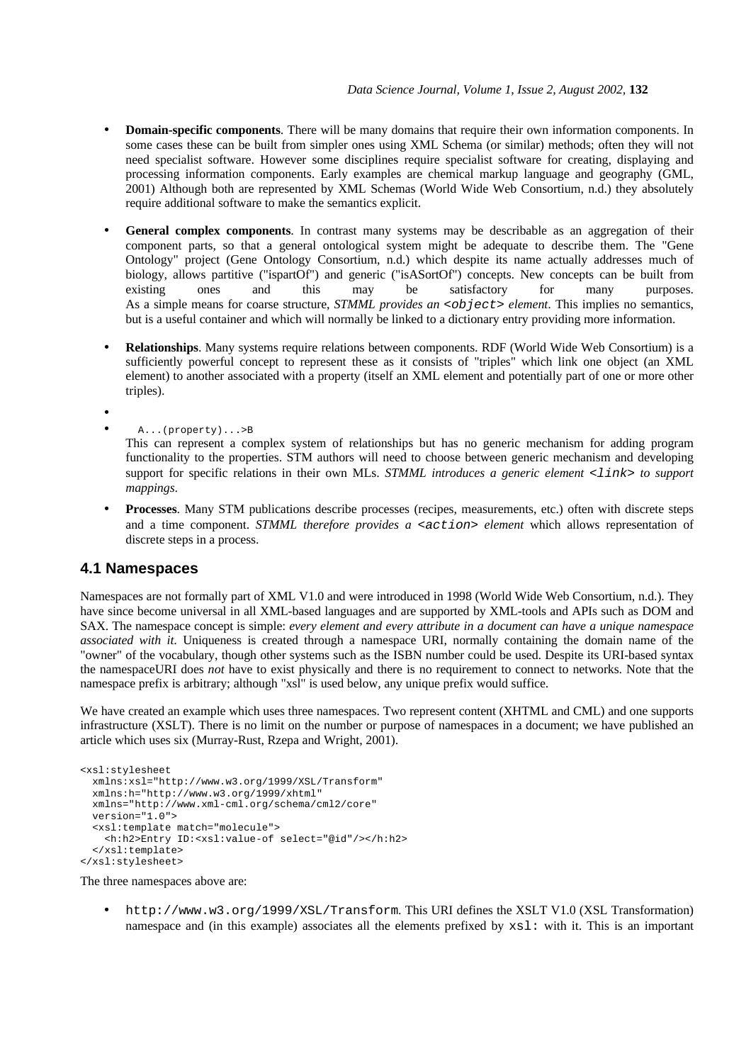- **Domain-specific components**. There will be many domains that require their own information components. In some cases these can be built from simpler ones using XML Schema (or similar) methods; often they will not need specialist software. However some disciplines require specialist software for creating, displaying and processing information components. Early examples are chemical markup language and geography (GML, 2001) Although both are represented by XML Schemas (World Wide Web Consortium, n.d.) they absolutely require additional software to make the semantics explicit.

- **General complex components**. In contrast many systems may be describable as an aggregation of their component parts, so that a general ontological system might be adequate to describe them. The "Gene Ontology" project (Gene Ontology Consortium, n.d.) which despite its name actually addresses much of biology, allows partitive ("ispartOf") and generic ("isASortOf") concepts. New concepts can be built from existing ones and this may be satisfactory for many purposes.
As a simple means for coarse structure, *STMML provides an* `<object>` *element*. This implies no semantics, but is a useful container and which will normally be linked to a dictionary entry providing more information.

- **Relationships**. Many systems require relations between components. RDF (World Wide Web Consortium) is a sufficiently powerful concept to represent these as it consists of "triples" which link one object (an XML element) to another associated with a property (itself an XML element and potentially part of one or more other triples).

- 

- `A...(property)...>B`
This can represent a complex system of relationships but has no generic mechanism for adding program functionality to the properties. STM authors will need to choose between generic mechanism and developing support for specific relations in their own MLs. *STMML introduces a generic element* `<link>` *to support mappings*.

- **Processes**. Many STM publications describe processes (recipes, measurements, etc.) often with discrete steps and a time component. *STMML therefore provides a* `<action>` *element* which allows representation of discrete steps in a process.

## 4.1 Namespaces

Namespaces are not formally part of XML V1.0 and were introduced in 1998 (World Wide Web Consortium, n.d.). They have since become universal in all XML-based languages and are supported by XML-tools and APIs such as DOM and SAX. The namespace concept is simple: *every element and every attribute in a document can have a unique namespace associated with it*. Uniqueness is created through a namespace URI, normally containing the domain name of the "owner" of the vocabulary, though other systems such as the ISBN number could be used. Despite its URI-based syntax the namespaceURI does *not* have to exist physically and there is no requirement to connect to networks. Note that the namespace prefix is arbitrary; although "xsl" is used below, any unique prefix would suffice.

We have created an example which uses three namespaces. Two represent content (XHTML and CML) and one supports infrastructure (XSLT). There is no limit on the number or purpose of namespaces in a document; we have published an article which uses six (Murray-Rust, Rzepa and Wright, 2001).

```
<xsl:stylesheet
  xmlns:xsl="http://www.w3.org/1999/XSL/Transform"
  xmlns:h="http://www.w3.org/1999/xhtml"
  xmlns="http://www.xml-cml.org/schema/cml2/core"
  version="1.0">
  <xsl:template match="molecule">
    <h:h2>Entry ID:<xsl:value-of select="@id"/></h:h2>
  </xsl:template>
</xsl:stylesheet>
```

The three namespaces above are:

- `http://www.w3.org/1999/XSL/Transform`. This URI defines the XSLT V1.0 (XSL Transformation) namespace and (in this example) associates all the elements prefixed by `xsl:` with it. This is an important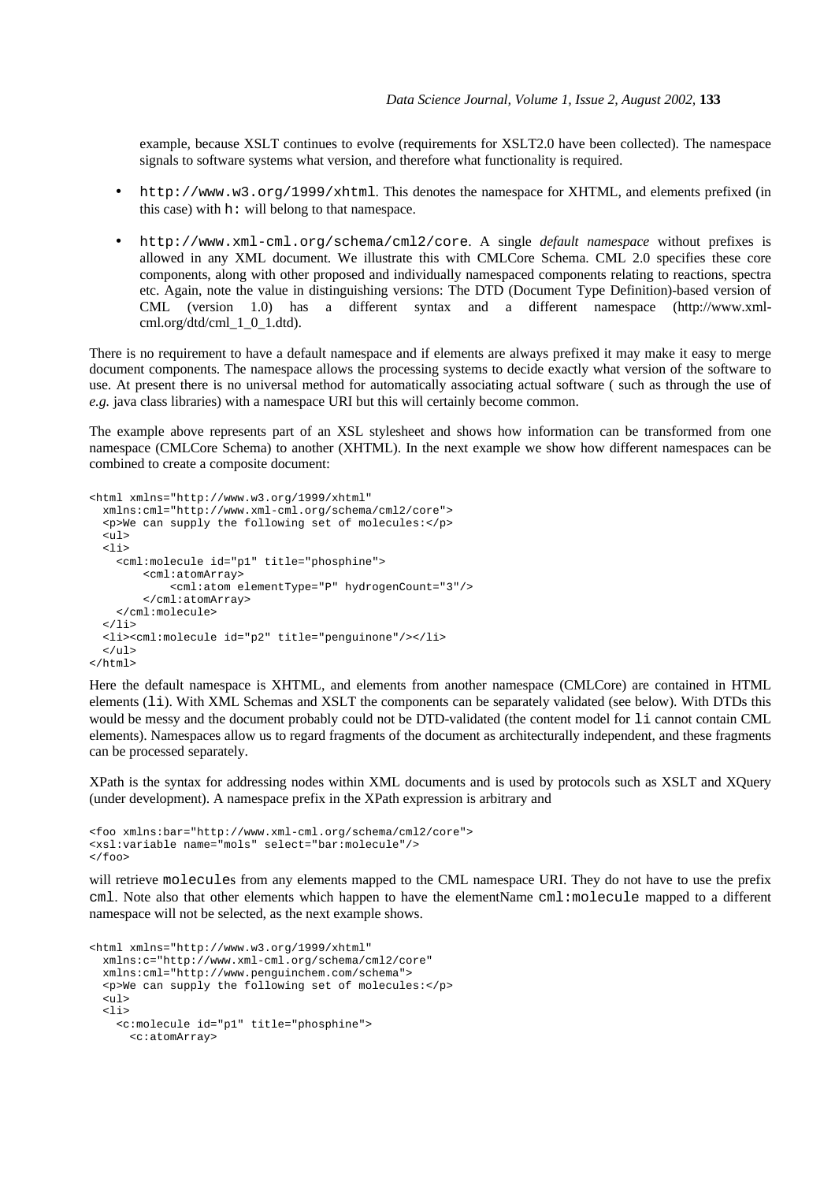example, because XSLT continues to evolve (requirements for XSLT2.0 have been collected). The namespace signals to software systems what version, and therefore what functionality is required.

- `http://www.w3.org/1999/xhtml`. This denotes the namespace for XHTML, and elements prefixed (in this case) with `h:` will belong to that namespace.
- `http://www.xml-cml.org/schema/cml2/core`. A single *default namespace* without prefixes is allowed in any XML document. We illustrate this with CMLCore Schema. CML 2.0 specifies these core components, along with other proposed and individually namespaced components relating to reactions, spectra etc. Again, note the value in distinguishing versions: The DTD (Document Type Definition)-based version of CML (version 1.0) has a different syntax and a different namespace (http://www.xml-cml.org/dtd/cml_1_0_1.dtd).

There is no requirement to have a default namespace and if elements are always prefixed it may make it easy to merge document components. The namespace allows the processing systems to decide exactly what version of the software to use. At present there is no universal method for automatically associating actual software ( such as through the use of *e.g.* java class libraries) with a namespace URI but this will certainly become common.

The example above represents part of an XSL stylesheet and shows how information can be transformed from one namespace (CMLCore Schema) to another (XHTML). In the next example we show how different namespaces can be combined to create a composite document:

```
<html xmlns="http://www.w3.org/1999/xhtml"
  xmlns:cml="http://www.xml-cml.org/schema/cml2/core">
  <p>We can supply the following set of molecules:</p>
  <ul>
  <li>
    <cml:molecule id="p1" title="phosphine">
        <cml:atomArray>
            <cml:atom elementType="P" hydrogenCount="3"/>
        </cml:atomArray>
    </cml:molecule>
  </li>
  <li><cml:molecule id="p2" title="penguinone"/></li>
  </ul>
</html>
```

Here the default namespace is XHTML, and elements from another namespace (CMLCore) are contained in HTML elements (`li`). With XML Schemas and XSLT the components can be separately validated (see below). With DTDs this would be messy and the document probably could not be DTD-validated (the content model for `li` cannot contain CML elements). Namespaces allow us to regard fragments of the document as architecturally independent, and these fragments can be processed separately.

XPath is the syntax for addressing nodes within XML documents and is used by protocols such as XSLT and XQuery (under development). A namespace prefix in the XPath expression is arbitrary and

```
<foo xmlns:bar="http://www.xml-cml.org/schema/cml2/core">
<xsl:variable name="mols" select="bar:molecule"/>
</foo>
```

will retrieve `molecule`s from any elements mapped to the CML namespace URI. They do not have to use the prefix `cml`. Note also that other elements which happen to have the elementName `cml:molecule` mapped to a different namespace will not be selected, as the next example shows.

```
<html xmlns="http://www.w3.org/1999/xhtml"
  xmlns:c="http://www.xml-cml.org/schema/cml2/core"
  xmlns:cml="http://www.penguinchem.com/schema">
  <p>We can supply the following set of molecules:</p>
  <ul>
  <li>
    <c:molecule id="p1" title="phosphine">
      <c:atomArray>
```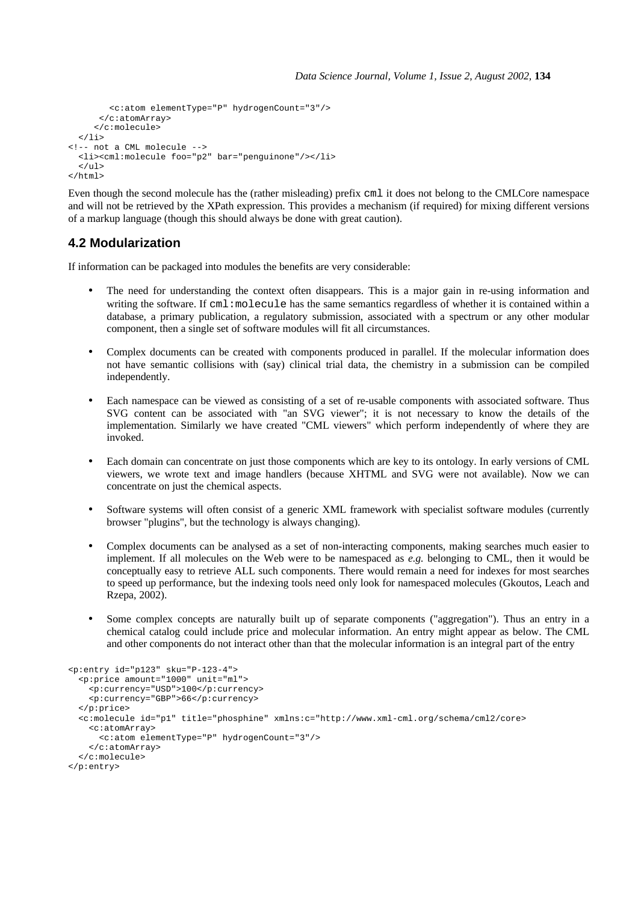```
        <c:atom elementType="P" hydrogenCount="3"/>
      </c:atomArray>
     </c:molecule>
  </li>
<!-- not a CML molecule -->
  <li><cml:molecule foo="p2" bar="penguinone"/></li>
  </ul>
</html>
```

Even though the second molecule has the (rather misleading) prefix `cml` it does not belong to the CMLCore namespace and will not be retrieved by the XPath expression. This provides a mechanism (if required) for mixing different versions of a markup language (though this should always be done with great caution).

## 4.2 Modularization

If information can be packaged into modules the benefits are very considerable:

- The need for understanding the context often disappears. This is a major gain in re-using information and writing the software. If `cml:molecule` has the same semantics regardless of whether it is contained within a database, a primary publication, a regulatory submission, associated with a spectrum or any other modular component, then a single set of software modules will fit all circumstances.

- Complex documents can be created with components produced in parallel. If the molecular information does not have semantic collisions with (say) clinical trial data, the chemistry in a submission can be compiled independently.

- Each namespace can be viewed as consisting of a set of re-usable components with associated software. Thus SVG content can be associated with "an SVG viewer"; it is not necessary to know the details of the implementation. Similarly we have created "CML viewers" which perform independently of where they are invoked.

- Each domain can concentrate on just those components which are key to its ontology. In early versions of CML viewers, we wrote text and image handlers (because XHTML and SVG were not available). Now we can concentrate on just the chemical aspects.

- Software systems will often consist of a generic XML framework with specialist software modules (currently browser "plugins", but the technology is always changing).

- Complex documents can be analysed as a set of non-interacting components, making searches much easier to implement. If all molecules on the Web were to be namespaced as *e.g.* belonging to CML, then it would be conceptually easy to retrieve ALL such components. There would remain a need for indexes for most searches to speed up performance, but the indexing tools need only look for namespaced molecules (Gkoutos, Leach and Rzepa, 2002).

- Some complex concepts are naturally built up of separate components ("aggregation"). Thus an entry in a chemical catalog could include price and molecular information. An entry might appear as below. The CML and other components do not interact other than that the molecular information is an integral part of the entry

```
<p:entry id="p123" sku="P-123-4">
  <p:price amount="1000" unit="ml">
    <p:currency="USD">100</p:currency>
    <p:currency="GBP">66</p:currency>
  </p:price>
  <c:molecule id="p1" title="phosphine" xmlns:c="http://www.xml-cml.org/schema/cml2/core>
    <c:atomArray>
      <c:atom elementType="P" hydrogenCount="3"/>
    </c:atomArray>
  </c:molecule>
</p:entry>
```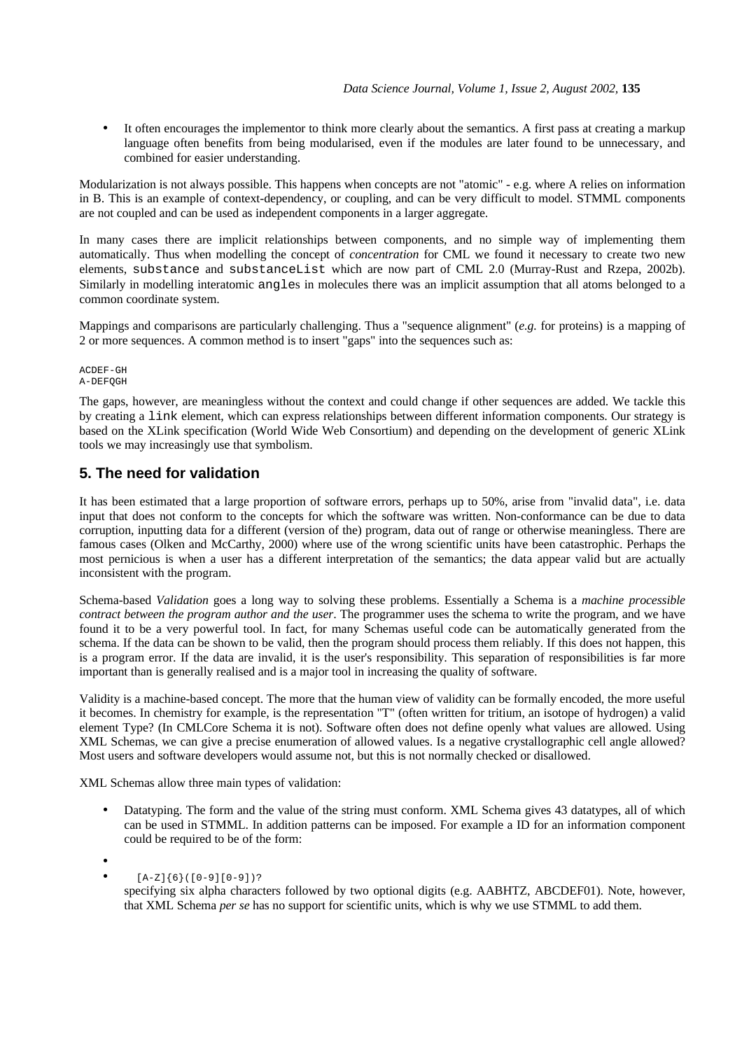- It often encourages the implementor to think more clearly about the semantics. A first pass at creating a markup language often benefits from being modularised, even if the modules are later found to be unnecessary, and combined for easier understanding.

Modularization is not always possible. This happens when concepts are not "atomic" - e.g. where A relies on information in B. This is an example of context-dependency, or coupling, and can be very difficult to model. STMML components are not coupled and can be used as independent components in a larger aggregate.

In many cases there are implicit relationships between components, and no simple way of implementing them automatically. Thus when modelling the concept of *concentration* for CML we found it necessary to create two new elements, `substance` and `substanceList` which are now part of CML 2.0 (Murray-Rust and Rzepa, 2002b). Similarly in modelling interatomic `angle`s in molecules there was an implicit assumption that all atoms belonged to a common coordinate system.

Mappings and comparisons are particularly challenging. Thus a "sequence alignment" (*e.g.* for proteins) is a mapping of 2 or more sequences. A common method is to insert "gaps" into the sequences such as:

```
ACDEF-GH
A-DEFQGH
```

The gaps, however, are meaningless without the context and could change if other sequences are added. We tackle this by creating a `link` element, which can express relationships between different information components. Our strategy is based on the XLink specification (World Wide Web Consortium) and depending on the development of generic XLink tools we may increasingly use that symbolism.

## 5. The need for validation

It has been estimated that a large proportion of software errors, perhaps up to 50%, arise from "invalid data", i.e. data input that does not conform to the concepts for which the software was written. Non-conformance can be due to data corruption, inputting data for a different (version of the) program, data out of range or otherwise meaningless. There are famous cases (Olken and McCarthy, 2000) where use of the wrong scientific units have been catastrophic. Perhaps the most pernicious is when a user has a different interpretation of the semantics; the data appear valid but are actually inconsistent with the program.

Schema-based *Validation* goes a long way to solving these problems. Essentially a Schema is a *machine processible contract between the program author and the user*. The programmer uses the schema to write the program, and we have found it to be a very powerful tool. In fact, for many Schemas useful code can be automatically generated from the schema. If the data can be shown to be valid, then the program should process them reliably. If this does not happen, this is a program error. If the data are invalid, it is the user's responsibility. This separation of responsibilities is far more important than is generally realised and is a major tool in increasing the quality of software.

Validity is a machine-based concept. The more that the human view of validity can be formally encoded, the more useful it becomes. In chemistry for example, is the representation "T" (often written for tritium, an isotope of hydrogen) a valid element Type? (In CMLCore Schema it is not). Software often does not define openly what values are allowed. Using XML Schemas, we can give a precise enumeration of allowed values. Is a negative crystallographic cell angle allowed? Most users and software developers would assume not, but this is not normally checked or disallowed.

XML Schemas allow three main types of validation:

- Datatyping. The form and the value of the string must conform. XML Schema gives 43 datatypes, all of which can be used in STMML. In addition patterns can be imposed. For example a ID for an information component could be required to be of the form:
- 
- `[A-Z]{6}([0-9][0-9])?`
  specifying six alpha characters followed by two optional digits (e.g. AABHTZ, ABCDEF01). Note, however, that XML Schema *per se* has no support for scientific units, which is why we use STMML to add them.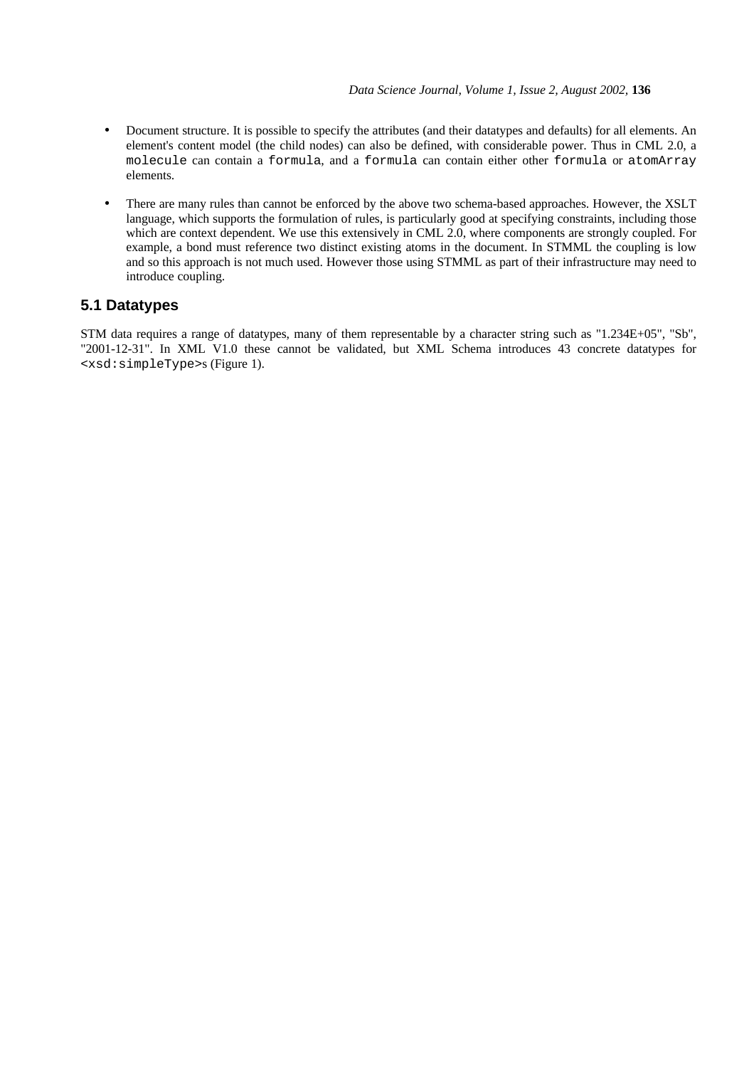- Document structure. It is possible to specify the attributes (and their datatypes and defaults) for all elements. An element's content model (the child nodes) can also be defined, with considerable power. Thus in CML 2.0, a `molecule` can contain a `formula`, and a `formula` can contain either other `formula` or `atomArray` elements.

- There are many rules than cannot be enforced by the above two schema-based approaches. However, the XSLT language, which supports the formulation of rules, is particularly good at specifying constraints, including those which are context dependent. We use this extensively in CML 2.0, where components are strongly coupled. For example, a bond must reference two distinct existing atoms in the document. In STMML the coupling is low and so this approach is not much used. However those using STMML as part of their infrastructure may need to introduce coupling.

## 5.1 Datatypes

STM data requires a range of datatypes, many of them representable by a character string such as "1.234E+05", "Sb", "2001-12-31". In XML V1.0 these cannot be validated, but XML Schema introduces 43 concrete datatypes for `<xsd:simpleType>`s (Figure 1).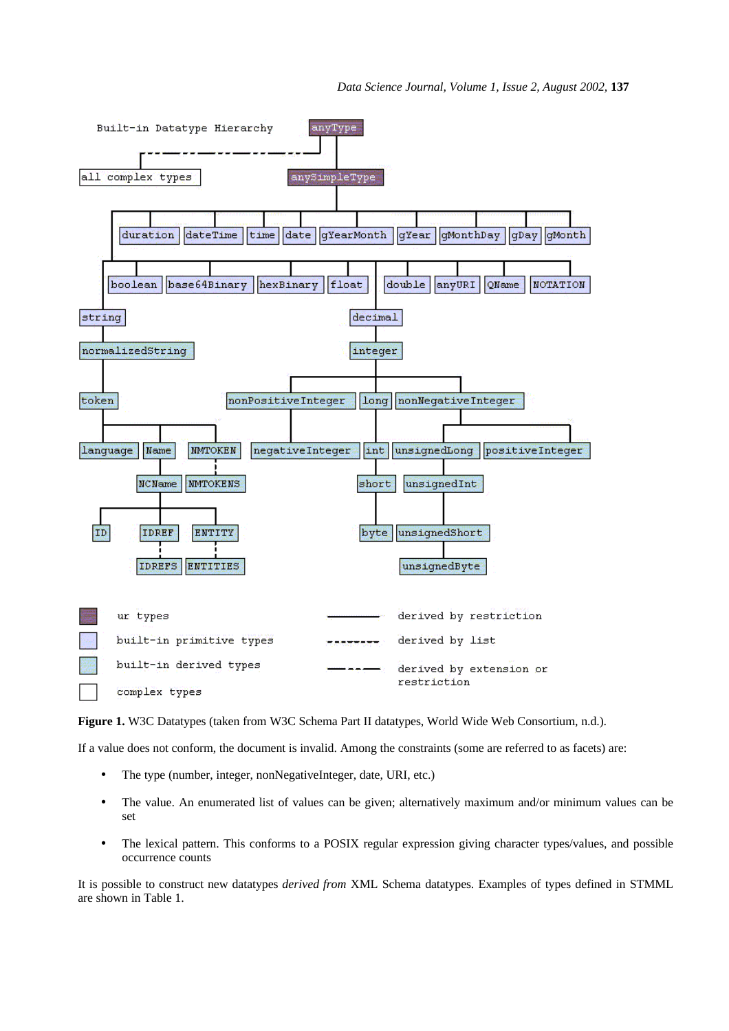**Figure 1.** W3C Datatypes (taken from W3C Schema Part II datatypes, World Wide Web Consortium, n.d.).

If a value does not conform, the document is invalid. Among the constraints (some are referred to as facets) are:

- The type (number, integer, nonNegativeInteger, date, URI, etc.)
- The value. An enumerated list of values can be given; alternatively maximum and/or minimum values can be set
- The lexical pattern. This conforms to a POSIX regular expression giving character types/values, and possible occurrence counts

It is possible to construct new datatypes *derived from* XML Schema datatypes. Examples of types defined in STMML are shown in Table 1.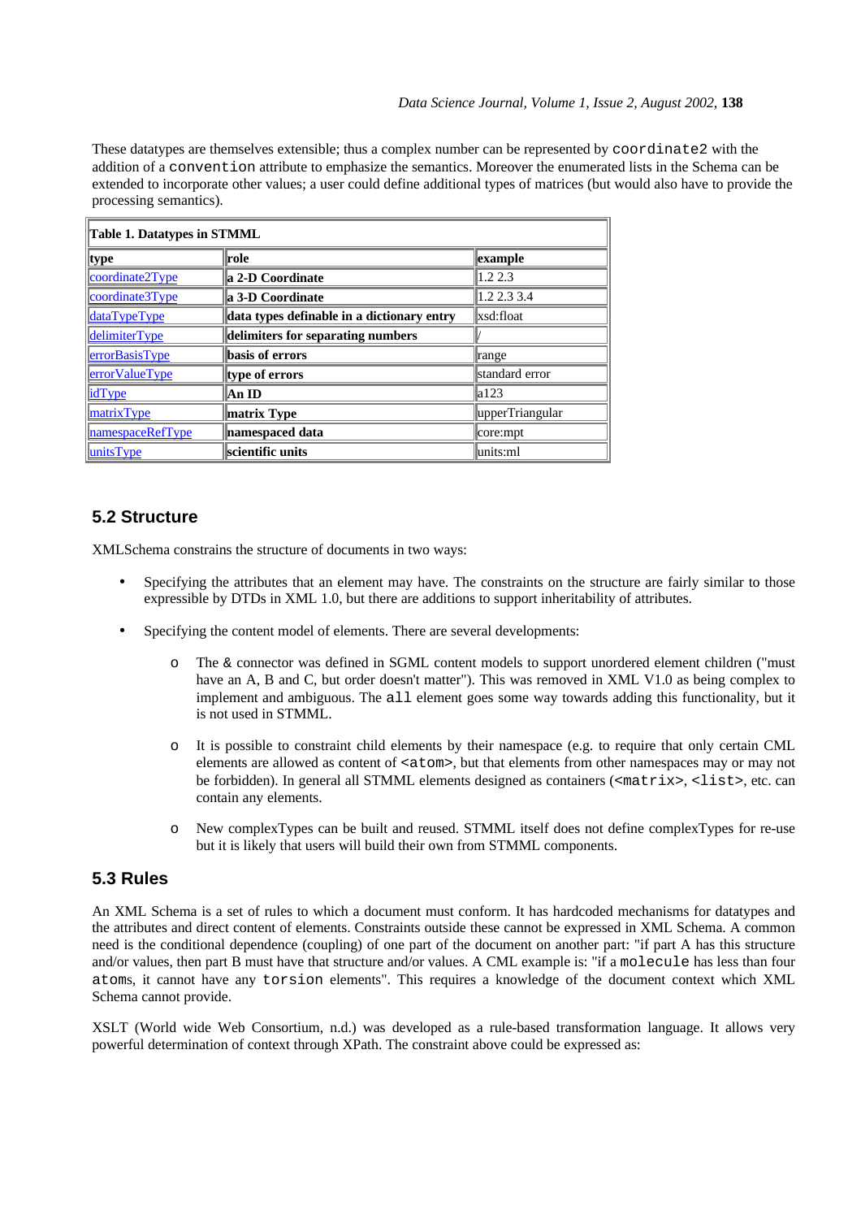These datatypes are themselves extensible; thus a complex number can be represented by `coordinate2` with the addition of a `convention` attribute to emphasize the semantics. Moreover the enumerated lists in the Schema can be extended to incorporate other values; a user could define additional types of matrices (but would also have to provide the processing semantics).

**Table 1. Datatypes in STMML**

| **type** | **role** | **example** |
|---|---|---|
| coordinate2Type | **a 2-D Coordinate** | 1.2 2.3 |
| coordinate3Type | **a 3-D Coordinate** | 1.2 2.3 3.4 |
| dataTypeType | **data types definable in a dictionary entry** | xsd:float |
| delimiterType | **delimiters for separating numbers** | / |
| errorBasisType | **basis of errors** | range |
| errorValueType | **type of errors** | standard error |
| idType | **An ID** | a123 |
| matrixType | **matrix Type** | upperTriangular |
| namespaceRefType | **namespaced data** | core:mpt |
| unitsType | **scientific units** | units:ml |

## 5.2 Structure

XMLSchema constrains the structure of documents in two ways:

- Specifying the attributes that an element may have. The constraints on the structure are fairly similar to those expressible by DTDs in XML 1.0, but there are additions to support inheritability of attributes.
- Specifying the content model of elements. There are several developments:
  - The & connector was defined in SGML content models to support unordered element children ("must have an A, B and C, but order doesn't matter"). This was removed in XML V1.0 as being complex to implement and ambiguous. The `all` element goes some way towards adding this functionality, but it is not used in STMML.
  - It is possible to constraint child elements by their namespace (e.g. to require that only certain CML elements are allowed as content of `<atom>`, but that elements from other namespaces may or may not be forbidden). In general all STMML elements designed as containers (`<matrix>`, `<list>`, etc. can contain any elements.
  - New complexTypes can be built and reused. STMML itself does not define complexTypes for re-use but it is likely that users will build their own from STMML components.

## 5.3 Rules

An XML Schema is a set of rules to which a document must conform. It has hardcoded mechanisms for datatypes and the attributes and direct content of elements. Constraints outside these cannot be expressed in XML Schema. A common need is the conditional dependence (coupling) of one part of the document on another part: "if part A has this structure and/or values, then part B must have that structure and/or values. A CML example is: "if a `molecule` has less than four `atom`s, it cannot have any `torsion` elements". This requires a knowledge of the document context which XML Schema cannot provide.

XSLT (World wide Web Consortium, n.d.) was developed as a rule-based transformation language. It allows very powerful determination of context through XPath. The constraint above could be expressed as: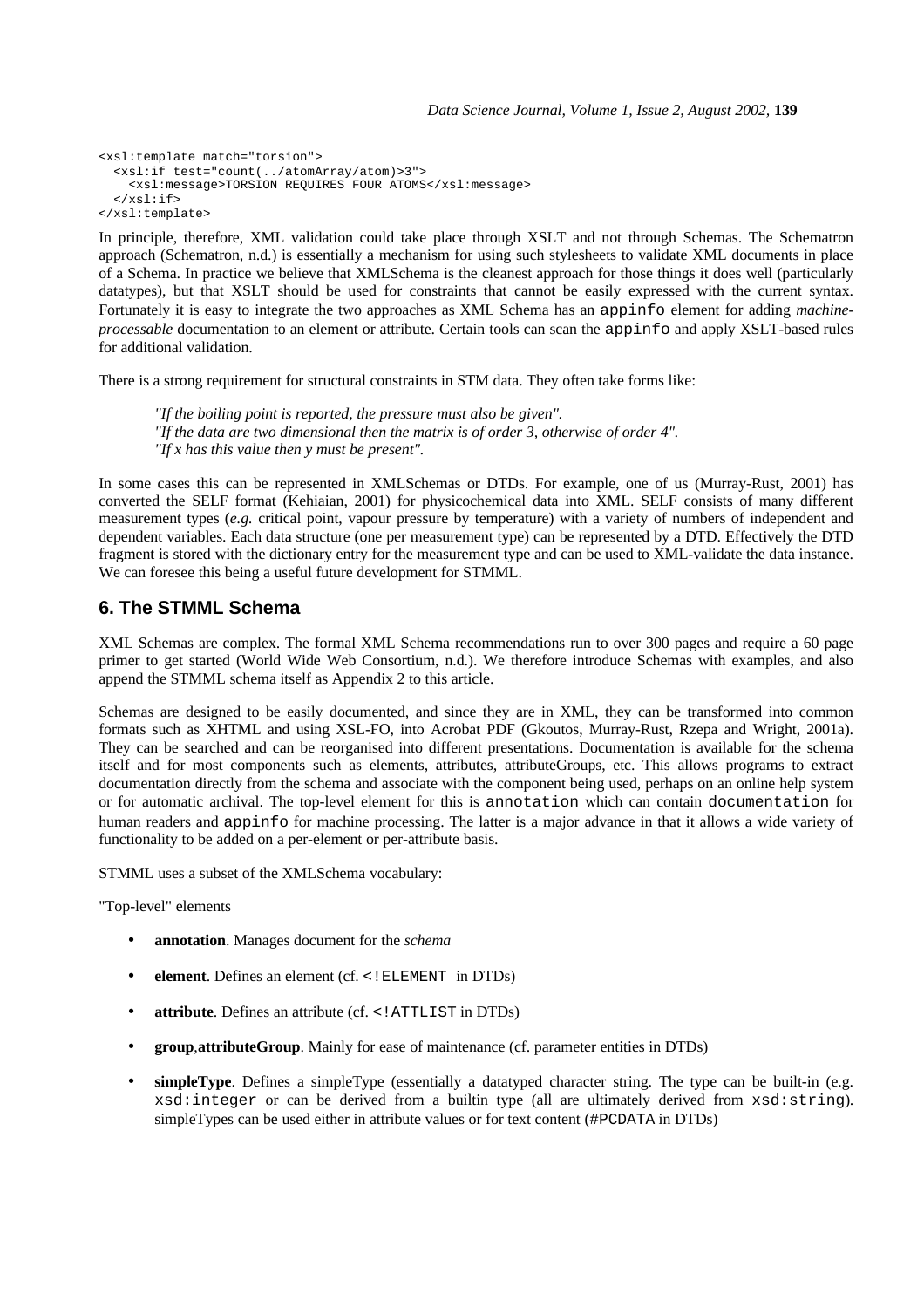```
<xsl:template match="torsion">
  <xsl:if test="count(../atomArray/atom)>3">
    <xsl:message>TORSION REQUIRES FOUR ATOMS</xsl:message>
  </xsl:if>
</xsl:template>
```

In principle, therefore, XML validation could take place through XSLT and not through Schemas. The Schematron approach (Schematron, n.d.) is essentially a mechanism for using such stylesheets to validate XML documents in place of a Schema. In practice we believe that XMLSchema is the cleanest approach for those things it does well (particularly datatypes), but that XSLT should be used for constraints that cannot be easily expressed with the current syntax. Fortunately it is easy to integrate the two approaches as XML Schema has an `appinfo` element for adding *machine-processable* documentation to an element or attribute. Certain tools can scan the `appinfo` and apply XSLT-based rules for additional validation.

There is a strong requirement for structural constraints in STM data. They often take forms like:

> *"If the boiling point is reported, the pressure must also be given".*
> *"If the data are two dimensional then the matrix is of order 3, otherwise of order 4".*
> *"If x has this value then y must be present".*

In some cases this can be represented in XMLSchemas or DTDs. For example, one of us (Murray-Rust, 2001) has converted the SELF format (Kehiaian, 2001) for physicochemical data into XML. SELF consists of many different measurement types (*e.g.* critical point, vapour pressure by temperature) with a variety of numbers of independent and dependent variables. Each data structure (one per measurement type) can be represented by a DTD. Effectively the DTD fragment is stored with the dictionary entry for the measurement type and can be used to XML-validate the data instance. We can foresee this being a useful future development for STMML.

## 6. The STMML Schema

XML Schemas are complex. The formal XML Schema recommendations run to over 300 pages and require a 60 page primer to get started (World Wide Web Consortium, n.d.). We therefore introduce Schemas with examples, and also append the STMML schema itself as Appendix 2 to this article.

Schemas are designed to be easily documented, and since they are in XML, they can be transformed into common formats such as XHTML and using XSL-FO, into Acrobat PDF (Gkoutos, Murray-Rust, Rzepa and Wright, 2001a). They can be searched and can be reorganised into different presentations. Documentation is available for the schema itself and for most components such as elements, attributes, attributeGroups, etc. This allows programs to extract documentation directly from the schema and associate with the component being used, perhaps on an online help system or for automatic archival. The top-level element for this is `annotation` which can contain `documentation` for human readers and `appinfo` for machine processing. The latter is a major advance in that it allows a wide variety of functionality to be added on a per-element or per-attribute basis.

STMML uses a subset of the XMLSchema vocabulary:

"Top-level" elements

- **annotation**. Manages document for the *schema*
- **element**. Defines an element (cf. `<!ELEMENT` in DTDs)
- **attribute**. Defines an attribute (cf. `<!ATTLIST` in DTDs)
- **group**,**attributeGroup**. Mainly for ease of maintenance (cf. parameter entities in DTDs)
- **simpleType**. Defines a simpleType (essentially a datatyped character string. The type can be built-in (e.g. `xsd:integer` or can be derived from a builtin type (all are ultimately derived from `xsd:string`). simpleTypes can be used either in attribute values or for text content (`#PCDATA` in DTDs)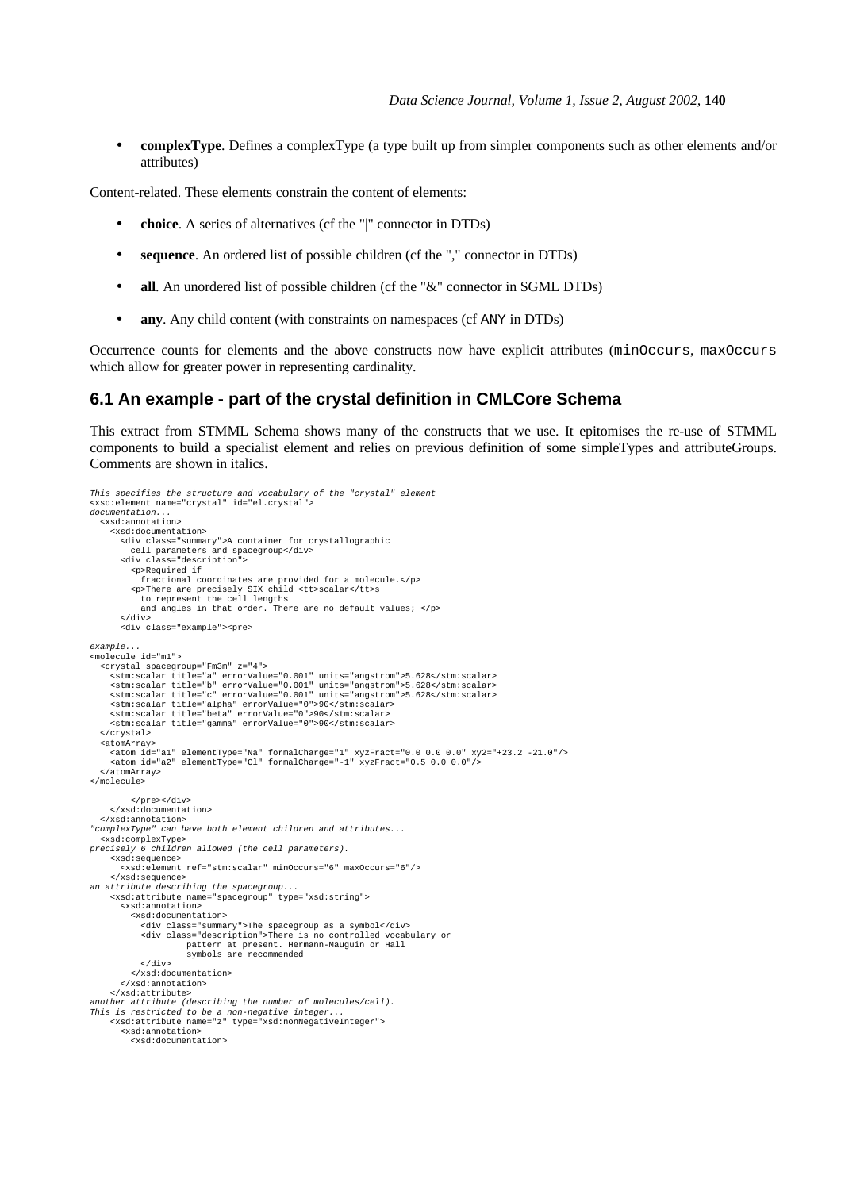- **complexType**. Defines a complexType (a type built up from simpler components such as other elements and/or attributes)

Content-related. These elements constrain the content of elements:

- **choice**. A series of alternatives (cf the "|" connector in DTDs)
- **sequence**. An ordered list of possible children (cf the "," connector in DTDs)
- **all**. An unordered list of possible children (cf the "&" connector in SGML DTDs)
- **any**. Any child content (with constraints on namespaces (cf `ANY` in DTDs)

Occurrence counts for elements and the above constructs now have explicit attributes (`minOccurs`, `maxOccurs` which allow for greater power in representing cardinality.

## 6.1 An example - part of the crystal definition in CMLCore Schema

This extract from STMML Schema shows many of the constructs that we use. It epitomises the re-use of STMML components to build a specialist element and relies on previous definition of some simpleTypes and attributeGroups. Comments are shown in italics.

```
This specifies the structure and vocabulary of the "crystal" element
<xsd:element name="crystal" id="el.crystal">
documentation...
  <xsd:annotation>
    <xsd:documentation>
      <div class="summary">A container for crystallographic
        cell parameters and spacegroup</div>
      <div class="description">
        <p>Required if
          fractional coordinates are provided for a molecule.</p>
        <p>There are precisely SIX child <tt>scalar</tt>s
          to represent the cell lengths
          and angles in that order. There are no default values; </p>
      </div>
      <div class="example"><pre>

example...
<molecule id="m1">
  <crystal spacegroup="Fm3m" z="4">
    <stm:scalar title="a" errorValue="0.001" units="angstrom">5.628</stm:scalar>
    <stm:scalar title="b" errorValue="0.001" units="angstrom">5.628</stm:scalar>
    <stm:scalar title="c" errorValue="0.001" units="angstrom">5.628</stm:scalar>
    <stm:scalar title="alpha" errorValue="0">90</stm:scalar>
    <stm:scalar title="beta" errorValue="0">90</stm:scalar>
    <stm:scalar title="gamma" errorValue="0">90</stm:scalar>
  </crystal>
  <atomArray>
    <atom id="a1" elementType="Na" formalCharge="1" xyzFract="0.0 0.0 0.0" xy2="+23.2 -21.0"/>
    <atom id="a2" elementType="Cl" formalCharge="-1" xyzFract="0.5 0.0 0.0"/>
  </atomArray>
</molecule>

        </pre></div>
    </xsd:documentation>
  </xsd:annotation>
"complexType" can have both element children and attributes...
  <xsd:complexType>
precisely 6 children allowed (the cell parameters).
    <xsd:sequence>
      <xsd:element ref="stm:scalar" minOccurs="6" maxOccurs="6"/>
    </xsd:sequence>
an attribute describing the spacegroup...
    <xsd:attribute name="spacegroup" type="xsd:string">
      <xsd:annotation>
        <xsd:documentation>
          <div class="summary">The spacegroup as a symbol</div>
          <div class="description">There is no controlled vocabulary or
                  pattern at present. Hermann-Mauguin or Hall
                  symbols are recommended
          </div>
        </xsd:documentation>
      </xsd:annotation>
    </xsd:attribute>
another attribute (describing the number of molecules/cell).
This is restricted to be a non-negative integer...
    <xsd:attribute name="z" type="xsd:nonNegativeInteger">
      <xsd:annotation>
        <xsd:documentation>
```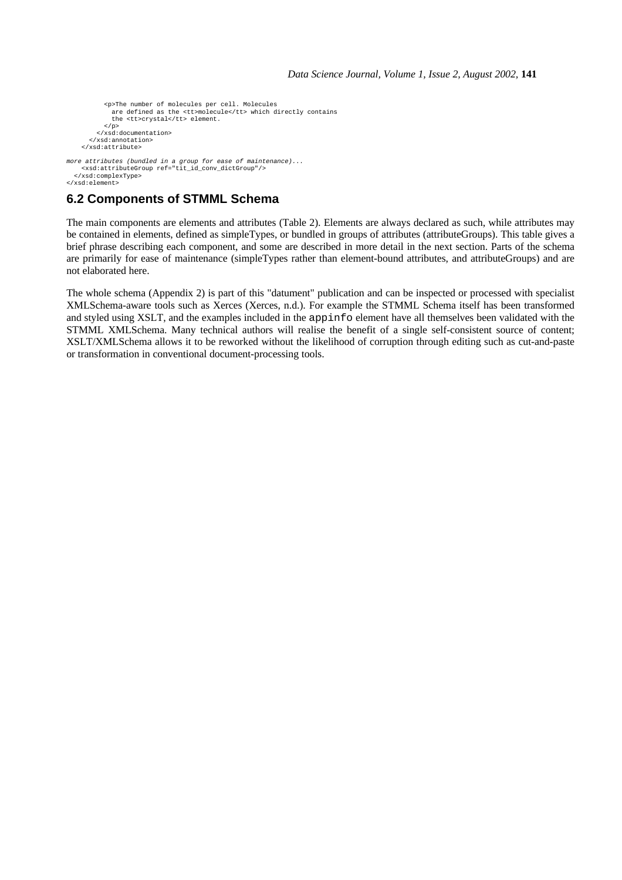```
          <p>The number of molecules per cell. Molecules
            are defined as the <tt>molecule</tt> which directly contains
            the <tt>crystal</tt> element.
          </p>
        </xsd:documentation>
      </xsd:annotation>
    </xsd:attribute>

more attributes (bundled in a group for ease of maintenance)...
    <xsd:attributeGroup ref="tit_id_conv_dictGroup"/>
  </xsd:complexType>
</xsd:element>
```

## 6.2 Components of STMML Schema

The main components are elements and attributes (Table 2). Elements are always declared as such, while attributes may be contained in elements, defined as simpleTypes, or bundled in groups of attributes (attributeGroups). This table gives a brief phrase describing each component, and some are described in more detail in the next section. Parts of the schema are primarily for ease of maintenance (simpleTypes rather than element-bound attributes, and attributeGroups) and are not elaborated here.

The whole schema (Appendix 2) is part of this "datument" publication and can be inspected or processed with specialist XMLSchema-aware tools such as Xerces (Xerces, n.d.). For example the STMML Schema itself has been transformed and styled using XSLT, and the examples included in the `appinfo` element have all themselves been validated with the STMML XMLSchema. Many technical authors will realise the benefit of a single self-consistent source of content; XSLT/XMLSchema allows it to be reworked without the likelihood of corruption through editing such as cut-and-paste or transformation in conventional document-processing tools.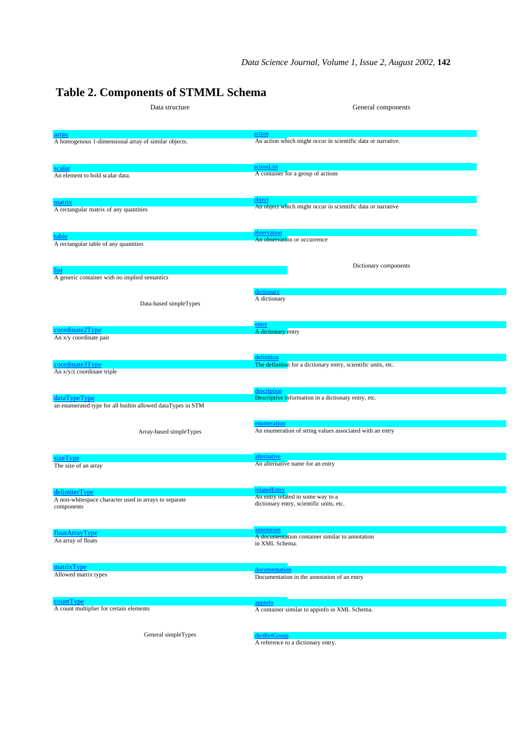# Table 2. Components of STMML Schema

### Data structure

**array**
A homogenous 1-dimensional array of similar objects.

**scalar**
An element to hold scalar data.

**matrix**
A rectangular matrix of any quantities

**table**
A rectangular table of any quantities

**list**
A generic container with no implied semantics

### Data-based simpleTypes

**coordinate2Type**
An x/y coordinate pair

**coordinate3Type**
An x/y/z coordinate triple

**dataTypeType**
an enumerated type for all builtin allowed dataTypes in STM

### Array-based simpleTypes

**sizeType**
The size of an array

**delimiterType**
A non-whitespace character used in arrays to separate components

**floatArrayType**
An array of floats

**matrixType**
Allowed matrix types

**countType**
A count multiplier for certain elements

### General simpleTypes

### General components

**action**
An action which might occur in scientific data or narrative.

**actionList**
A container for a group of actions

**object**
An object which might occur in scientific data or narrative

**observation**
An observation or occurrence

### Dictionary components

**dictionary**
A dictionary

**entry**
A dictionary entry

**definition**
The definition for a dictionary entry, scientific units, etc.

**description**
Descriptive information in a dictionary entry, etc.

**enumeration**
An enumeration of string values associated with an entry

**alternative**
An alternative name for an entry

**relatedEntry**
An entry related in some way to a dictionary entry, scientific units, etc.

**annotation**
A documentation container similar to annotation in XML Schema.

**documentation**
Documentation in the annotation of an entry

**appinfo**
A container similar to appinfo in XML Schema.

**dictRefGroup**
A reference to a dictionary entry.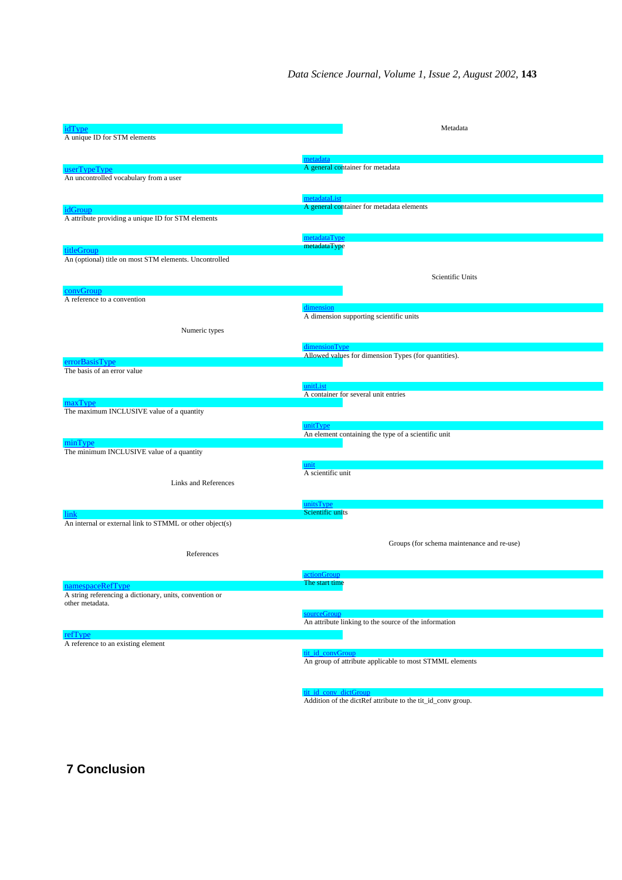idType
A unique ID for STM elements

userTypeType
An uncontrolled vocabulary from a user

idGroup
A attribute providing a unique ID for STM elements

titleGroup
An (optional) title on most STM elements. Uncontrolled

convGroup
A reference to a convention

Numeric types

errorBasisType
The basis of an error value

maxType
The maximum INCLUSIVE value of a quantity

minType
The minimum INCLUSIVE value of a quantity

Links and References

link
An internal or external link to STMML or other object(s)

References

namespaceRefType
A string referencing a dictionary, units, convention or other metadata.

refType
A reference to an existing element

Metadata

metadata
A general container for metadata

metadataList
A general container for metadata elements

metadataType
metadataType

Scientific Units

dimension
A dimension supporting scientific units

dimensionType
Allowed values for dimension Types (for quantities).

unitList
A container for several unit entries

unitType
An element containing the type of a scientific unit

unit
A scientific unit

unitsType
Scientific units

Groups (for schema maintenance and re-use)

actionGroup
The start time

sourceGroup
An attribute linking to the source of the information

tit_id_convGroup
An group of attribute applicable to most STMML elements

tit_id_conv_dictGroup
Addition of the dictRef attribute to the tit_id_conv group.

## 7 Conclusion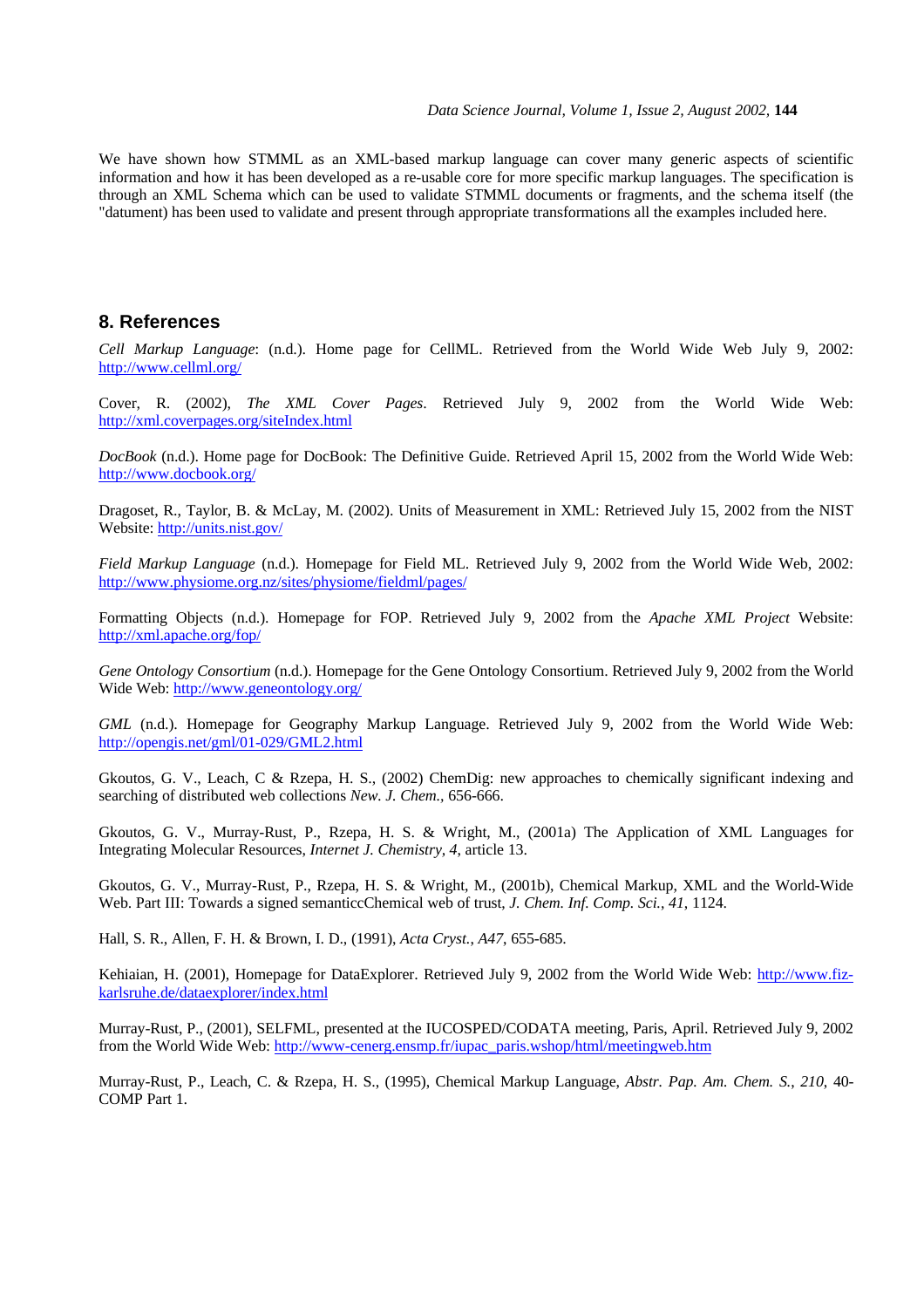We have shown how STMML as an XML-based markup language can cover many generic aspects of scientific information and how it has been developed as a re-usable core for more specific markup languages. The specification is through an XML Schema which can be used to validate STMML documents or fragments, and the schema itself (the "datument) has been used to validate and present through appropriate transformations all the examples included here.

## 8. References

*Cell Markup Language*: (n.d.). Home page for CellML. Retrieved from the World Wide Web July 9, 2002: http://www.cellml.org/

Cover, R. (2002), *The XML Cover Pages*. Retrieved July 9, 2002 from the World Wide Web: http://xml.coverpages.org/siteIndex.html

*DocBook* (n.d.). Home page for DocBook: The Definitive Guide. Retrieved April 15, 2002 from the World Wide Web: http://www.docbook.org/

Dragoset, R., Taylor, B. & McLay, M. (2002). Units of Measurement in XML: Retrieved July 15, 2002 from the NIST Website: http://units.nist.gov/

*Field Markup Language* (n.d.). Homepage for Field ML. Retrieved July 9, 2002 from the World Wide Web, 2002: http://www.physiome.org.nz/sites/physiome/fieldml/pages/

Formatting Objects (n.d.). Homepage for FOP. Retrieved July 9, 2002 from the *Apache XML Project* Website: http://xml.apache.org/fop/

*Gene Ontology Consortium* (n.d.). Homepage for the Gene Ontology Consortium. Retrieved July 9, 2002 from the World Wide Web: http://www.geneontology.org/

*GML* (n.d.). Homepage for Geography Markup Language. Retrieved July 9, 2002 from the World Wide Web: http://opengis.net/gml/01-029/GML2.html

Gkoutos, G. V., Leach, C & Rzepa, H. S., (2002) ChemDig: new approaches to chemically significant indexing and searching of distributed web collections *New. J. Chem.*, 656-666.

Gkoutos, G. V., Murray-Rust, P., Rzepa, H. S. & Wright, M., (2001a) The Application of XML Languages for Integrating Molecular Resources, *Internet J. Chemistry*, *4*, article 13.

Gkoutos, G. V., Murray-Rust, P., Rzepa, H. S. & Wright, M., (2001b), Chemical Markup, XML and the World-Wide Web. Part III: Towards a signed semanticcChemical web of trust, *J. Chem. Inf. Comp. Sci.*, *41*, 1124.

Hall, S. R., Allen, F. H. & Brown, I. D., (1991), *Acta Cryst.*, *A47*, 655-685.

Kehiaian, H. (2001), Homepage for DataExplorer. Retrieved July 9, 2002 from the World Wide Web: http://www.fiz-karlsruhe.de/dataexplorer/index.html

Murray-Rust, P., (2001), SELFML, presented at the IUCOSPED/CODATA meeting, Paris, April. Retrieved July 9, 2002 from the World Wide Web: http://www-cenerg.ensmp.fr/iupac_paris.wshop/html/meetingweb.htm

Murray-Rust, P., Leach, C. & Rzepa, H. S., (1995), Chemical Markup Language, *Abstr. Pap. Am. Chem. S.*, *210*, 40-COMP Part 1.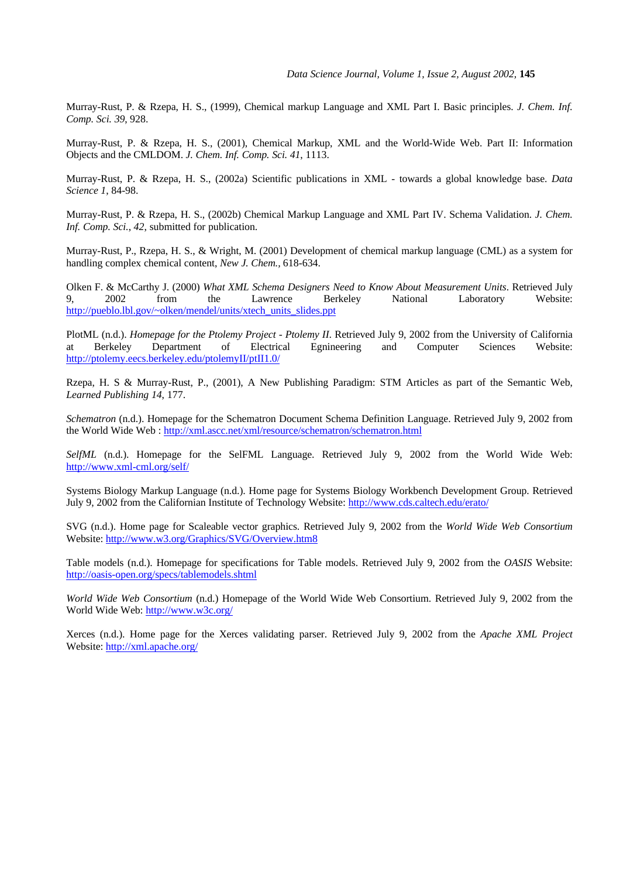Murray-Rust, P. & Rzepa, H. S., (1999), Chemical markup Language and XML Part I. Basic principles. *J. Chem. Inf. Comp. Sci. 39*, 928.

Murray-Rust, P. & Rzepa, H. S., (2001), Chemical Markup, XML and the World-Wide Web. Part II: Information Objects and the CMLDOM. *J. Chem. Inf. Comp. Sci. 41*, 1113.

Murray-Rust, P. & Rzepa, H. S., (2002a) Scientific publications in XML - towards a global knowledge base. *Data Science 1*, 84-98.

Murray-Rust, P. & Rzepa, H. S., (2002b) Chemical Markup Language and XML Part IV. Schema Validation. *J. Chem. Inf. Comp. Sci., 42*, submitted for publication.

Murray-Rust, P., Rzepa, H. S., & Wright, M. (2001) Development of chemical markup language (CML) as a system for handling complex chemical content, *New J. Chem.*, 618-634.

Olken F. & McCarthy J. (2000) *What XML Schema Designers Need to Know About Measurement Units*. Retrieved July 9, 2002 from the Lawrence Berkeley National Laboratory Website: http://pueblo.lbl.gov/~olken/mendel/units/xtech_units_slides.ppt

PlotML (n.d.). *Homepage for the Ptolemy Project - Ptolemy II*. Retrieved July 9, 2002 from the University of California at Berkeley Department of Electrical Egineering and Computer Sciences Website: http://ptolemy.eecs.berkeley.edu/ptolemyII/ptII1.0/

Rzepa, H. S & Murray-Rust, P., (2001), A New Publishing Paradigm: STM Articles as part of the Semantic Web, *Learned Publishing 14*, 177.

*Schematron* (n.d.). Homepage for the Schematron Document Schema Definition Language. Retrieved July 9, 2002 from the World Wide Web : http://xml.ascc.net/xml/resource/schematron/schematron.html

*SelfML* (n.d.). Homepage for the SelFML Language. Retrieved July 9, 2002 from the World Wide Web: http://www.xml-cml.org/self/

Systems Biology Markup Language (n.d.). Home page for Systems Biology Workbench Development Group. Retrieved July 9, 2002 from the Californian Institute of Technology Website: http://www.cds.caltech.edu/erato/

SVG (n.d.). Home page for Scaleable vector graphics. Retrieved July 9, 2002 from the *World Wide Web Consortium* Website: http://www.w3.org/Graphics/SVG/Overview.htm8

Table models (n.d.). Homepage for specifications for Table models. Retrieved July 9, 2002 from the *OASIS* Website: http://oasis-open.org/specs/tablemodels.shtml

*World Wide Web Consortium* (n.d.) Homepage of the World Wide Web Consortium. Retrieved July 9, 2002 from the World Wide Web: http://www.w3c.org/

Xerces (n.d.). Home page for the Xerces validating parser. Retrieved July 9, 2002 from the *Apache XML Project* Website: http://xml.apache.org/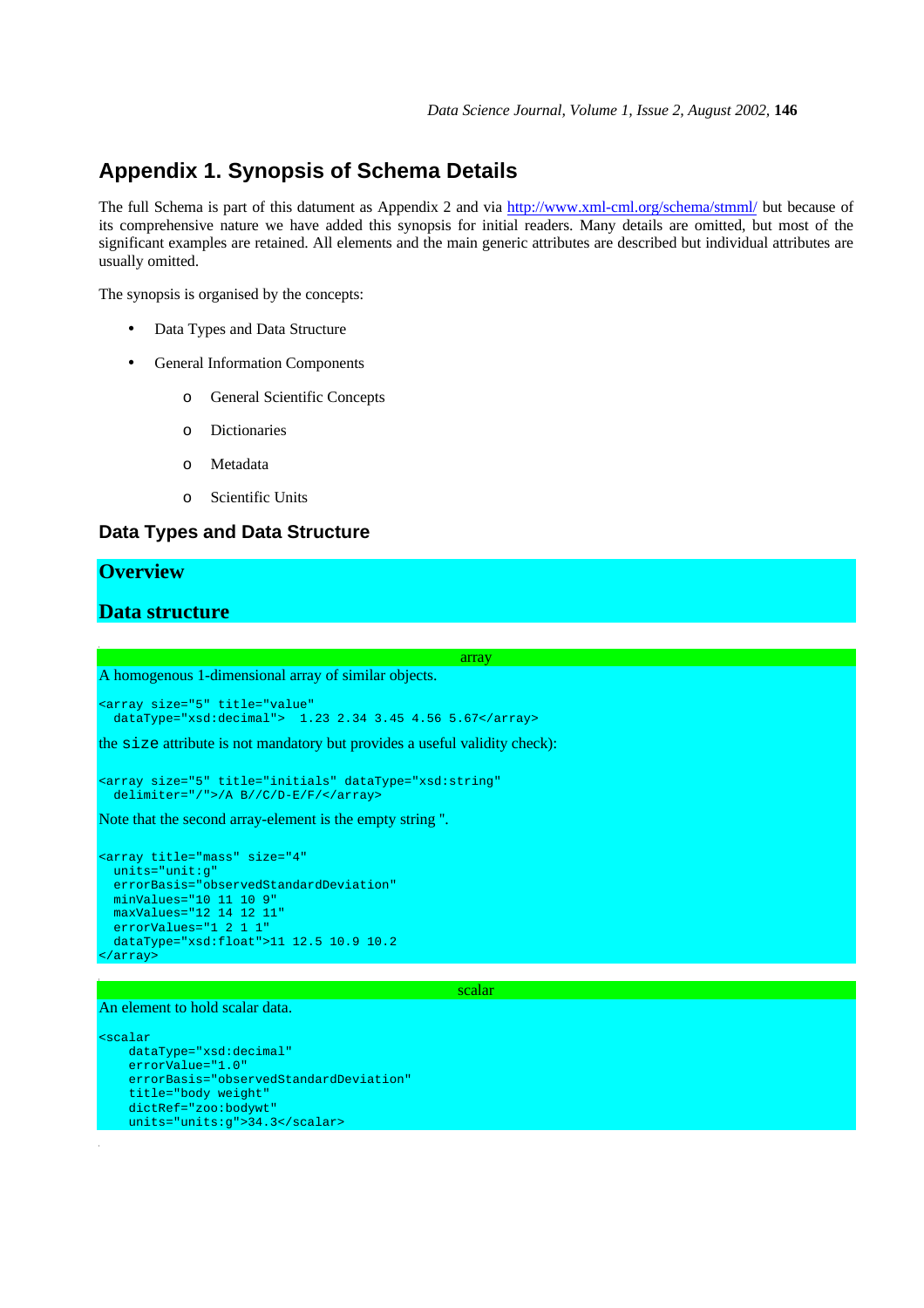# Appendix 1. Synopsis of Schema Details

The full Schema is part of this datument as Appendix 2 and via [http://www.xml-cml.org/schema/stmml/](http://www.xml-cml.org/schema/stmml/) but because of its comprehensive nature we have added this synopsis for initial readers. Many details are omitted, but most of the significant examples are retained. All elements and the main generic attributes are described but individual attributes are usually omitted.

The synopsis is organised by the concepts:

- Data Types and Data Structure
- General Information Components
    - General Scientific Concepts
    - Dictionaries
    - Metadata
    - Scientific Units

## Data Types and Data Structure

### Overview

### Data structure

**array**

A homogenous 1-dimensional array of similar objects.

```
<array size="5" title="value"
  dataType="xsd:decimal">  1.23 2.34 3.45 4.56 5.67</array>
```

the `size` attribute is not mandatory but provides a useful validity check):

```
<array size="5" title="initials" dataType="xsd:string"
  delimiter="/">/A B//C/D-E/F/</array>
```

Note that the second array-element is the empty string ''.

```
<array title="mass" size="4"
  units="unit:g"
  errorBasis="observedStandardDeviation"
  minValues="10 11 10 9"
  maxValues="12 14 12 11"
  errorValues="1 2 1 1"
  dataType="xsd:float">11 12.5 10.9 10.2
</array>
```

**scalar**

An element to hold scalar data.

```
<scalar
    dataType="xsd:decimal"
    errorValue="1.0"
    errorBasis="observedStandardDeviation"
    title="body weight"
    dictRef="zoo:bodywt"
    units="units:g">34.3</scalar>
```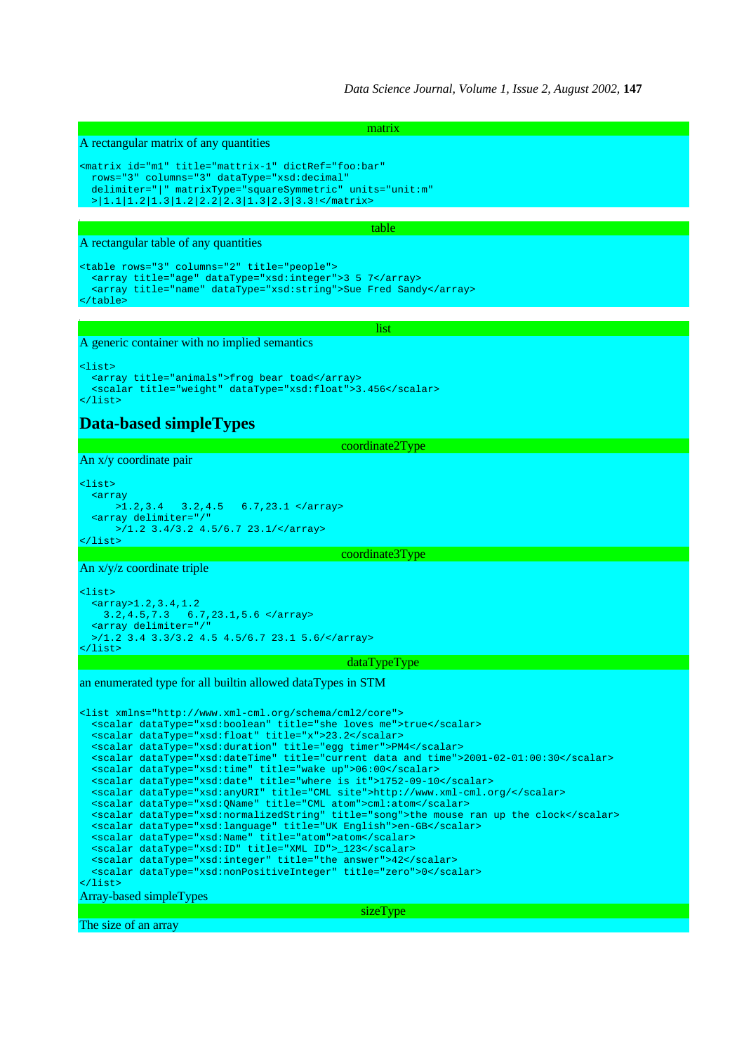### matrix

A rectangular matrix of any quantities

```
<matrix id="m1" title="mattrix-1" dictRef="foo:bar"
  rows="3" columns="3" dataType="xsd:decimal"
  delimiter="|" matrixType="squareSymmetric" units="unit:m"
  >|1.1|1.2|1.3|1.2|2.2|2.3|1.3|2.3|3.3!</matrix>
```

### table

A rectangular table of any quantities

```
<table rows="3" columns="2" title="people">
  <array title="age" dataType="xsd:integer">3 5 7</array>
  <array title="name" dataType="xsd:string">Sue Fred Sandy</array>
</table>
```

### list

A generic container with no implied semantics

```
<list>
  <array title="animals">frog bear toad</array>
  <scalar title="weight" dataType="xsd:float">3.456</scalar>
</list>
```

## Data-based simpleTypes

### coordinate2Type

An x/y coordinate pair

```
<list>
  <array
      >1.2,3.4   3.2,4.5   6.7,23.1 </array>
  <array delimiter="/"
      >/1.2 3.4/3.2 4.5/6.7 23.1/</array>
</list>
```

### coordinate3Type

An x/y/z coordinate triple

```
<list>
  <array>1.2,3.4,1.2
    3.2,4.5,7.3   6.7,23.1,5.6 </array>
  <array delimiter="/"
  >/1.2 3.4 3.3/3.2 4.5 4.5/6.7 23.1 5.6/</array>
</list>
```

### dataTypeType

an enumerated type for all builtin allowed dataTypes in STM

```
<list xmlns="http://www.xml-cml.org/schema/cml2/core">
  <scalar dataType="xsd:boolean" title="she loves me">true</scalar>
  <scalar dataType="xsd:float" title="x">23.2</scalar>
  <scalar dataType="xsd:duration" title="egg timer">PM4</scalar>
  <scalar dataType="xsd:dateTime" title="current data and time">2001-02-01:00:30</scalar>
  <scalar dataType="xsd:time" title="wake up">06:00</scalar>
  <scalar dataType="xsd:date" title="where is it">1752-09-10</scalar>
  <scalar dataType="xsd:anyURI" title="CML site">http://www.xml-cml.org/</scalar>
  <scalar dataType="xsd:QName" title="CML atom">cml:atom</scalar>
  <scalar dataType="xsd:normalizedString" title="song">the mouse ran up the clock</scalar>
  <scalar dataType="xsd:language" title="UK English">en-GB</scalar>
  <scalar dataType="xsd:Name" title="atom">atom</scalar>
  <scalar dataType="xsd:ID" title="XML ID">_123</scalar>
  <scalar dataType="xsd:integer" title="the answer">42</scalar>
  <scalar dataType="xsd:nonPositiveInteger" title="zero">0</scalar>
</list>
```

Array-based simpleTypes

### sizeType

The size of an array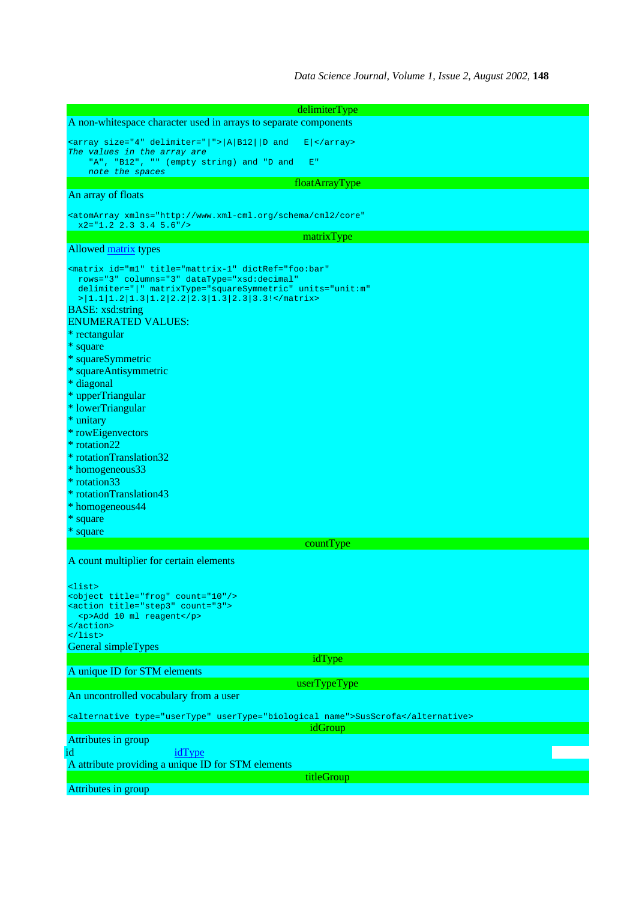### delimiterType

A non-whitespace character used in arrays to separate components

```
<array size="4" delimiter="|">|A|B12||D and   E|</array>
The values in the array are
    "A", "B12", "" (empty string) and "D and   E"
    note the spaces
```

### floatArrayType

An array of floats

```
<atomArray xmlns="http://www.xml-cml.org/schema/cml2/core"
  x2="1.2 2.3 3.4 5.6"/>
```

### matrixType

Allowed matrix types

```
<matrix id="m1" title="mattrix-1" dictRef="foo:bar"
  rows="3" columns="3" dataType="xsd:decimal"
  delimiter="|" matrixType="squareSymmetric" units="unit:m"
  >|1.1|1.2|1.3|1.2|2.2|2.3|1.3|2.3|3.3!</matrix>
```

BASE: xsd:string

ENUMERATED VALUES:

* rectangular
* square
* squareSymmetric
* squareAntisymmetric
* diagonal
* upperTriangular
* lowerTriangular
* unitary
* rowEigenvectors
* rotation22
* rotationTranslation32
* homogeneous33
* rotation33
* rotationTranslation43
* homogeneous44
* square
* square

### countType

A count multiplier for certain elements

```
<list>
<object title="frog" count="10"/>
<action title="step3" count="3">
  <p>Add 10 ml reagent</p>
</action>
</list>
```

General simpleTypes

### idType

A unique ID for STM elements

### userTypeType

An uncontrolled vocabulary from a user

```
<alternative type="userType" userType="biological name">SusScrofa</alternative>
```

### idGroup

Attributes in group

| id | idType |
|---|---|

A attribute providing a unique ID for STM elements

### titleGroup

Attributes in group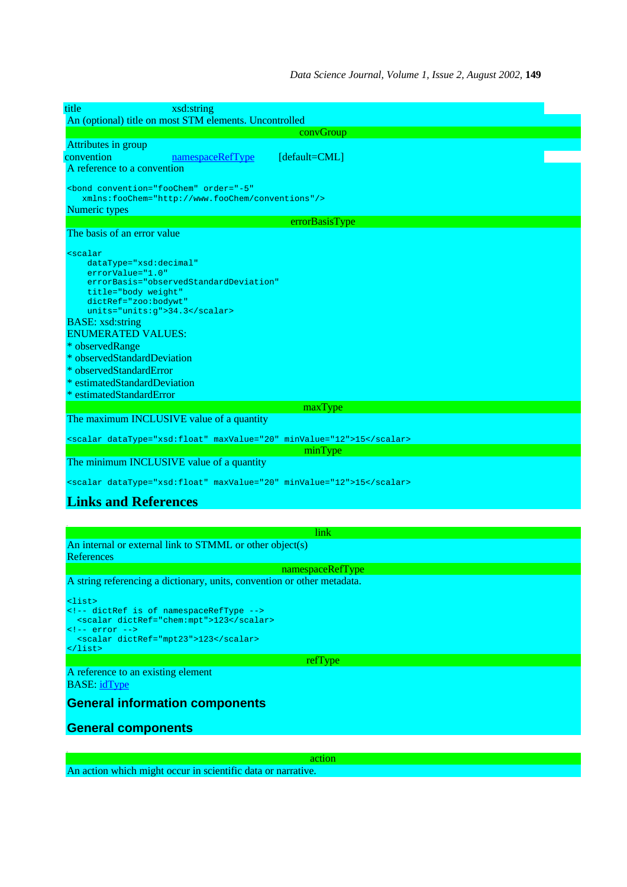title xsd:string

An (optional) title on most STM elements. Uncontrolled

convGroup

Attributes in group

convention [namespaceRefType](#) [default=CML]

A reference to a convention

```
<bond convention="fooChem" order="-5"
   xmlns:fooChem="http://www.fooChem/conventions"/>
```

Numeric types

errorBasisType

The basis of an error value

```
<scalar
    dataType="xsd:decimal"
    errorValue="1.0"
    errorBasis="observedStandardDeviation"
    title="body weight"
    dictRef="zoo:bodywt"
    units="units:g">34.3</scalar>
```

BASE: xsd:string

ENUMERATED VALUES:

* observedRange
* observedStandardDeviation
* observedStandardError
* estimatedStandardDeviation
* estimatedStandardError

maxType

The maximum INCLUSIVE value of a quantity

```
<scalar dataType="xsd:float" maxValue="20" minValue="12">15</scalar>
```

minType

The minimum INCLUSIVE value of a quantity

```
<scalar dataType="xsd:float" maxValue="20" minValue="12">15</scalar>
```

## Links and References

link

An internal or external link to STMML or other object(s)

References

namespaceRefType

A string referencing a dictionary, units, convention or other metadata.

```
<list>
<!-- dictRef is of namespaceRefType -->
  <scalar dictRef="chem:mpt">123</scalar>
<!-- error -->
  <scalar dictRef="mpt23">123</scalar>
</list>
```

refType

A reference to an existing element

BASE: [idType](#)

### General information components

### General components

action

An action which might occur in scientific data or narrative.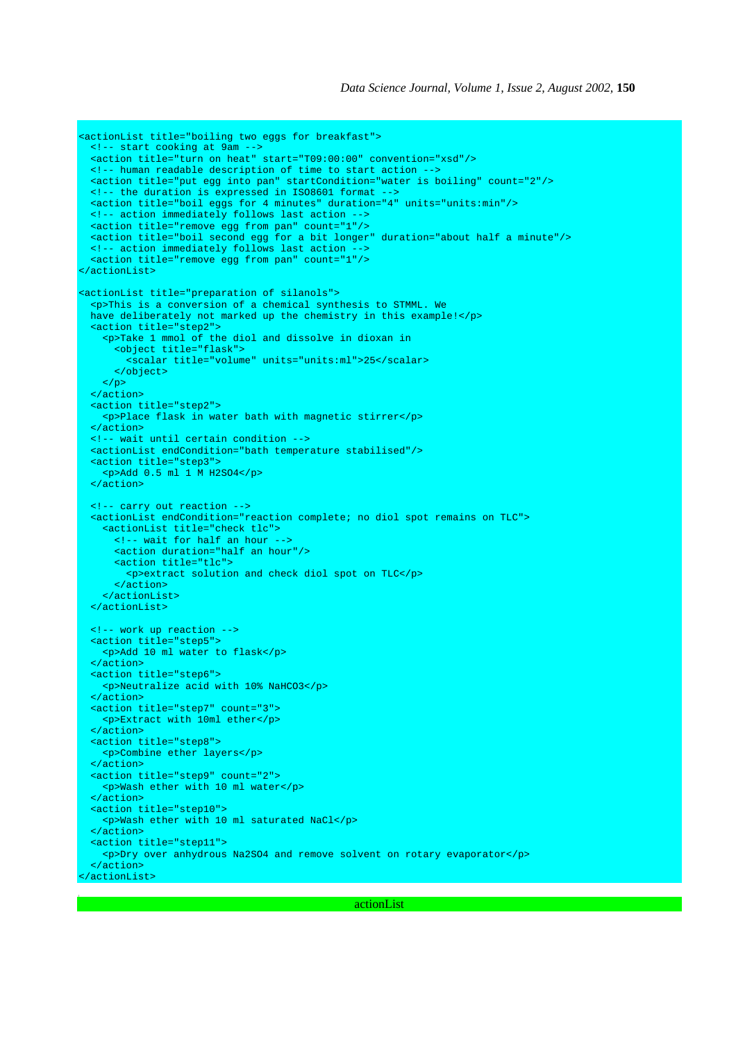```
<actionList title="boiling two eggs for breakfast">
  <!-- start cooking at 9am -->
  <action title="turn on heat" start="T09:00:00" convention="xsd"/>
  <!-- human readable description of time to start action -->
  <action title="put egg into pan" startCondition="water is boiling" count="2"/>
  <!-- the duration is expressed in ISO8601 format -->
  <action title="boil eggs for 4 minutes" duration="4" units="units:min"/>
  <!-- action immediately follows last action -->
  <action title="remove egg from pan" count="1"/>
  <action title="boil second egg for a bit longer" duration="about half a minute"/>
  <!-- action immediately follows last action -->
  <action title="remove egg from pan" count="1"/>
</actionList>

<actionList title="preparation of silanols">
  <p>This is a conversion of a chemical synthesis to STMML. We
  have deliberately not marked up the chemistry in this example!</p>
  <action title="step2">
    <p>Take 1 mmol of the diol and dissolve in dioxan in
      <object title="flask">
        <scalar title="volume" units="units:ml">25</scalar>
      </object>
    </p>
  </action>
  <action title="step2">
    <p>Place flask in water bath with magnetic stirrer</p>
  </action>
  <!-- wait until certain condition -->
  <actionList endCondition="bath temperature stabilised"/>
  <action title="step3">
    <p>Add 0.5 ml 1 M H2SO4</p>
  </action>

  <!-- carry out reaction -->
  <actionList endCondition="reaction complete; no diol spot remains on TLC">
    <actionList title="check tlc">
      <!-- wait for half an hour -->
      <action duration="half an hour"/>
      <action title="tlc">
        <p>extract solution and check diol spot on TLC</p>
      </action>
    </actionList>
  </actionList>

  <!-- work up reaction -->
  <action title="step5">
    <p>Add 10 ml water to flask</p>
  </action>
  <action title="step6">
    <p>Neutralize acid with 10% NaHCO3</p>
  </action>
  <action title="step7" count="3">
    <p>Extract with 10ml ether</p>
  </action>
  <action title="step8">
    <p>Combine ether layers</p>
  </action>
  <action title="step9" count="2">
    <p>Wash ether with 10 ml water</p>
  </action>
  <action title="step10">
    <p>Wash ether with 10 ml saturated NaCl</p>
  </action>
  <action title="step11">
    <p>Dry over anhydrous Na2SO4 and remove solvent on rotary evaporator</p>
  </action>
</actionList>
```

actionList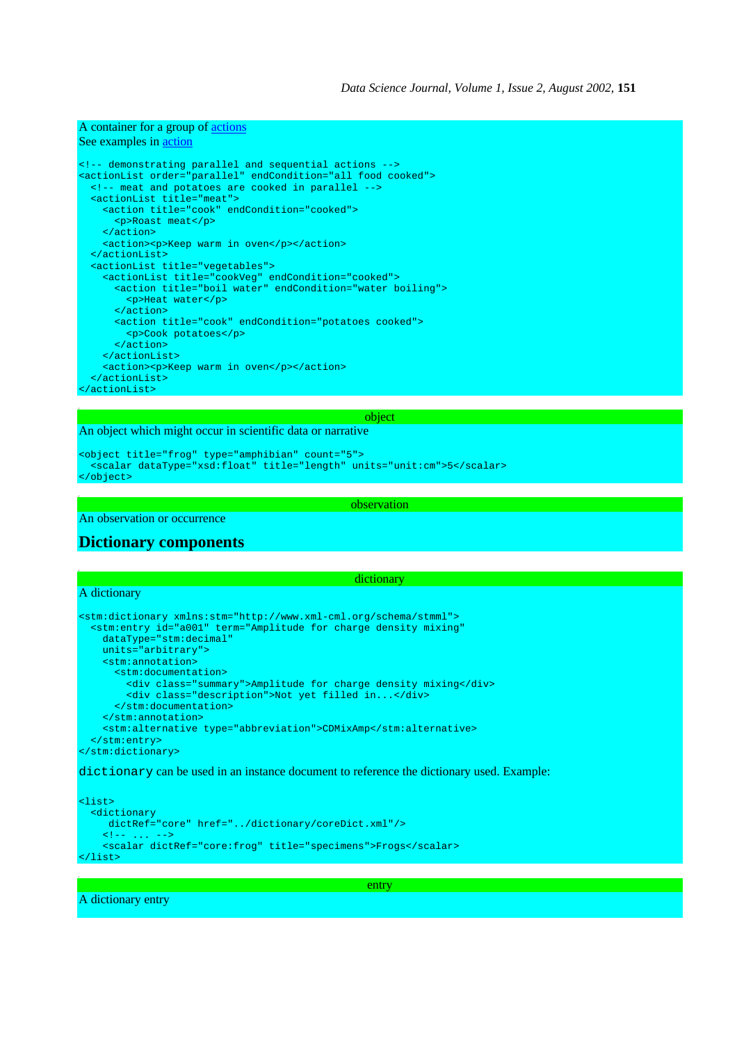A container for a group of actions
See examples in action

```
<!-- demonstrating parallel and sequential actions -->
<actionList order="parallel" endCondition="all food cooked">
  <!-- meat and potatoes are cooked in parallel -->
  <actionList title="meat">
    <action title="cook" endCondition="cooked">
      <p>Roast meat</p>
    </action>
    <action><p>Keep warm in oven</p></action>
  </actionList>
  <actionList title="vegetables">
    <actionList title="cookVeg" endCondition="cooked">
      <action title="boil water" endCondition="water boiling">
        <p>Heat water</p>
      </action>
      <action title="cook" endCondition="potatoes cooked">
        <p>Cook potatoes</p>
      </action>
    </actionList>
    <action><p>Keep warm in oven</p></action>
  </actionList>
</actionList>
```

object

An object which might occur in scientific data or narrative

```
<object title="frog" type="amphibian" count="5">
  <scalar dataType="xsd:float" title="length" units="unit:cm">5</scalar>
</object>
```

observation

An observation or occurrence

## Dictionary components

dictionary

A dictionary

```
<stm:dictionary xmlns:stm="http://www.xml-cml.org/schema/stmml">
  <stm:entry id="a001" term="Amplitude for charge density mixing"
    dataType="stm:decimal"
    units="arbitrary">
    <stm:annotation>
      <stm:documentation>
        <div class="summary">Amplitude for charge density mixing</div>
        <div class="description">Not yet filled in...</div>
      </stm:documentation>
    </stm:annotation>
    <stm:alternative type="abbreviation">CDMixAmp</stm:alternative>
  </stm:entry>
</stm:dictionary>
```

`dictionary` can be used in an instance document to reference the dictionary used. Example:

```
<list>
  <dictionary
     dictRef="core" href="../dictionary/coreDict.xml"/>
    <!-- ... -->
    <scalar dictRef="core:frog" title="specimens">Frogs</scalar>
</list>
```

entry

A dictionary entry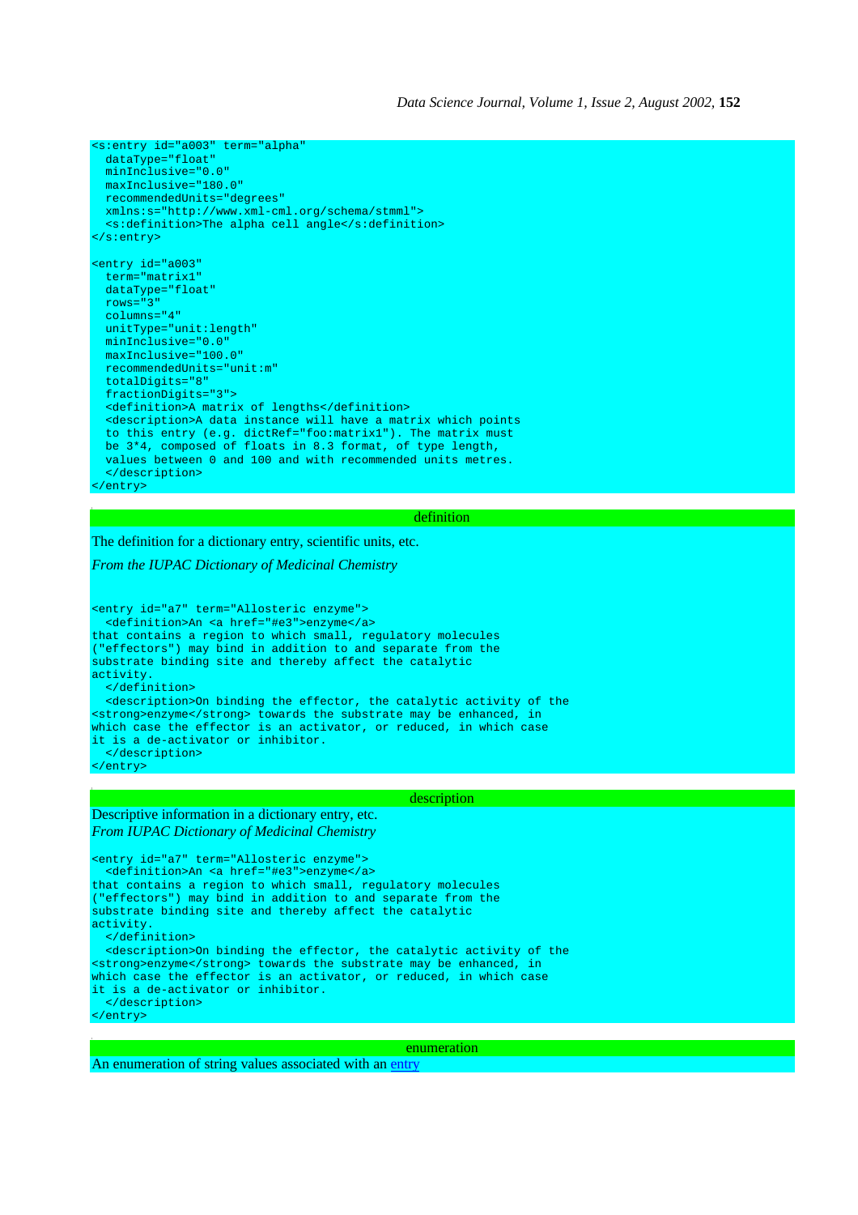```
<s:entry id="a003" term="alpha"
  dataType="float"
  minInclusive="0.0"
  maxInclusive="180.0"
  recommendedUnits="degrees"
  xmlns:s="http://www.xml-cml.org/schema/stmml">
  <s:definition>The alpha cell angle</s:definition>
</s:entry>

<entry id="a003"
  term="matrix1"
  dataType="float"
  rows="3"
  columns="4"
  unitType="unit:length"
  minInclusive="0.0"
  maxInclusive="100.0"
  recommendedUnits="unit:m"
  totalDigits="8"
  fractionDigits="3">
  <definition>A matrix of lengths</definition>
  <description>A data instance will have a matrix which points
  to this entry (e.g. dictRef="foo:matrix1"). The matrix must
  be 3*4, composed of floats in 8.3 format, of type length,
  values between 0 and 100 and with recommended units metres.
  </description>
</entry>
```

## definition

The definition for a dictionary entry, scientific units, etc.

*From the IUPAC Dictionary of Medicinal Chemistry*

```
<entry id="a7" term="Allosteric enzyme">
  <definition>An <a href="#e3">enzyme</a>
that contains a region to which small, regulatory molecules
("effectors") may bind in addition to and separate from the
substrate binding site and thereby affect the catalytic
activity.
  </definition>
  <description>On binding the effector, the catalytic activity of the
<strong>enzyme</strong> towards the substrate may be enhanced, in
which case the effector is an activator, or reduced, in which case
it is a de-activator or inhibitor.
  </description>
</entry>
```

## description

Descriptive information in a dictionary entry, etc.
*From IUPAC Dictionary of Medicinal Chemistry*

```
<entry id="a7" term="Allosteric enzyme">
  <definition>An <a href="#e3">enzyme</a>
that contains a region to which small, regulatory molecules
("effectors") may bind in addition to and separate from the
substrate binding site and thereby affect the catalytic
activity.
  </definition>
  <description>On binding the effector, the catalytic activity of the
<strong>enzyme</strong> towards the substrate may be enhanced, in
which case the effector is an activator, or reduced, in which case
it is a de-activator or inhibitor.
  </description>
</entry>
```

## enumeration

An enumeration of string values associated with an entry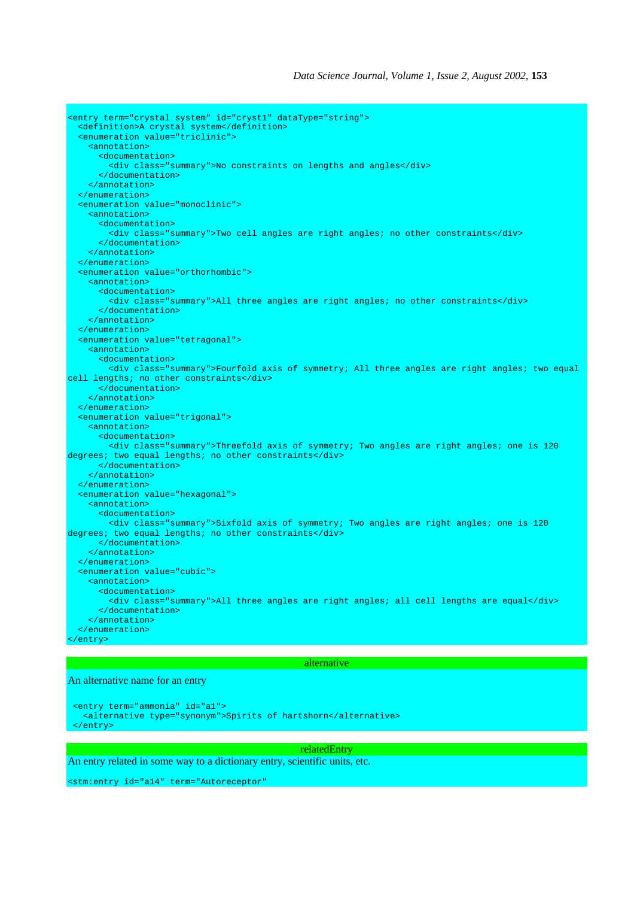```
<entry term="crystal system" id="cryst1" dataType="string">
  <definition>A crystal system</definition>
  <enumeration value="triclinic">
    <annotation>
      <documentation>
        <div class="summary">No constraints on lengths and angles</div>
      </documentation>
    </annotation>
  </enumeration>
  <enumeration value="monoclinic">
    <annotation>
      <documentation>
        <div class="summary">Two cell angles are right angles; no other constraints</div>
      </documentation>
    </annotation>
  </enumeration>
  <enumeration value="orthorhombic">
    <annotation>
      <documentation>
        <div class="summary">All three angles are right angles; no other constraints</div>
      </documentation>
    </annotation>
  </enumeration>
  <enumeration value="tetragonal">
    <annotation>
      <documentation>
        <div class="summary">Fourfold axis of symmetry; All three angles are right angles; two equal
cell lengths; no other constraints</div>
      </documentation>
    </annotation>
  </enumeration>
  <enumeration value="trigonal">
    <annotation>
      <documentation>
        <div class="summary">Threefold axis of symmetry; Two angles are right angles; one is 120
degrees; two equal lengths; no other constraints</div>
      </documentation>
    </annotation>
  </enumeration>
  <enumeration value="hexagonal">
    <annotation>
      <documentation>
        <div class="summary">Sixfold axis of symmetry; Two angles are right angles; one is 120
degrees; two equal lengths; no other constraints</div>
      </documentation>
    </annotation>
  </enumeration>
  <enumeration value="cubic">
    <annotation>
      <documentation>
        <div class="summary">All three angles are right angles; all cell lengths are equal</div>
      </documentation>
    </annotation>
  </enumeration>
</entry>
```

### alternative

An alternative name for an entry

```
<entry term="ammonia" id="a1">
  <alternative type="synonym">Spirits of hartshorn</alternative>
</entry>
```

### relatedEntry

An entry related in some way to a dictionary entry, scientific units, etc.

```
<stm:entry id="a14" term="Autoreceptor"
```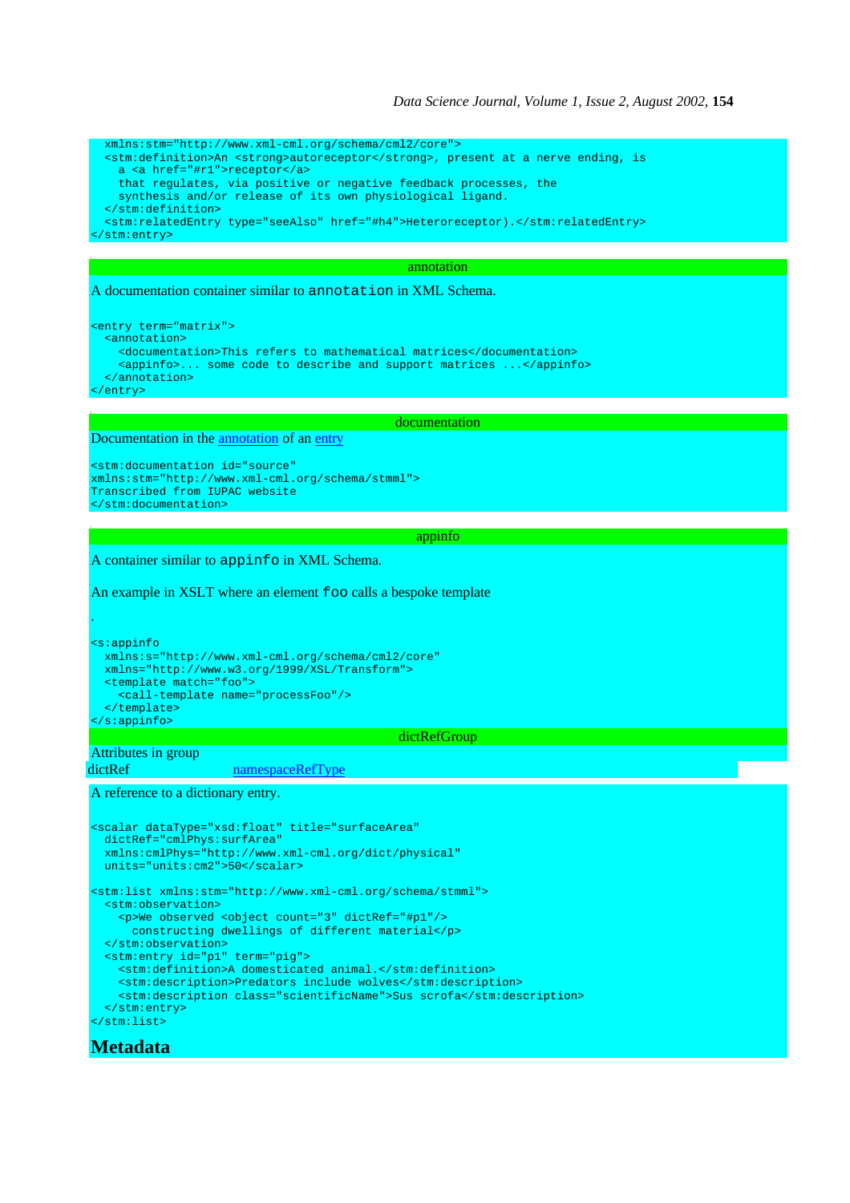```
  xmlns:stm="http://www.xml-cml.org/schema/cml2/core">
  <stm:definition>An <strong>autoreceptor</strong>, present at a nerve ending, is
    a <a href="#r1">receptor</a>
    that regulates, via positive or negative feedback processes, the
    synthesis and/or release of its own physiological ligand.
  </stm:definition>
  <stm:relatedEntry type="seeAlso" href="#h4">Heteroreceptor).</stm:relatedEntry>
</stm:entry>
```

annotation

A documentation container similar to `annotation` in XML Schema.

```
<entry term="matrix">
  <annotation>
    <documentation>This refers to mathematical matrices</documentation>
    <appinfo>... some code to describe and support matrices ...</appinfo>
  </annotation>
</entry>
```

documentation

Documentation in the annotation of an entry

```
<stm:documentation id="source"
xmlns:stm="http://www.xml-cml.org/schema/stmml">
Transcribed from IUPAC website
</stm:documentation>
```

appinfo

A container similar to `appinfo` in XML Schema.

An example in XSLT where an element `foo` calls a bespoke template

.

```
<s:appinfo
  xmlns:s="http://www.xml-cml.org/schema/cml2/core"
  xmlns="http://www.w3.org/1999/XSL/Transform">
  <template match="foo">
    <call-template name="processFoo"/>
  </template>
</s:appinfo>
```

dictRefGroup

Attributes in group

| dictRef | namespaceRefType |
|---|---|

A reference to a dictionary entry.

```
<scalar dataType="xsd:float" title="surfaceArea"
  dictRef="cmlPhys:surfArea"
  xmlns:cmlPhys="http://www.xml-cml.org/dict/physical"
  units="units:cm2">50</scalar>

<stm:list xmlns:stm="http://www.xml-cml.org/schema/stmml">
  <stm:observation>
    <p>We observed <object count="3" dictRef="#p1"/>
      constructing dwellings of different material</p>
  </stm:observation>
  <stm:entry id="p1" term="pig">
    <stm:definition>A domesticated animal.</stm:definition>
    <stm:description>Predators include wolves</stm:description>
    <stm:description class="scientificName">Sus scrofa</stm:description>
  </stm:entry>
</stm:list>
```

## Metadata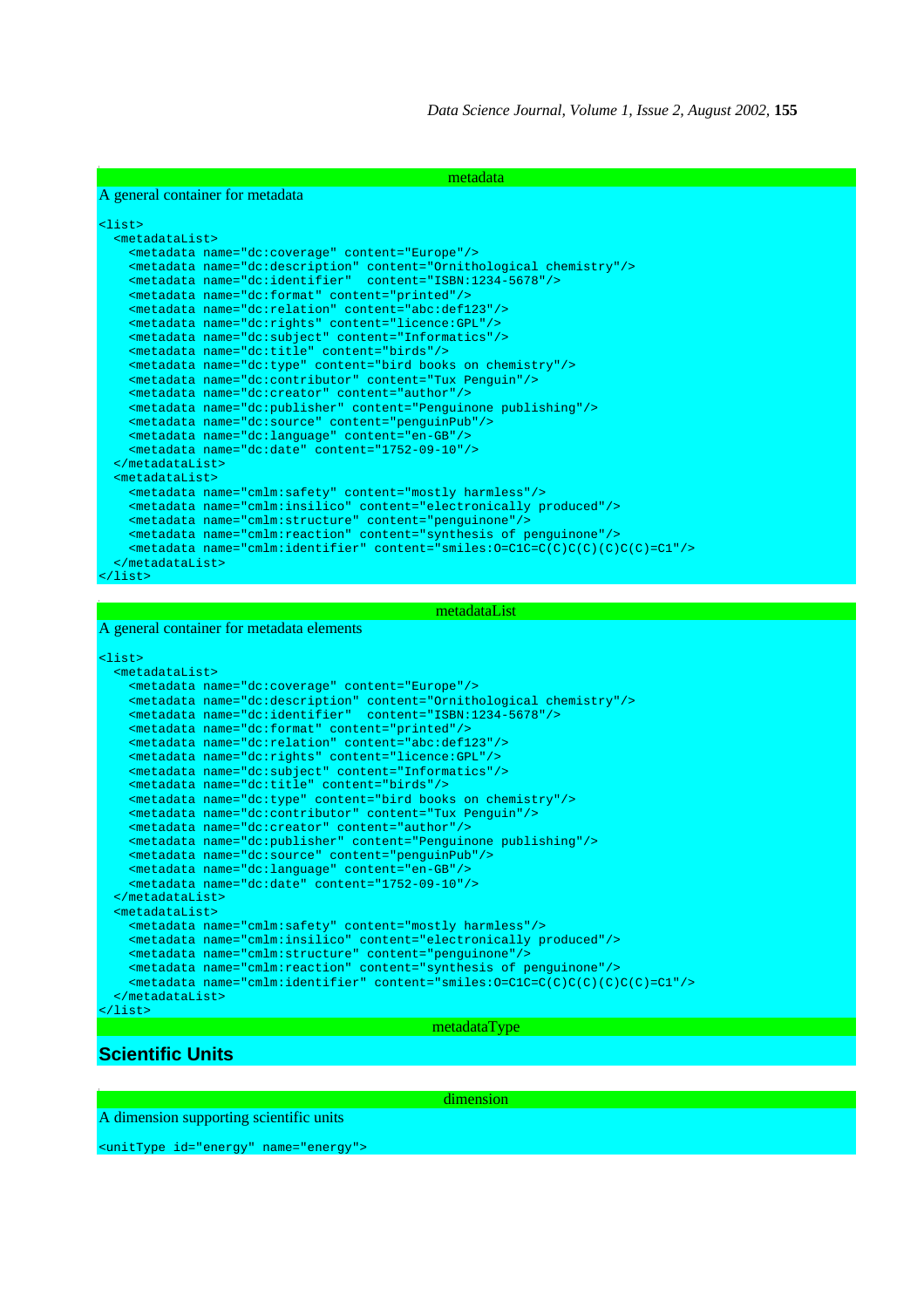metadata

A general container for metadata

```
<list>
  <metadataList>
    <metadata name="dc:coverage" content="Europe"/>
    <metadata name="dc:description" content="Ornithological chemistry"/>
    <metadata name="dc:identifier"  content="ISBN:1234-5678"/>
    <metadata name="dc:format" content="printed"/>
    <metadata name="dc:relation" content="abc:def123"/>
    <metadata name="dc:rights" content="licence:GPL"/>
    <metadata name="dc:subject" content="Informatics"/>
    <metadata name="dc:title" content="birds"/>
    <metadata name="dc:type" content="bird books on chemistry"/>
    <metadata name="dc:contributor" content="Tux Penguin"/>
    <metadata name="dc:creator" content="author"/>
    <metadata name="dc:publisher" content="Penguinone publishing"/>
    <metadata name="dc:source" content="penguinPub"/>
    <metadata name="dc:language" content="en-GB"/>
    <metadata name="dc:date" content="1752-09-10"/>
  </metadataList>
  <metadataList>
    <metadata name="cmlm:safety" content="mostly harmless"/>
    <metadata name="cmlm:insilico" content="electronically produced"/>
    <metadata name="cmlm:structure" content="penguinone"/>
    <metadata name="cmlm:reaction" content="synthesis of penguinone"/>
    <metadata name="cmlm:identifier" content="smiles:O=C1C=C(C)C(C)(C)C(C)=C1"/>
  </metadataList>
</list>
```

metadataList

A general container for metadata elements

```
<list>
  <metadataList>
    <metadata name="dc:coverage" content="Europe"/>
    <metadata name="dc:description" content="Ornithological chemistry"/>
    <metadata name="dc:identifier"  content="ISBN:1234-5678"/>
    <metadata name="dc:format" content="printed"/>
    <metadata name="dc:relation" content="abc:def123"/>
    <metadata name="dc:rights" content="licence:GPL"/>
    <metadata name="dc:subject" content="Informatics"/>
    <metadata name="dc:title" content="birds"/>
    <metadata name="dc:type" content="bird books on chemistry"/>
    <metadata name="dc:contributor" content="Tux Penguin"/>
    <metadata name="dc:creator" content="author"/>
    <metadata name="dc:publisher" content="Penguinone publishing"/>
    <metadata name="dc:source" content="penguinPub"/>
    <metadata name="dc:language" content="en-GB"/>
    <metadata name="dc:date" content="1752-09-10"/>
  </metadataList>
  <metadataList>
    <metadata name="cmlm:safety" content="mostly harmless"/>
    <metadata name="cmlm:insilico" content="electronically produced"/>
    <metadata name="cmlm:structure" content="penguinone"/>
    <metadata name="cmlm:reaction" content="synthesis of penguinone"/>
    <metadata name="cmlm:identifier" content="smiles:O=C1C=C(C)C(C)(C)C(C)=C1"/>
  </metadataList>
</list>
```

metadataType

## Scientific Units

dimension

A dimension supporting scientific units

```
<unitType id="energy" name="energy">
```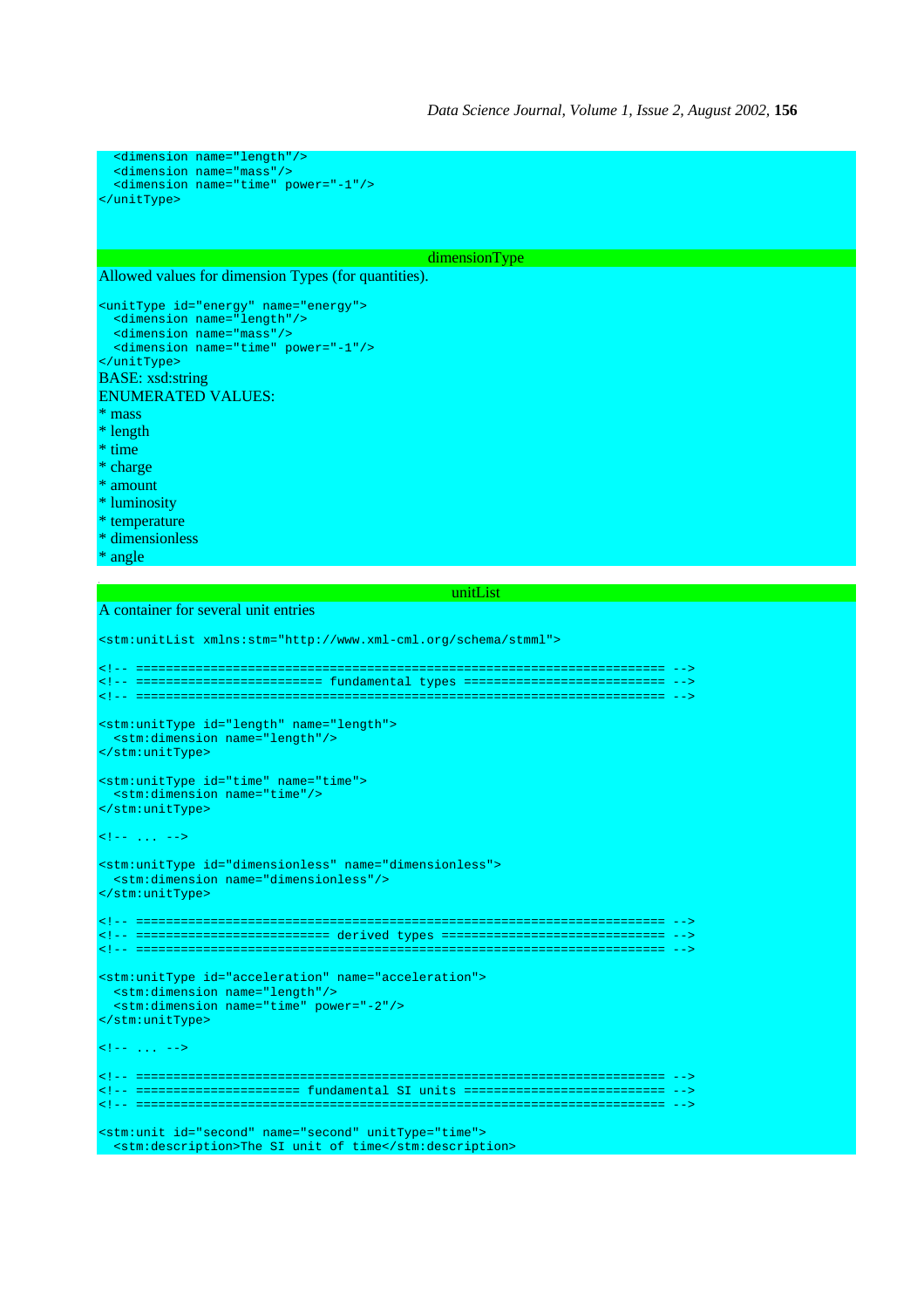```
  <dimension name="length"/>
  <dimension name="mass"/>
  <dimension name="time" power="-1"/>
</unitType>
```

### dimensionType

Allowed values for dimension Types (for quantities).

```
<unitType id="energy" name="energy">
  <dimension name="length"/>
  <dimension name="mass"/>
  <dimension name="time" power="-1"/>
</unitType>
```

BASE: xsd:string

ENUMERATED VALUES:

* mass
* length
* time
* charge
* amount
* luminosity
* temperature
* dimensionless
* angle

### unitList

A container for several unit entries

```
<stm:unitList xmlns:stm="http://www.xml-cml.org/schema/stmml">

<!-- ======================================================================= -->
<!-- ========================= fundamental types =========================== -->
<!-- ======================================================================= -->

<stm:unitType id="length" name="length">
  <stm:dimension name="length"/>
</stm:unitType>

<stm:unitType id="time" name="time">
  <stm:dimension name="time"/>
</stm:unitType>

<!-- ... -->

<stm:unitType id="dimensionless" name="dimensionless">
  <stm:dimension name="dimensionless"/>
</stm:unitType>

<!-- ======================================================================= -->
<!-- ========================== derived types ============================== -->
<!-- ======================================================================= -->

<stm:unitType id="acceleration" name="acceleration">
  <stm:dimension name="length"/>
  <stm:dimension name="time" power="-2"/>
</stm:unitType>

<!-- ... -->

<!-- ======================================================================= -->
<!-- ====================== fundamental SI units =========================== -->
<!-- ======================================================================= -->

<stm:unit id="second" name="second" unitType="time">
  <stm:description>The SI unit of time</stm:description>
```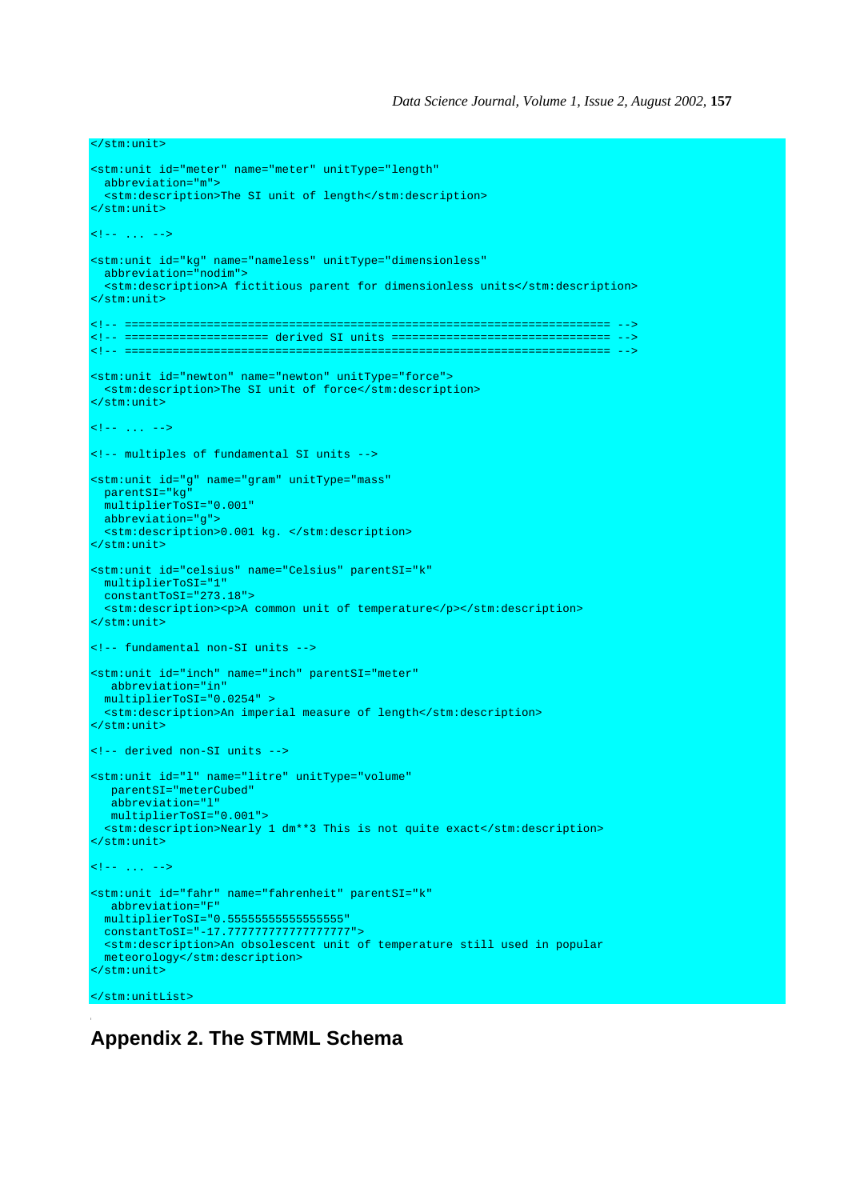```
</stm:unit>

<stm:unit id="meter" name="meter" unitType="length"
  abbreviation="m">
  <stm:description>The SI unit of length</stm:description>
</stm:unit>

<!-- ... -->

<stm:unit id="kg" name="nameless" unitType="dimensionless"
  abbreviation="nodim">
  <stm:description>A fictitious parent for dimensionless units</stm:description>
</stm:unit>

<!-- ====================================================================== -->
<!-- ==================== derived SI units ================================ -->
<!-- ====================================================================== -->

<stm:unit id="newton" name="newton" unitType="force">
  <stm:description>The SI unit of force</stm:description>
</stm:unit>

<!-- ... -->

<!-- multiples of fundamental SI units -->

<stm:unit id="g" name="gram" unitType="mass"
  parentSI="kg"
  multiplierToSI="0.001"
  abbreviation="g">
  <stm:description>0.001 kg. </stm:description>
</stm:unit>

<stm:unit id="celsius" name="Celsius" parentSI="k"
  multiplierToSI="1"
  constantToSI="273.18">
  <stm:description><p>A common unit of temperature</p></stm:description>
</stm:unit>

<!-- fundamental non-SI units -->

<stm:unit id="inch" name="inch" parentSI="meter"
   abbreviation="in"
  multiplierToSI="0.0254" >
  <stm:description>An imperial measure of length</stm:description>
</stm:unit>

<!-- derived non-SI units -->

<stm:unit id="l" name="litre" unitType="volume"
   parentSI="meterCubed"
   abbreviation="l"
   multiplierToSI="0.001">
  <stm:description>Nearly 1 dm**3 This is not quite exact</stm:description>
</stm:unit>

<!-- ... -->

<stm:unit id="fahr" name="fahrenheit" parentSI="k"
   abbreviation="F"
  multiplierToSI="0.55555555555555555"
  constantToSI="-17.777777777777777777">
  <stm:description>An obsolescent unit of temperature still used in popular
  meteorology</stm:description>
</stm:unit>

</stm:unitList>
```

## Appendix 2. The STMML Schema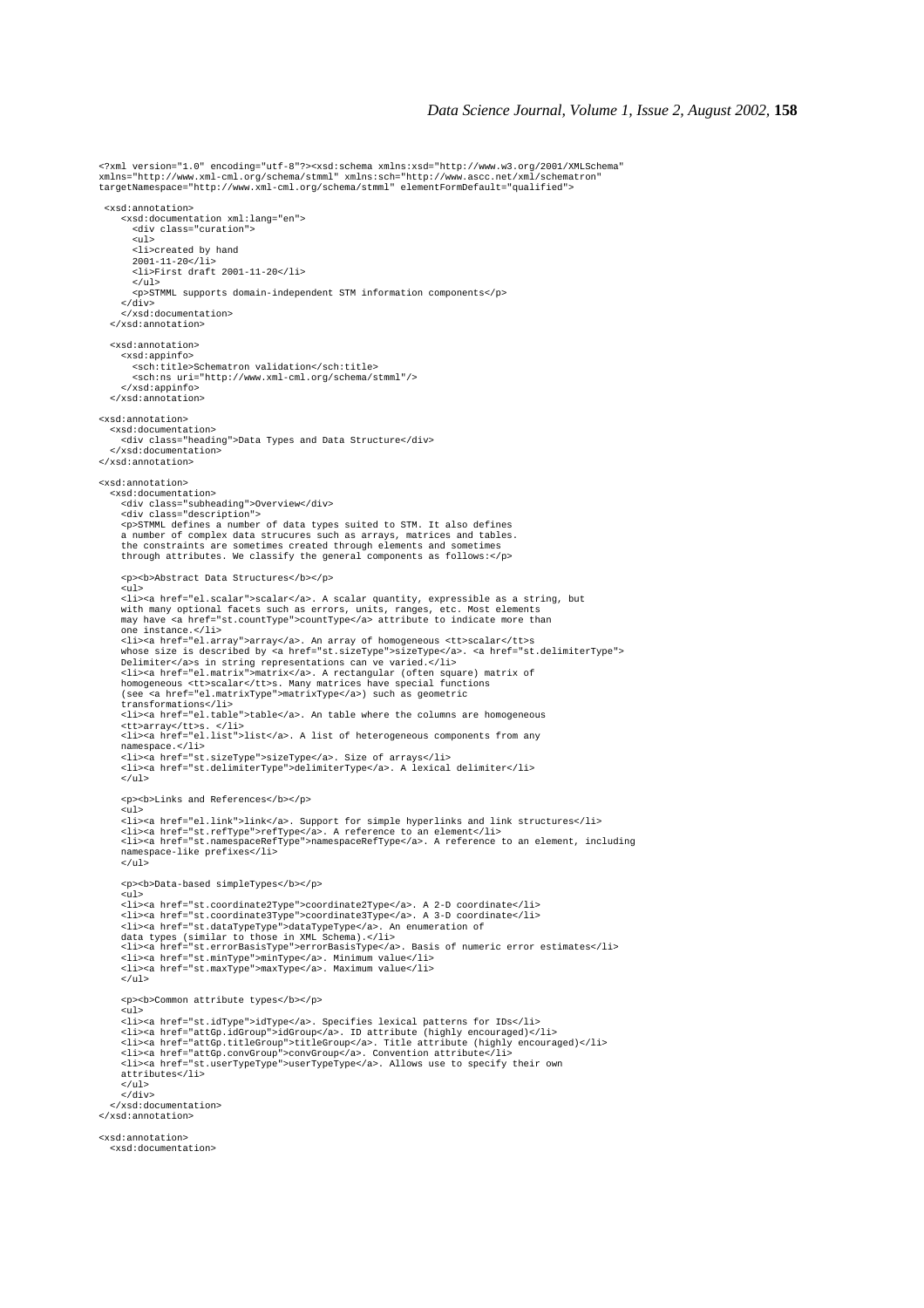```
<?xml version="1.0" encoding="utf-8"?><xsd:schema xmlns:xsd="http://www.w3.org/2001/XMLSchema"
xmlns="http://www.xml-cml.org/schema/stmml" xmlns:sch="http://www.ascc.net/xml/schematron"
targetNamespace="http://www.xml-cml.org/schema/stmml" elementFormDefault="qualified">

 <xsd:annotation>
    <xsd:documentation xml:lang="en">
      <div class="curation">
      <ul>
      <li>created by hand
      2001-11-20</li>
      <li>First draft 2001-11-20</li>
      </ul>
      <p>STMML supports domain-independent STM information components</p>
    </div>
    </xsd:documentation>
  </xsd:annotation>

  <xsd:annotation>
    <xsd:appinfo>
      <sch:title>Schematron validation</sch:title>
      <sch:ns uri="http://www.xml-cml.org/schema/stmml"/>
    </xsd:appinfo>
  </xsd:annotation>

<xsd:annotation>
  <xsd:documentation>
    <div class="heading">Data Types and Data Structure</div>
  </xsd:documentation>
</xsd:annotation>

<xsd:annotation>
  <xsd:documentation>
    <div class="subheading">Overview</div>
    <div class="description">
    <p>STMML defines a number of data types suited to STM. It also defines
    a number of complex data strucures such as arrays, matrices and tables.
    the constraints are sometimes created through elements and sometimes
    through attributes. We classify the general components as follows:</p>

    <p><b>Abstract Data Structures</b></p>
    <ul>
    <li><a href="el.scalar">scalar</a>. A scalar quantity, expressible as a string, but
    with many optional facets such as errors, units, ranges, etc. Most elements
    may have <a href="st.countType">countType</a> attribute to indicate more than
    one instance.</li>
    <li><a href="el.array">array</a>. An array of homogeneous <tt>scalar</tt>s
    whose size is described by <a href="st.sizeType">sizeType</a>. <a href="st.delimiterType">
    Delimiter</a>s in string representations can ve varied.</li>
    <li><a href="el.matrix">matrix</a>. A rectangular (often square) matrix of
    homogeneous <tt>scalar</tt>s. Many matrices have special functions
    (see <a href="el.matrixType">matrixType</a>) such as geometric
    transformations</li>
    <li><a href="el.table">table</a>. An table where the columns are homogeneous
    <tt>array</tt>s. </li>
    <li><a href="el.list">list</a>. A list of heterogeneous components from any
    namespace.</li>
    <li><a href="st.sizeType">sizeType</a>. Size of arrays</li>
    <li><a href="st.delimiterType">delimiterType</a>. A lexical delimiter</li>
    </ul>

    <p><b>Links and References</b></p>
    <ul>
    <li><a href="el.link">link</a>. Support for simple hyperlinks and link structures</li>
    <li><a href="st.refType">refType</a>. A reference to an element</li>
    <li><a href="st.namespaceRefType">namespaceRefType</a>. A reference to an element, including
    namespace-like prefixes</li>
    </ul>

    <p><b>Data-based simpleTypes</b></p>
    <ul>
    <li><a href="st.coordinate2Type">coordinate2Type</a>. A 2-D coordinate</li>
    <li><a href="st.coordinate3Type">coordinate3Type</a>. A 3-D coordinate</li>
    <li><a href="st.dataTypeType">dataTypeType</a>. An enumeration of
    data types (similar to those in XML Schema).</li>
    <li><a href="st.errorBasisType">errorBasisType</a>. Basis of numeric error estimates</li>
    <li><a href="st.minType">minType</a>. Minimum value</li>
    <li><a href="st.maxType">maxType</a>. Maximum value</li>
    </ul>

    <p><b>Common attribute types</b></p>
    <ul>
    <li><a href="st.idType">idType</a>. Specifies lexical patterns for IDs</li>
    <li><a href="attGp.idGroup">idGroup</a>. ID attribute (highly encouraged)</li>
    <li><a href="attGp.titleGroup">titleGroup</a>. Title attribute (highly encouraged)</li>
    <li><a href="attGp.convGroup">convGroup</a>. Convention attribute</li>
    <li><a href="st.userTypeType">userTypeType</a>. Allows use to specify their own
    attributes</li>
    </ul>
    </div>
  </xsd:documentation>
</xsd:annotation>

<xsd:annotation>
  <xsd:documentation>
```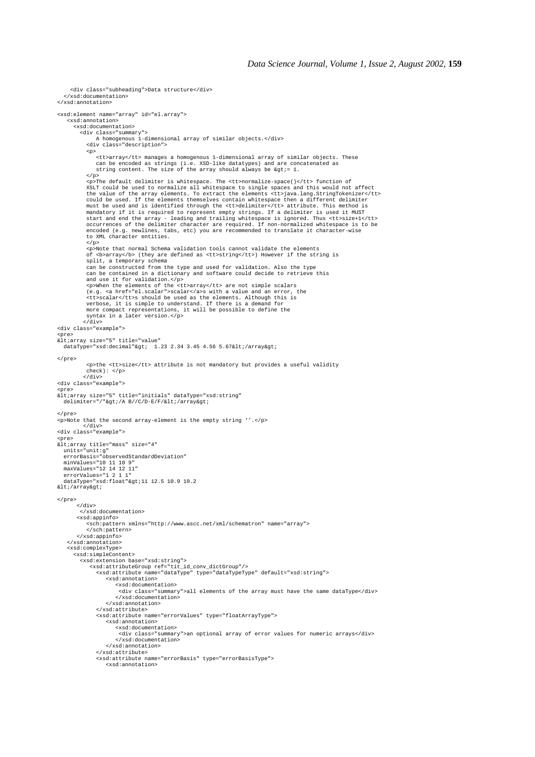```
      <div class="subheading">Data structure</div>
   </xsd:documentation>
</xsd:annotation>

<xsd:element name="array" id="el.array">
   <xsd:annotation>
     <xsd:documentation>
       <div class="summary">
           A homogenous 1-dimensional array of similar objects.</div>
         <div class="description">
         <p>
            <tt>array</tt> manages a homogenous 1-dimensional array of similar objects. These
            can be encoded as strings (i.e. XSD-like datatypes) and are concatenated as
            string content. The size of the array should always be &gt;= 1.
         </p>
         <p>The default delimiter is whitespace. The <tt>normalize-space()</tt> function of
         XSLT could be used to normalize all whitespace to single spaces and this would not affect
         the value of the array elements. To extract the elements <tt>java.lang.StringTokenizer</tt>
         could be used. If the elements themselves contain whitespace then a different delimiter
         must be used and is identified through the <tt>delimiter</tt> attribute. This method is
         mandatory if it is required to represent empty strings. If a delimiter is used it MUST
         start and end the array - leading and trailing whitespace is ignored. Thus <tt>size+1</tt>
         occurrences of the delimiter character are required. If non-normalized whitespace is to be
         encoded (e.g. newlines, tabs, etc) you are recommended to translate it character-wise
         to XML character entities.
         </p>
         <p>Note that normal Schema validation tools cannot validate the elements
         of <b>array</b> (they are defined as <tt>string</tt>) However if the string is
         split, a temporary schema
         can be constructed from the type and used for validation. Also the type
         can be contained in a dictionary and software could decide to retrieve this
         and use it for validation.</p>
         <p>When the elements of the <tt>array</tt> are not simple scalars
         (e.g. <a href="el.scalar">scalar</a>s with a value and an error, the
         <tt>scalar</tt>s should be used as the elements. Although this is
         verbose, it is simple to understand. If there is a demand for
         more compact representations, it will be possible to define the
         syntax in a later version.</p>
        </div>
<div class="example">
<pre>
&lt;array size="5" title="value"
  dataType="xsd:decimal"&gt;  1.23 2.34 3.45 4.56 5.67&lt;/array&gt;

</pre>
         <p>the <tt>size</tt> attribute is not mandatory but provides a useful validity
         check): </p>
        </div>
<div class="example">
<pre>
&lt;array size="5" title="initials" dataType="xsd:string"
  delimiter="/"&gt;/A B//C/D-E/F/&lt;/array&gt;

</pre>
<p>Note that the second array-element is the empty string ''.</p>
        </div>
<div class="example">
<pre>
&lt;array title="mass" size="4"
  units="unit:g"
  errorBasis="observedStandardDeviation"
  minValues="10 11 10 9"
  maxValues="12 14 12 11"
  errorValues="1 2 1 1"
  dataType="xsd:float"&gt;11 12.5 10.9 10.2
&lt;/array&gt;

</pre>
      </div>
       </xsd:documentation>
      <xsd:appinfo>
         <sch:pattern xmlns="http://www.ascc.net/xml/schematron" name="array">
         </sch:pattern>
      </xsd:appinfo>
   </xsd:annotation>
   <xsd:complexType>
     <xsd:simpleContent>
       <xsd:extension base="xsd:string">
          <xsd:attributeGroup ref="tit_id_conv_dictGroup"/>
            <xsd:attribute name="dataType" type="dataTypeType" default="xsd:string">
               <xsd:annotation>
                  <xsd:documentation>
                   <div class="summary">all elements of the array must have the same dataType</div>
                  </xsd:documentation>
               </xsd:annotation>
            </xsd:attribute>
            <xsd:attribute name="errorValues" type="floatArrayType">
               <xsd:annotation>
                  <xsd:documentation>
                   <div class="summary">an optional array of error values for numeric arrays</div>
                  </xsd:documentation>
               </xsd:annotation>
            </xsd:attribute>
            <xsd:attribute name="errorBasis" type="errorBasisType">
               <xsd:annotation>
```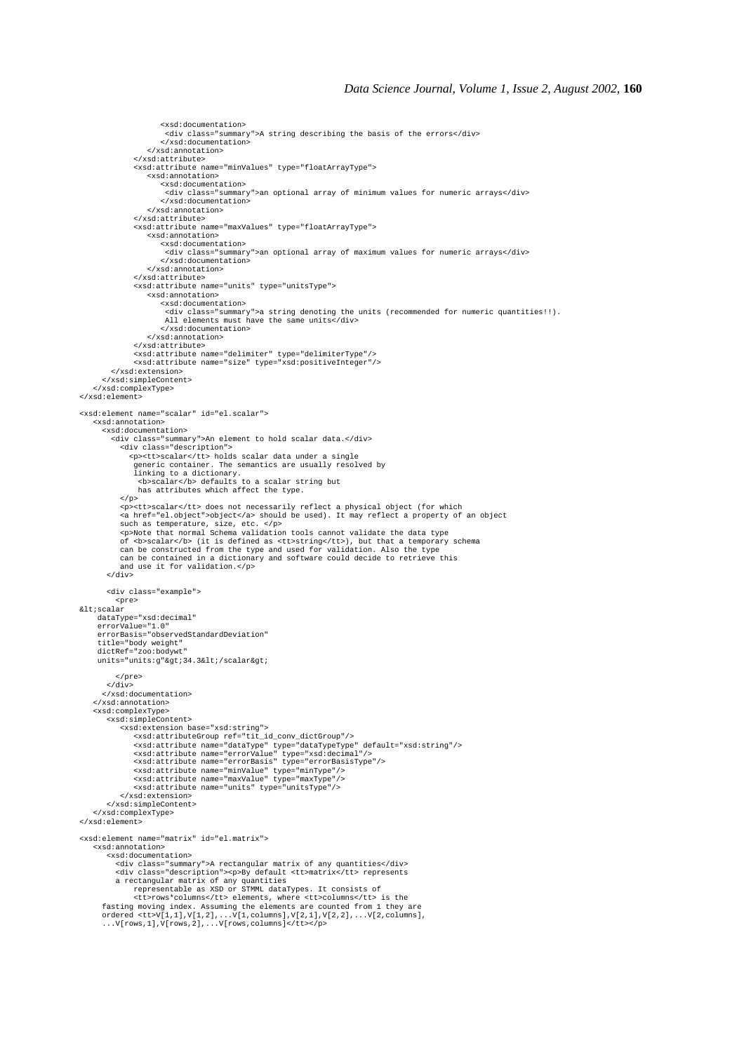```
                <xsd:documentation>
                  <div class="summary">A string describing the basis of the errors</div>
                </xsd:documentation>
              </xsd:annotation>
            </xsd:attribute>
            <xsd:attribute name="minValues" type="floatArrayType">
              <xsd:annotation>
                <xsd:documentation>
                  <div class="summary">an optional array of minimum values for numeric arrays</div>
                </xsd:documentation>
              </xsd:annotation>
            </xsd:attribute>
            <xsd:attribute name="maxValues" type="floatArrayType">
              <xsd:annotation>
                <xsd:documentation>
                  <div class="summary">an optional array of maximum values for numeric arrays</div>
                </xsd:documentation>
              </xsd:annotation>
            </xsd:attribute>
            <xsd:attribute name="units" type="unitsType">
              <xsd:annotation>
                <xsd:documentation>
                  <div class="summary">a string denoting the units (recommended for numeric quantities!!).
                  All elements must have the same units</div>
                </xsd:documentation>
              </xsd:annotation>
            </xsd:attribute>
            <xsd:attribute name="delimiter" type="delimiterType"/>
            <xsd:attribute name="size" type="xsd:positiveInteger"/>
        </xsd:extension>
      </xsd:simpleContent>
    </xsd:complexType>
</xsd:element>

<xsd:element name="scalar" id="el.scalar">
    <xsd:annotation>
      <xsd:documentation>
        <div class="summary">An element to hold scalar data.</div>
          <div class="description">
            <p><tt>scalar</tt> holds scalar data under a single
             generic container. The semantics are usually resolved by
             linking to a dictionary.
              <b>scalar</b> defaults to a scalar string but
              has attributes which affect the type.
          </p>
          <p><tt>scalar</tt> does not necessarily reflect a physical object (for which
          <a href="el.object">object</a> should be used). It may reflect a property of an object
          such as temperature, size, etc. </p>
          <p>Note that normal Schema validation tools cannot validate the data type
          of <b>scalar</b> (it is defined as <tt>string</tt>), but that a temporary schema
          can be constructed from the type and used for validation. Also the type
          can be contained in a dictionary and software could decide to retrieve this
          and use it for validation.</p>
        </div>

        <div class="example">
          <pre>
&lt;scalar
    dataType="xsd:decimal"
    errorValue="1.0"
    errorBasis="observedStandardDeviation"
    title="body weight"
    dictRef="zoo:bodywt"
    units="units:g"&gt;34.3&lt;/scalar&gt;

          </pre>
        </div>
      </xsd:documentation>
    </xsd:annotation>
    <xsd:complexType>
        <xsd:simpleContent>
          <xsd:extension base="xsd:string">
              <xsd:attributeGroup ref="tit_id_conv_dictGroup"/>
              <xsd:attribute name="dataType" type="dataTypeType" default="xsd:string"/>
              <xsd:attribute name="errorValue" type="xsd:decimal"/>
              <xsd:attribute name="errorBasis" type="errorBasisType"/>
              <xsd:attribute name="minValue" type="minType"/>
              <xsd:attribute name="maxValue" type="maxType"/>
              <xsd:attribute name="units" type="unitsType"/>
          </xsd:extension>
        </xsd:simpleContent>
    </xsd:complexType>
</xsd:element>

<xsd:element name="matrix" id="el.matrix">
    <xsd:annotation>
        <xsd:documentation>
          <div class="summary">A rectangular matrix of any quantities</div>
          <div class="description"><p>By default <tt>matrix</tt> represents
          a rectangular matrix of any quantities
              representable as XSD or STMML dataTypes. It consists of
              <tt>rows*columns</tt> elements, where <tt>columns</tt> is the
      fasting moving index. Assuming the elements are counted from 1 they are
      ordered <tt>V[1,1],V[1,2],...V[1,columns],V[2,1],V[2,2],...V[2,columns],
      ...V[rows,1],V[rows,2],...V[rows,columns]</tt></p>
```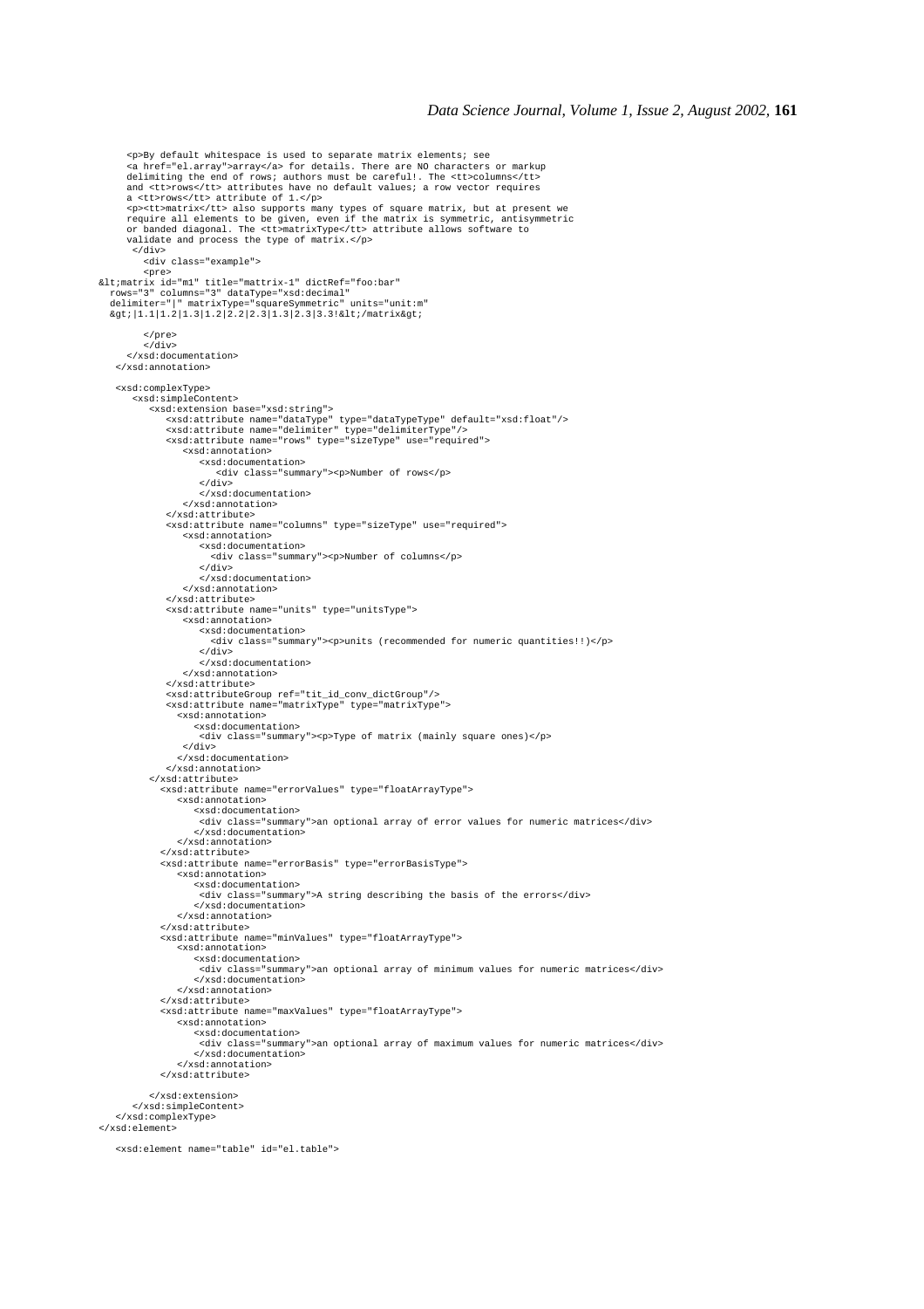```
      <p>By default whitespace is used to separate matrix elements; see
      <a href="el.array">array</a> for details. There are NO characters or markup
      delimiting the end of rows; authors must be careful!. The <tt>columns</tt>
      and <tt>rows</tt> attributes have no default values; a row vector requires
      a <tt>rows</tt> attribute of 1.</p>
      <p><tt>matrix</tt> also supports many types of square matrix, but at present we
      require all elements to be given, even if the matrix is symmetric, antisymmetric
      or banded diagonal. The <tt>matrixType</tt> attribute allows software to
      validate and process the type of matrix.</p>
       </div>
        <div class="example">
        <pre>
&lt;matrix id="m1" title="mattrix-1" dictRef="foo:bar"
  rows="3" columns="3" dataType="xsd:decimal"
  delimiter="|" matrixType="squareSymmetric" units="unit:m"
  &gt;|1.1|1.2|1.3|1.2|2.2|2.3|1.3|2.3|3.3!&lt;/matrix&gt;

        </pre>
        </div>
     </xsd:documentation>
   </xsd:annotation>

   <xsd:complexType>
      <xsd:simpleContent>
         <xsd:extension base="xsd:string">
            <xsd:attribute name="dataType" type="dataTypeType" default="xsd:float"/>
            <xsd:attribute name="delimiter" type="delimiterType"/>
            <xsd:attribute name="rows" type="sizeType" use="required">
               <xsd:annotation>
                  <xsd:documentation>
                     <div class="summary"><p>Number of rows</p>
                  </div>
                  </xsd:documentation>
               </xsd:annotation>
            </xsd:attribute>
            <xsd:attribute name="columns" type="sizeType" use="required">
               <xsd:annotation>
                  <xsd:documentation>
                    <div class="summary"><p>Number of columns</p>
                  </div>
                  </xsd:documentation>
               </xsd:annotation>
            </xsd:attribute>
            <xsd:attribute name="units" type="unitsType">
               <xsd:annotation>
                  <xsd:documentation>
                    <div class="summary"><p>units (recommended for numeric quantities!!)</p>
                  </div>
                  </xsd:documentation>
               </xsd:annotation>
            </xsd:attribute>
            <xsd:attributeGroup ref="tit_id_conv_dictGroup"/>
            <xsd:attribute name="matrixType" type="matrixType">
              <xsd:annotation>
                 <xsd:documentation>
                   <div class="summary"><p>Type of matrix (mainly square ones)</p>
                 </div>
                </xsd:documentation>
              </xsd:annotation>
         </xsd:attribute>
           <xsd:attribute name="errorValues" type="floatArrayType">
              <xsd:annotation>
                 <xsd:documentation>
                  <div class="summary">an optional array of error values for numeric matrices</div>
                 </xsd:documentation>
              </xsd:annotation>
           </xsd:attribute>
           <xsd:attribute name="errorBasis" type="errorBasisType">
              <xsd:annotation>
                 <xsd:documentation>
                  <div class="summary">A string describing the basis of the errors</div>
                 </xsd:documentation>
              </xsd:annotation>
           </xsd:attribute>
           <xsd:attribute name="minValues" type="floatArrayType">
              <xsd:annotation>
                 <xsd:documentation>
                  <div class="summary">an optional array of minimum values for numeric matrices</div>
                 </xsd:documentation>
              </xsd:annotation>
           </xsd:attribute>
           <xsd:attribute name="maxValues" type="floatArrayType">
              <xsd:annotation>
                 <xsd:documentation>
                  <div class="summary">an optional array of maximum values for numeric matrices</div>
                 </xsd:documentation>
              </xsd:annotation>
           </xsd:attribute>

         </xsd:extension>
      </xsd:simpleContent>
   </xsd:complexType>
</xsd:element>

   <xsd:element name="table" id="el.table">
```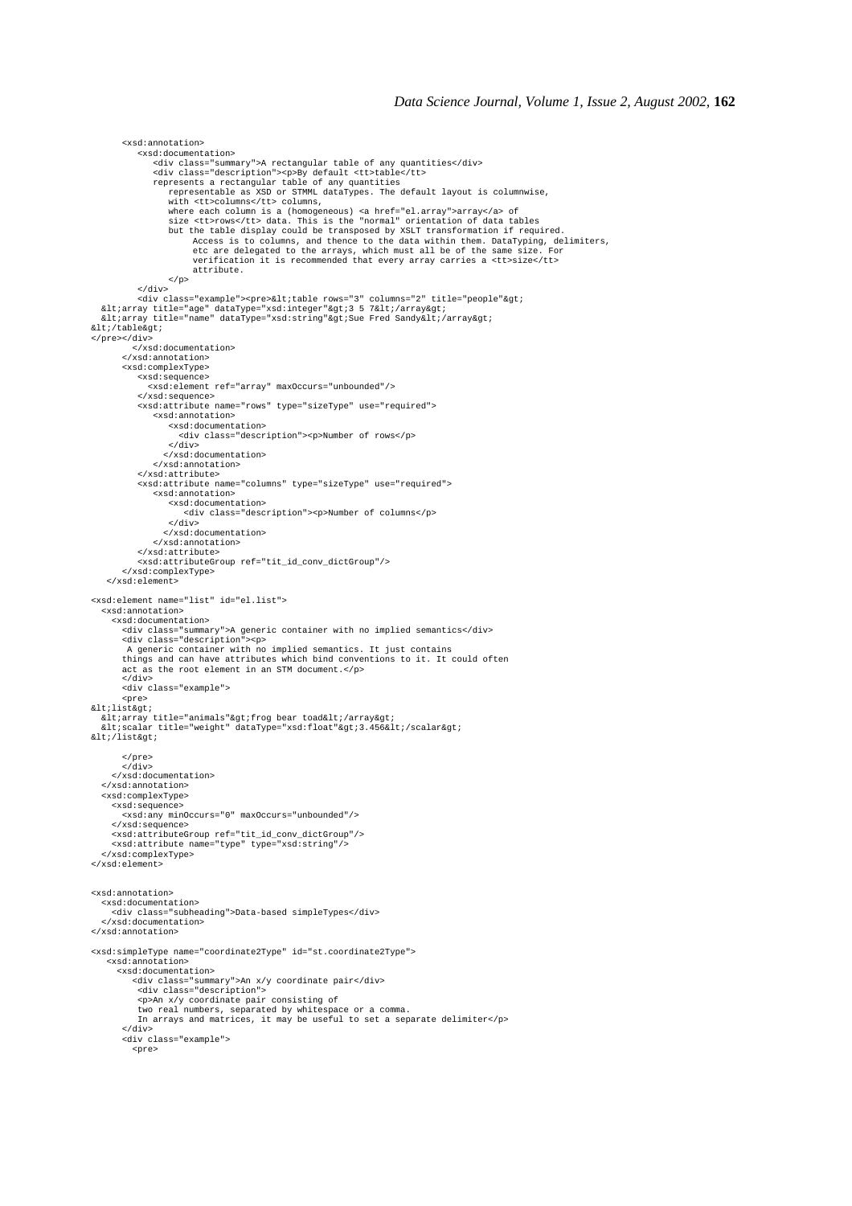```
      <xsd:annotation>
         <xsd:documentation>
            <div class="summary">A rectangular table of any quantities</div>
            <div class="description"><p>By default <tt>table</tt>
            represents a rectangular table of any quantities
               representable as XSD or STMML dataTypes. The default layout is columnwise,
               with <tt>columns</tt> columns,
               where each column is a (homogeneous) <a href="el.array">array</a> of
               size <tt>rows</tt> data. This is the "normal" orientation of data tables
               but the table display could be transposed by XSLT transformation if required.
                    Access is to columns, and thence to the data within them. DataTyping, delimiters,
                    etc are delegated to the arrays, which must all be of the same size. For
                    verification it is recommended that every array carries a <tt>size</tt>
                    attribute.
               </p>
         </div>
         <div class="example"><pre>&lt;table rows="3" columns="2" title="people"&gt;
  &lt;array title="age" dataType="xsd:integer"&gt;3 5 7&lt;/array&gt;
  &lt;array title="name" dataType="xsd:string"&gt;Sue Fred Sandy&lt;/array&gt;
&lt;/table&gt;
</pre></div>
         </xsd:documentation>
      </xsd:annotation>
      <xsd:complexType>
         <xsd:sequence>
           <xsd:element ref="array" maxOccurs="unbounded"/>
         </xsd:sequence>
         <xsd:attribute name="rows" type="sizeType" use="required">
            <xsd:annotation>
               <xsd:documentation>
                 <div class="description"><p>Number of rows</p>
               </div>
              </xsd:documentation>
            </xsd:annotation>
         </xsd:attribute>
         <xsd:attribute name="columns" type="sizeType" use="required">
            <xsd:annotation>
               <xsd:documentation>
                  <div class="description"><p>Number of columns</p>
               </div>
              </xsd:documentation>
            </xsd:annotation>
         </xsd:attribute>
         <xsd:attributeGroup ref="tit_id_conv_dictGroup"/>
      </xsd:complexType>
   </xsd:element>

<xsd:element name="list" id="el.list">
  <xsd:annotation>
    <xsd:documentation>
      <div class="summary">A generic container with no implied semantics</div>
      <div class="description"><p>
       A generic container with no implied semantics. It just contains
      things and can have attributes which bind conventions to it. It could often
      act as the root element in an STM document.</p>
      </div>
      <div class="example">
      <pre>
&lt;list&gt;
  &lt;array title="animals"&gt;frog bear toad&lt;/array&gt;
  &lt;scalar title="weight" dataType="xsd:float"&gt;3.456&lt;/scalar&gt;
&lt;/list&gt;

      </pre>
      </div>
    </xsd:documentation>
  </xsd:annotation>
  <xsd:complexType>
    <xsd:sequence>
      <xsd:any minOccurs="0" maxOccurs="unbounded"/>
    </xsd:sequence>
    <xsd:attributeGroup ref="tit_id_conv_dictGroup"/>
    <xsd:attribute name="type" type="xsd:string"/>
  </xsd:complexType>
</xsd:element>


<xsd:annotation>
  <xsd:documentation>
    <div class="subheading">Data-based simpleTypes</div>
  </xsd:documentation>
</xsd:annotation>

<xsd:simpleType name="coordinate2Type" id="st.coordinate2Type">
   <xsd:annotation>
     <xsd:documentation>
        <div class="summary">An x/y coordinate pair</div>
         <div class="description">
         <p>An x/y coordinate pair consisting of
         two real numbers, separated by whitespace or a comma.
         In arrays and matrices, it may be useful to set a separate delimiter</p>
      </div>
      <div class="example">
        <pre>
```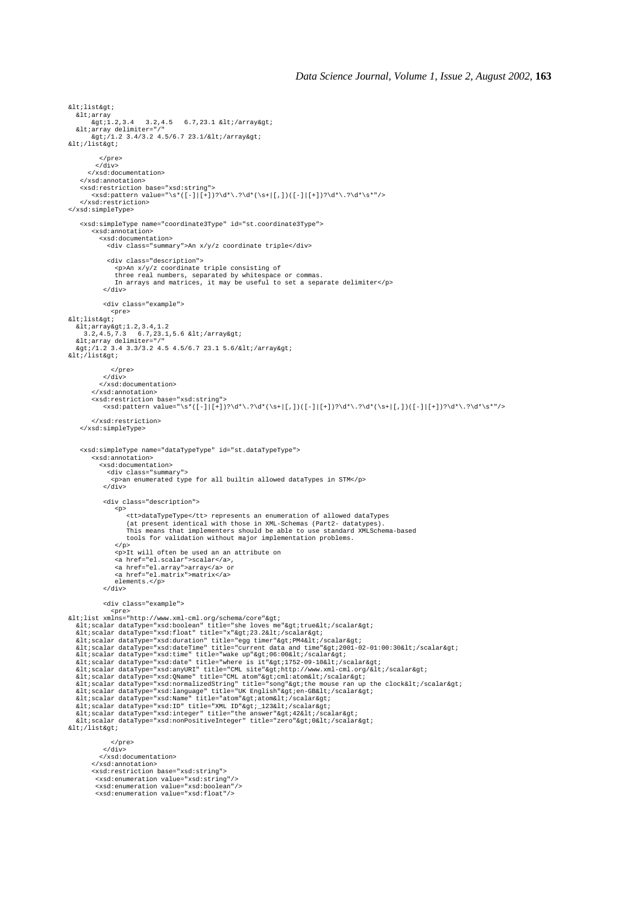```
&lt;list&gt;
  &lt;array
      &gt;1.2,3.4   3.2,4.5   6.7,23.1 &lt;/array&gt;
  &lt;array delimiter="/"
      &gt;/1.2 3.4/3.2 4.5/6.7 23.1/&lt;/array&gt;
&lt;/list&gt;

        </pre>
       </div>
     </xsd:documentation>
   </xsd:annotation>
   <xsd:restriction base="xsd:string">
      <xsd:pattern value="\s*([-]|[+])?\d*\.?\d*(\s+|[,])([-]|[+])?\d*\.?\d*\s*"/>
   </xsd:restriction>
</xsd:simpleType>

   <xsd:simpleType name="coordinate3Type" id="st.coordinate3Type">
      <xsd:annotation>
        <xsd:documentation>
          <div class="summary">An x/y/z coordinate triple</div>

          <div class="description">
            <p>An x/y/z coordinate triple consisting of
            three real numbers, separated by whitespace or commas.
            In arrays and matrices, it may be useful to set a separate delimiter</p>
         </div>

         <div class="example">
           <pre>
&lt;list&gt;
  &lt;array&gt;1.2,3.4,1.2
    3.2,4.5,7.3   6.7,23.1,5.6 &lt;/array&gt;
  &lt;array delimiter="/"
  &gt;/1.2 3.4 3.3/3.2 4.5 4.5/6.7 23.1 5.6/&lt;/array&gt;
&lt;/list&gt;

           </pre>
         </div>
        </xsd:documentation>
      </xsd:annotation>
      <xsd:restriction base="xsd:string">
         <xsd:pattern value="\s*([-]|[+])?\d*\.?\d*(\s+|[,])([-]|[+])?\d*\.?\d*(\s+|[,])([-]|[+])?\d*\.?\d*\s*"/>

      </xsd:restriction>
   </xsd:simpleType>


   <xsd:simpleType name="dataTypeType" id="st.dataTypeType">
      <xsd:annotation>
        <xsd:documentation>
          <div class="summary">
           <p>an enumerated type for all builtin allowed dataTypes in STM</p>
         </div>

         <div class="description">
            <p>
               <tt>dataTypeType</tt> represents an enumeration of allowed dataTypes
               (at present identical with those in XML-Schemas (Part2- datatypes).
               This means that implementers should be able to use standard XMLSchema-based
               tools for validation without major implementation problems.
            </p>
            <p>It will often be used an an attribute on
            <a href="el.scalar">scalar</a>,
            <a href="el.array">array</a> or
            <a href="el.matrix">matrix</a>
            elements.</p>
         </div>

         <div class="example">
           <pre>
&lt;list xmlns="http://www.xml-cml.org/schema/core"&gt;
  &lt;scalar dataType="xsd:boolean" title="she loves me"&gt;true&lt;/scalar&gt;
  &lt;scalar dataType="xsd:float" title="x"&gt;23.2&lt;/scalar&gt;
  &lt;scalar dataType="xsd:duration" title="egg timer"&gt;PM4&lt;/scalar&gt;
  &lt;scalar dataType="xsd:dateTime" title="current data and time"&gt;2001-02-01:00:30&lt;/scalar&gt;
  &lt;scalar dataType="xsd:time" title="wake up"&gt;06:00&lt;/scalar&gt;
  &lt;scalar dataType="xsd:date" title="where is it"&gt;1752-09-10&lt;/scalar&gt;
  &lt;scalar dataType="xsd:anyURI" title="CML site"&gt;http://www.xml-cml.org/&lt;/scalar&gt;
  &lt;scalar dataType="xsd:QName" title="CML atom"&gt;cml:atom&lt;/scalar&gt;
  &lt;scalar dataType="xsd:normalizedString" title="song"&gt;the mouse ran up the clock&lt;/scalar&gt;
  &lt;scalar dataType="xsd:language" title="UK English"&gt;en-GB&lt;/scalar&gt;
  &lt;scalar dataType="xsd:Name" title="atom"&gt;atom&lt;/scalar&gt;
  &lt;scalar dataType="xsd:ID" title="XML ID"&gt;_123&lt;/scalar&gt;
  &lt;scalar dataType="xsd:integer" title="the answer"&gt;42&lt;/scalar&gt;
  &lt;scalar dataType="xsd:nonPositiveInteger" title="zero"&gt;0&lt;/scalar&gt;
&lt;/list&gt;

           </pre>
         </div>
        </xsd:documentation>
      </xsd:annotation>
      <xsd:restriction base="xsd:string">
       <xsd:enumeration value="xsd:string"/>
       <xsd:enumeration value="xsd:boolean"/>
       <xsd:enumeration value="xsd:float"/>
```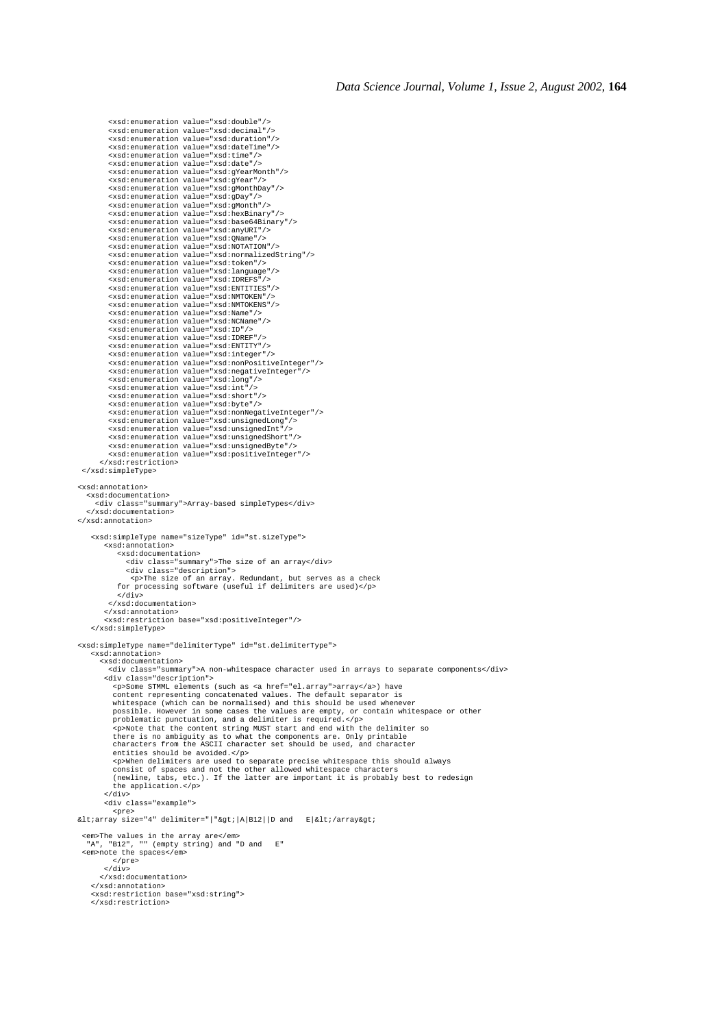```
        <xsd:enumeration value="xsd:double"/>
        <xsd:enumeration value="xsd:decimal"/>
        <xsd:enumeration value="xsd:duration"/>
        <xsd:enumeration value="xsd:dateTime"/>
        <xsd:enumeration value="xsd:time"/>
        <xsd:enumeration value="xsd:date"/>
        <xsd:enumeration value="xsd:gYearMonth"/>
        <xsd:enumeration value="xsd:gYear"/>
        <xsd:enumeration value="xsd:gMonthDay"/>
        <xsd:enumeration value="xsd:gDay"/>
        <xsd:enumeration value="xsd:gMonth"/>
        <xsd:enumeration value="xsd:hexBinary"/>
        <xsd:enumeration value="xsd:base64Binary"/>
        <xsd:enumeration value="xsd:anyURI"/>
        <xsd:enumeration value="xsd:QName"/>
        <xsd:enumeration value="xsd:NOTATION"/>
        <xsd:enumeration value="xsd:normalizedString"/>
        <xsd:enumeration value="xsd:token"/>
        <xsd:enumeration value="xsd:language"/>
        <xsd:enumeration value="xsd:IDREFS"/>
        <xsd:enumeration value="xsd:ENTITIES"/>
        <xsd:enumeration value="xsd:NMTOKEN"/>
        <xsd:enumeration value="xsd:NMTOKENS"/>
        <xsd:enumeration value="xsd:Name"/>
        <xsd:enumeration value="xsd:NCName"/>
        <xsd:enumeration value="xsd:ID"/>
        <xsd:enumeration value="xsd:IDREF"/>
        <xsd:enumeration value="xsd:ENTITY"/>
        <xsd:enumeration value="xsd:integer"/>
        <xsd:enumeration value="xsd:nonPositiveInteger"/>
        <xsd:enumeration value="xsd:negativeInteger"/>
        <xsd:enumeration value="xsd:long"/>
        <xsd:enumeration value="xsd:int"/>
        <xsd:enumeration value="xsd:short"/>
        <xsd:enumeration value="xsd:byte"/>
        <xsd:enumeration value="xsd:nonNegativeInteger"/>
        <xsd:enumeration value="xsd:unsignedLong"/>
        <xsd:enumeration value="xsd:unsignedInt"/>
        <xsd:enumeration value="xsd:unsignedShort"/>
        <xsd:enumeration value="xsd:unsignedByte"/>
        <xsd:enumeration value="xsd:positiveInteger"/>
      </xsd:restriction>
 </xsd:simpleType>

<xsd:annotation>
  <xsd:documentation>
    <div class="summary">Array-based simpleTypes</div>
  </xsd:documentation>
</xsd:annotation>

   <xsd:simpleType name="sizeType" id="st.sizeType">
      <xsd:annotation>
         <xsd:documentation>
           <div class="summary">The size of an array</div>
           <div class="description">
             <p>The size of an array. Redundant, but serves as a check
         for processing software (useful if delimiters are used)</p>
           </div>
         </xsd:documentation>
      </xsd:annotation>
      <xsd:restriction base="xsd:positiveInteger"/>
   </xsd:simpleType>

<xsd:simpleType name="delimiterType" id="st.delimiterType">
   <xsd:annotation>
     <xsd:documentation>
       <div class="summary">A non-whitespace character used in arrays to separate components</div>
      <div class="description">
        <p>Some STMML elements (such as <a href="el.array">array</a>) have
        content representing concatenated values. The default separator is
        whitespace (which can be normalised) and this should be used whenever
        possible. However in some cases the values are empty, or contain whitespace or other
        problematic punctuation, and a delimiter is required.</p>
        <p>Note that the content string MUST start and end with the delimiter so
        there is no ambiguity as to what the components are. Only printable
        characters from the ASCII character set should be used, and character
        entities should be avoided.</p>
        <p>When delimiters are used to separate precise whitespace this should always
        consist of spaces and not the other allowed whitespace characters
        (newline, tabs, etc.). If the latter are important it is probably best to redesign
        the application.</p>
      </div>
      <div class="example">
        <pre>
&lt;array size="4" delimiter="|"&gt;|A|B12||D and   E|&lt;/array&gt;

 <em>The values in the array are</em>
  "A", "B12", "" (empty string) and "D and   E"
 <em>note the spaces</em>
        </pre>
      </div>
     </xsd:documentation>
   </xsd:annotation>
   <xsd:restriction base="xsd:string">
   </xsd:restriction>
```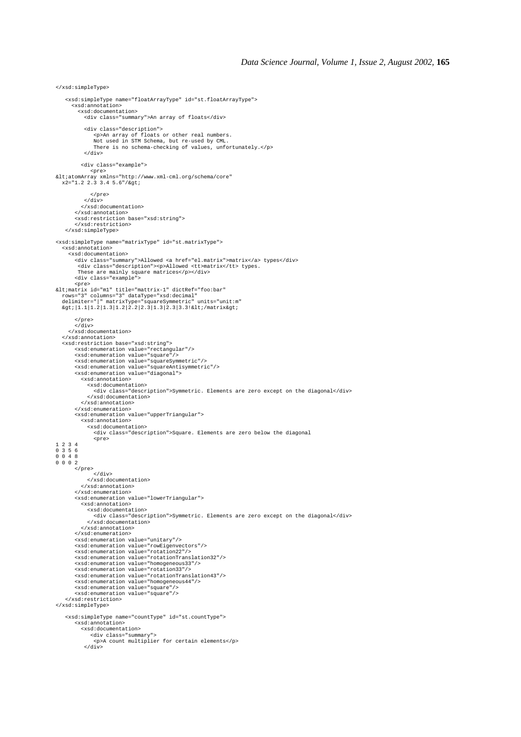```
</xsd:simpleType>

   <xsd:simpleType name="floatArrayType" id="st.floatArrayType">
     <xsd:annotation>
       <xsd:documentation>
         <div class="summary">An array of floats</div>

         <div class="description">
            <p>An array of floats or other real numbers.
            Not used in STM Schema, but re-used by CML.
            There is no schema-checking of values, unfortunately.</p>
         </div>

        <div class="example">
           <pre>
&lt;atomArray xmlns="http://www.xml-cml.org/schema/core"
  x2="1.2 2.3 3.4 5.6"/&gt;

           </pre>
         </div>
        </xsd:documentation>
      </xsd:annotation>
      <xsd:restriction base="xsd:string">
      </xsd:restriction>
   </xsd:simpleType>

<xsd:simpleType name="matrixType" id="st.matrixType">
  <xsd:annotation>
    <xsd:documentation>
      <div class="summary">Allowed <a href="el.matrix">matrix</a> types</div>
       <div class="description"><p>Allowed <tt>matrix</tt> types.
       These are mainly square matrices</p></div>
      <div class="example">
      <pre>
&lt;matrix id="m1" title="mattrix-1" dictRef="foo:bar"
  rows="3" columns="3" dataType="xsd:decimal"
  delimiter="|" matrixType="squareSymmetric" units="unit:m"
  &gt;|1.1|1.2|1.3|1.2|2.2|2.3|1.3|2.3|3.3!&lt;/matrix&gt;

      </pre>
      </div>
    </xsd:documentation>
  </xsd:annotation>
  <xsd:restriction base="xsd:string">
      <xsd:enumeration value="rectangular"/>
      <xsd:enumeration value="square"/>
      <xsd:enumeration value="squareSymmetric"/>
      <xsd:enumeration value="squareAntisymmetric"/>
      <xsd:enumeration value="diagonal">
        <xsd:annotation>
          <xsd:documentation>
            <div class="description">Symmetric. Elements are zero except on the diagonal</div>
          </xsd:documentation>
        </xsd:annotation>
      </xsd:enumeration>
      <xsd:enumeration value="upperTriangular">
        <xsd:annotation>
          <xsd:documentation>
            <div class="description">Square. Elements are zero below the diagonal
            <pre>
1 2 3 4
0 3 5 6
0 0 4 8
0 0 0 2
      </pre>
            </div>
          </xsd:documentation>
        </xsd:annotation>
      </xsd:enumeration>
      <xsd:enumeration value="lowerTriangular">
        <xsd:annotation>
          <xsd:documentation>
            <div class="description">Symmetric. Elements are zero except on the diagonal</div>
          </xsd:documentation>
        </xsd:annotation>
      </xsd:enumeration>
      <xsd:enumeration value="unitary"/>
      <xsd:enumeration value="rowEigenvectors"/>
      <xsd:enumeration value="rotation22"/>
      <xsd:enumeration value="rotationTranslation32"/>
      <xsd:enumeration value="homogeneous33"/>
      <xsd:enumeration value="rotation33"/>
      <xsd:enumeration value="rotationTranslation43"/>
      <xsd:enumeration value="homogeneous44"/>
      <xsd:enumeration value="square"/>
      <xsd:enumeration value="square"/>
  </xsd:restriction>
</xsd:simpleType>

   <xsd:simpleType name="countType" id="st.countType">
      <xsd:annotation>
        <xsd:documentation>
           <div class="summary">
             <p>A count multiplier for certain elements</p>
          </div>
```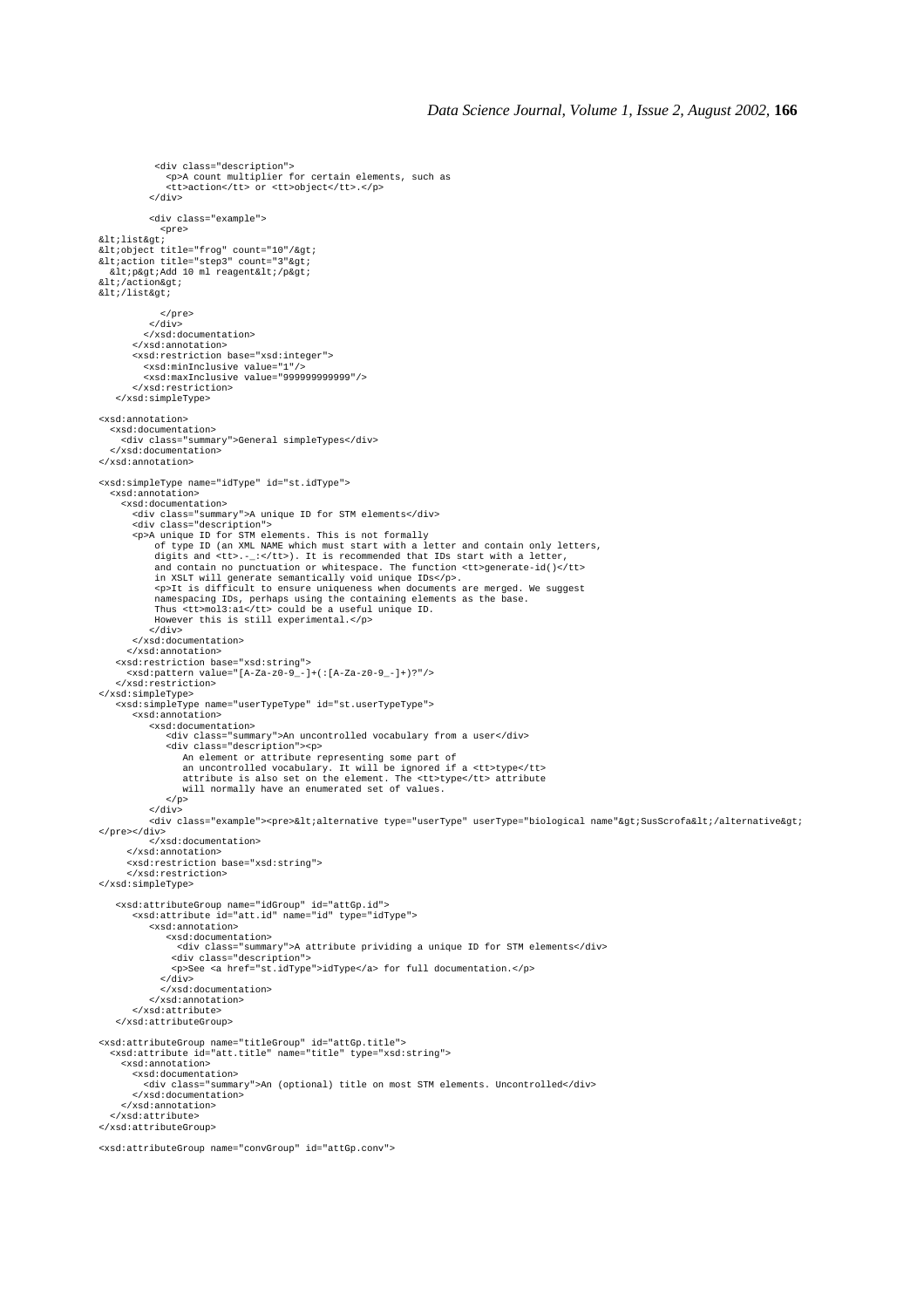```
          <div class="description">
            <p>A count multiplier for certain elements, such as
            <tt>action</tt> or <tt>object</tt>.</p>
          </div>

          <div class="example">
            <pre>
&lt;list&gt;
&lt;object title="frog" count="10"/&gt;
&lt;action title="step3" count="3"&gt;
  &lt;p&gt;Add 10 ml reagent&lt;/p&gt;
&lt;/action&gt;
&lt;/list&gt;

            </pre>
          </div>
        </xsd:documentation>
      </xsd:annotation>
      <xsd:restriction base="xsd:integer">
        <xsd:minInclusive value="1"/>
        <xsd:maxInclusive value="999999999999"/>
      </xsd:restriction>
   </xsd:simpleType>

<xsd:annotation>
  <xsd:documentation>
    <div class="summary">General simpleTypes</div>
  </xsd:documentation>
</xsd:annotation>

<xsd:simpleType name="idType" id="st.idType">
  <xsd:annotation>
    <xsd:documentation>
      <div class="summary">A unique ID for STM elements</div>
      <div class="description">
      <p>A unique ID for STM elements. This is not formally
          of type ID (an XML NAME which must start with a letter and contain only letters,
          digits and <tt>.-_:</tt>). It is recommended that IDs start with a letter,
          and contain no punctuation or whitespace. The function <tt>generate-id()</tt>
          in XSLT will generate semantically void unique IDs</p>.
          <p>It is difficult to ensure uniqueness when documents are merged. We suggest
          namespacing IDs, perhaps using the containing elements as the base.
          Thus <tt>mol3:a1</tt> could be a useful unique ID.
          However this is still experimental.</p>
        </div>
      </xsd:documentation>
    </xsd:annotation>
   <xsd:restriction base="xsd:string">
     <xsd:pattern value="[A-Za-z0-9_-]+(:[A-Za-z0-9_-]+)?"/>
   </xsd:restriction>
</xsd:simpleType>
   <xsd:simpleType name="userTypeType" id="st.userTypeType">
      <xsd:annotation>
         <xsd:documentation>
            <div class="summary">An uncontrolled vocabulary from a user</div>
            <div class="description"><p>
               An element or attribute representing some part of
               an uncontrolled vocabulary. It will be ignored if a <tt>type</tt>
               attribute is also set on the element. The <tt>type</tt> attribute
               will normally have an enumerated set of values.
            </p>
         </div>
         <div class="example"><pre>&lt;alternative type="userType" userType="biological name"&gt;SusScrofa&lt;/alternative&gt;
</pre></div>
         </xsd:documentation>
     </xsd:annotation>
     <xsd:restriction base="xsd:string">
     </xsd:restriction>
</xsd:simpleType>

   <xsd:attributeGroup name="idGroup" id="attGp.id">
      <xsd:attribute id="att.id" name="id" type="idType">
         <xsd:annotation>
            <xsd:documentation>
              <div class="summary">A attribute prividing a unique ID for STM elements</div>
             <div class="description">
             <p>See <a href="st.idType">idType</a> for full documentation.</p>
           </div>
            </xsd:documentation>
         </xsd:annotation>
      </xsd:attribute>
   </xsd:attributeGroup>

<xsd:attributeGroup name="titleGroup" id="attGp.title">
  <xsd:attribute id="att.title" name="title" type="xsd:string">
    <xsd:annotation>
      <xsd:documentation>
        <div class="summary">An (optional) title on most STM elements. Uncontrolled</div>
      </xsd:documentation>
    </xsd:annotation>
  </xsd:attribute>
</xsd:attributeGroup>

<xsd:attributeGroup name="convGroup" id="attGp.conv">
```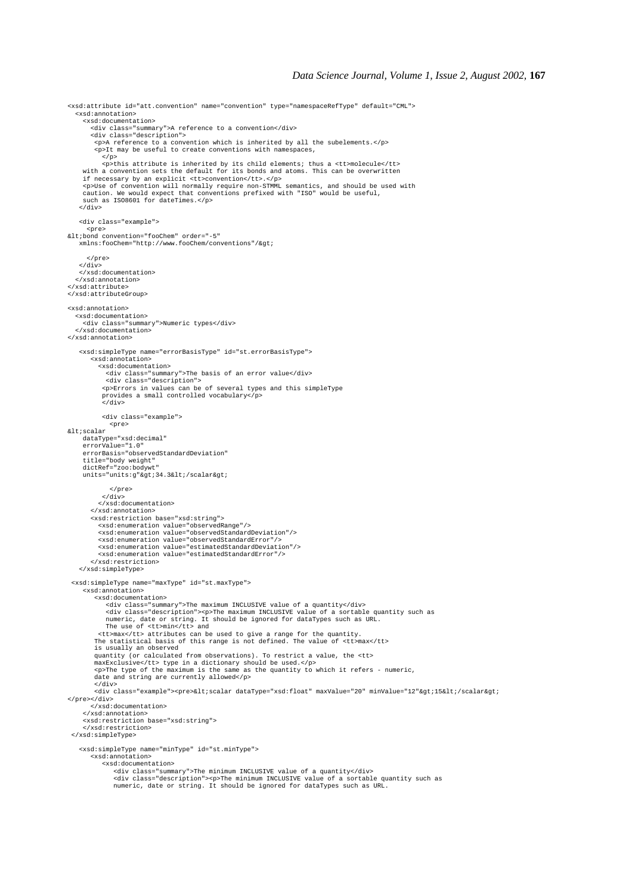```
<xsd:attribute id="att.convention" name="convention" type="namespaceRefType" default="CML">
  <xsd:annotation>
    <xsd:documentation>
      <div class="summary">A reference to a convention</div>
      <div class="description">
       <p>A reference to a convention which is inherited by all the subelements.</p>
       <p>It may be useful to create conventions with namespaces,
         </p>
         <p>this attribute is inherited by its child elements; thus a <tt>molecule</tt>
    with a convention sets the default for its bonds and atoms. This can be overwritten
    if necessary by an explicit <tt>convention</tt>.</p>
    <p>Use of convention will normally require non-STMML semantics, and should be used with
    caution. We would expect that conventions prefixed with "ISO" would be useful,
    such as ISO8601 for dateTimes.</p>
   </div>

   <div class="example">
     <pre>
&lt;bond convention="fooChem" order="-5"
   xmlns:fooChem="http://www.fooChem/conventions"/&gt;

     </pre>
   </div>
   </xsd:documentation>
  </xsd:annotation>
</xsd:attribute>
</xsd:attributeGroup>

<xsd:annotation>
  <xsd:documentation>
    <div class="summary">Numeric types</div>
  </xsd:documentation>
</xsd:annotation>

   <xsd:simpleType name="errorBasisType" id="st.errorBasisType">
      <xsd:annotation>
        <xsd:documentation>
          <div class="summary">The basis of an error value</div>
          <div class="description">
         <p>Errors in values can be of several types and this simpleType
         provides a small controlled vocabulary</p>
         </div>

         <div class="example">
           <pre>
&lt;scalar
    dataType="xsd:decimal"
    errorValue="1.0"
    errorBasis="observedStandardDeviation"
    title="body weight"
    dictRef="zoo:bodywt"
    units="units:g"&gt;34.3&lt;/scalar&gt;

           </pre>
         </div>
        </xsd:documentation>
      </xsd:annotation>
      <xsd:restriction base="xsd:string">
        <xsd:enumeration value="observedRange"/>
        <xsd:enumeration value="observedStandardDeviation"/>
        <xsd:enumeration value="observedStandardError"/>
        <xsd:enumeration value="estimatedStandardDeviation"/>
        <xsd:enumeration value="estimatedStandardError"/>
      </xsd:restriction>
   </xsd:simpleType>

 <xsd:simpleType name="maxType" id="st.maxType">
    <xsd:annotation>
       <xsd:documentation>
          <div class="summary">The maximum INCLUSIVE value of a quantity</div>
          <div class="description"><p>The maximum INCLUSIVE value of a sortable quantity such as
          numeric, date or string. It should be ignored for dataTypes such as URL.
          The use of <tt>min</tt> and
        <tt>max</tt> attributes can be used to give a range for the quantity.
       The statistical basis of this range is not defined. The value of <tt>max</tt>
       is usually an observed
       quantity (or calculated from observations). To restrict a value, the <tt>
       maxExclusive</tt> type in a dictionary should be used.</p>
       <p>The type of the maximum is the same as the quantity to which it refers - numeric,
       date and string are currently allowed</p>
       </div>
       <div class="example"><pre>&lt;scalar dataType="xsd:float" maxValue="20" minValue="12"&gt;15&lt;/scalar&gt;
</pre></div>
      </xsd:documentation>
    </xsd:annotation>
    <xsd:restriction base="xsd:string">
    </xsd:restriction>
 </xsd:simpleType>

   <xsd:simpleType name="minType" id="st.minType">
      <xsd:annotation>
         <xsd:documentation>
            <div class="summary">The minimum INCLUSIVE value of a quantity</div>
            <div class="description"><p>The minimum INCLUSIVE value of a sortable quantity such as
            numeric, date or string. It should be ignored for dataTypes such as URL.
```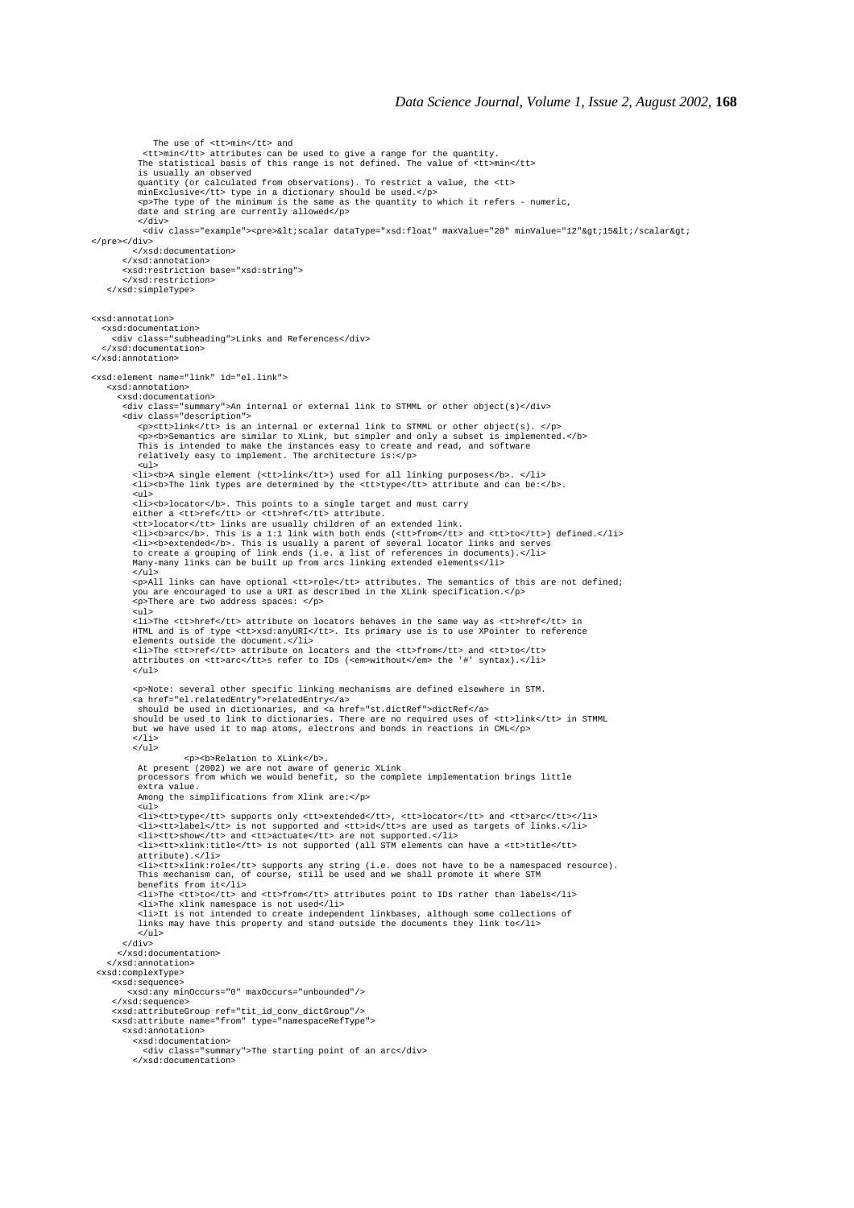```
            The use of <tt>min</tt> and
          <tt>min</tt> attributes can be used to give a range for the quantity.
         The statistical basis of this range is not defined. The value of <tt>min</tt>
         is usually an observed
         quantity (or calculated from observations). To restrict a value, the <tt>
         minExclusive</tt> type in a dictionary should be used.</p>
         <p>The type of the minimum is the same as the quantity to which it refers - numeric,
         date and string are currently allowed</p>
         </div>
          <div class="example"><pre>&lt;scalar dataType="xsd:float" maxValue="20" minValue="12"&gt;15&lt;/scalar&gt;
</pre></div>
        </xsd:documentation>
      </xsd:annotation>
      <xsd:restriction base="xsd:string">
      </xsd:restriction>
   </xsd:simpleType>


<xsd:annotation>
  <xsd:documentation>
    <div class="subheading">Links and References</div>
  </xsd:documentation>
</xsd:annotation>

<xsd:element name="link" id="el.link">
   <xsd:annotation>
     <xsd:documentation>
      <div class="summary">An internal or external link to STMML or other object(s)</div>
      <div class="description">
         <p><tt>link</tt> is an internal or external link to STMML or other object(s). </p>
         <p><b>Semantics are similar to XLink, but simpler and only a subset is implemented.</b>
         This is intended to make the instances easy to create and read, and software
         relatively easy to implement. The architecture is:</p>
         <ul>
        <li><b>A single element (<tt>link</tt>) used for all linking purposes</b>. </li>
        <li><b>The link types are determined by the <tt>type</tt> attribute and can be:</b>.
        <ul>
        <li><b>locator</b>. This points to a single target and must carry
        either a <tt>ref</tt> or <tt>href</tt> attribute.
        <tt>locator</tt> links are usually children of an extended link.
        <li><b>arc</b>. This is a 1:1 link with both ends (<tt>from</tt> and <tt>to</tt>) defined.</li>
        <li><b>extended</b>. This is usually a parent of several locator links and serves
        to create a grouping of link ends (i.e. a list of references in documents).</li>
        Many-many links can be built up from arcs linking extended elements</li>
        </ul>
        <p>All links can have optional <tt>role</tt> attributes. The semantics of this are not defined;
        you are encouraged to use a URI as described in the XLink specification.</p>
        <p>There are two address spaces: </p>
        <ul>
        <li>The <tt>href</tt> attribute on locators behaves in the same way as <tt>href</tt> in
        HTML and is of type <tt>xsd:anyURI</tt>. Its primary use is to use XPointer to reference
        elements outside the document.</li>
        <li>The <tt>ref</tt> attribute on locators and the <tt>from</tt> and <tt>to</tt>
        attributes on <tt>arc</tt>s refer to IDs (<em>without</em> the '#' syntax).</li>
        </ul>

        <p>Note: several other specific linking mechanisms are defined elsewhere in STM.
        <a href="el.relatedEntry">relatedEntry</a>
         should be used in dictionaries, and <a href="st.dictRef">dictRef</a>
        should be used to link to dictionaries. There are no required uses of <tt>link</tt> in STMML
        but we have used it to map atoms, electrons and bonds in reactions in CML</p>
        </li>
        </ul>
                  <p><b>Relation to XLink</b>.
         At present (2002) we are not aware of generic XLink
         processors from which we would benefit, so the complete implementation brings little
         extra value.
         Among the simplifications from Xlink are:</p>
         <ul>
         <li><tt>type</tt> supports only <tt>extended</tt>, <tt>locator</tt> and <tt>arc</tt></li>
         <li><tt>label</tt> is not supported and <tt>id</tt>s are used as targets of links.</li>
         <li><tt>show</tt> and <tt>actuate</tt> are not supported.</li>
         <li><tt>xlink:title</tt> is not supported (all STM elements can have a <tt>title</tt>
         attribute).</li>
         <li><tt>xlink:role</tt> supports any string (i.e. does not have to be a namespaced resource).
         This mechanism can, of course, still be used and we shall promote it where STM
         benefits from it</li>
         <li>The <tt>to</tt> and <tt>from</tt> attributes point to IDs rather than labels</li>
         <li>The xlink namespace is not used</li>
         <li>It is not intended to create independent linkbases, although some collections of
         links may have this property and stand outside the documents they link to</li>
         </ul>
      </div>
     </xsd:documentation>
   </xsd:annotation>
 <xsd:complexType>
    <xsd:sequence>
      <xsd:any minOccurs="0" maxOccurs="unbounded"/>
    </xsd:sequence>
    <xsd:attributeGroup ref="tit_id_conv_dictGroup"/>
    <xsd:attribute name="from" type="namespaceRefType">
      <xsd:annotation>
        <xsd:documentation>
          <div class="summary">The starting point of an arc</div>
        </xsd:documentation>
```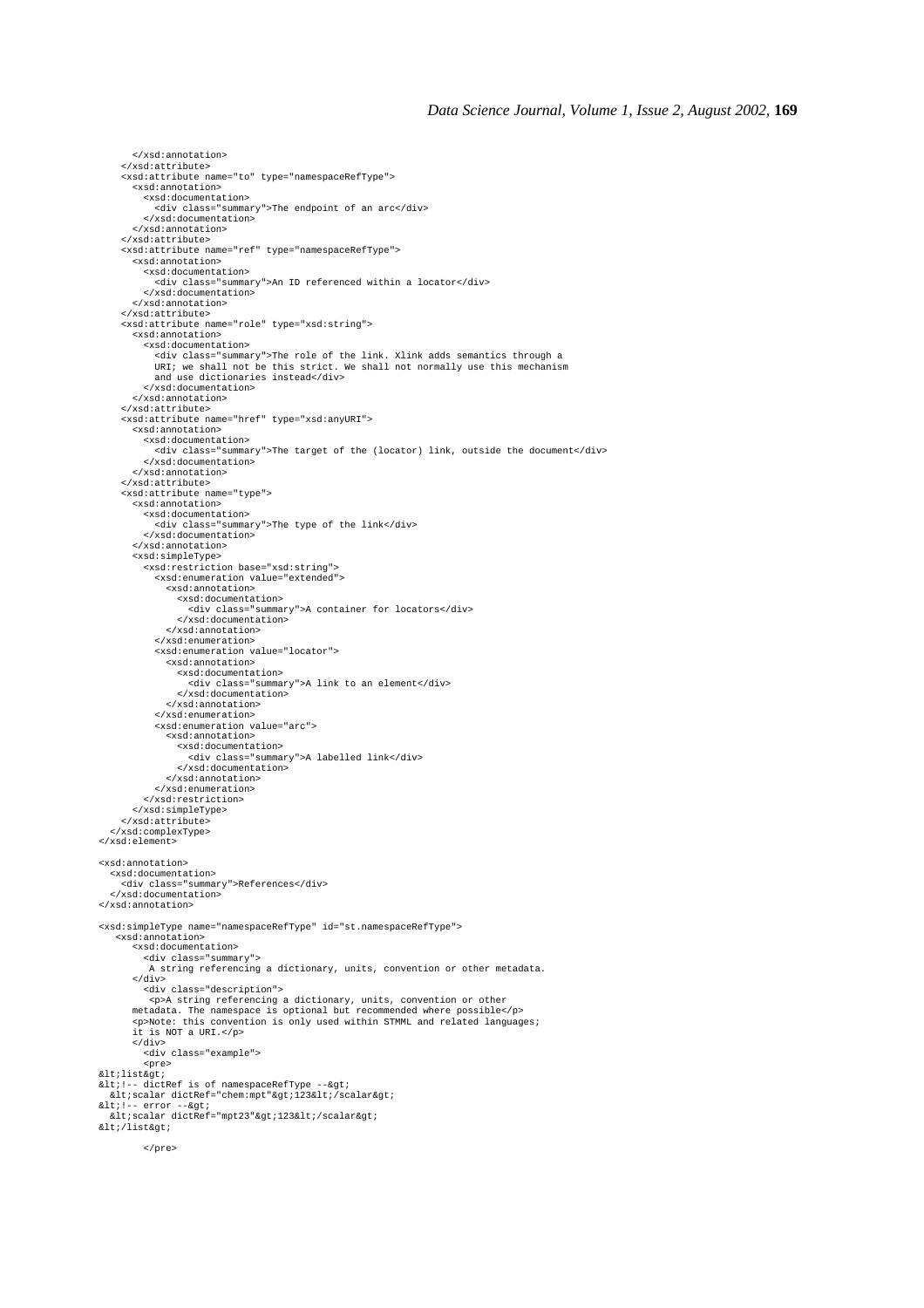```
      </xsd:annotation>
    </xsd:attribute>
    <xsd:attribute name="to" type="namespaceRefType">
      <xsd:annotation>
        <xsd:documentation>
          <div class="summary">The endpoint of an arc</div>
        </xsd:documentation>
      </xsd:annotation>
    </xsd:attribute>
    <xsd:attribute name="ref" type="namespaceRefType">
      <xsd:annotation>
        <xsd:documentation>
          <div class="summary">An ID referenced within a locator</div>
        </xsd:documentation>
      </xsd:annotation>
    </xsd:attribute>
    <xsd:attribute name="role" type="xsd:string">
      <xsd:annotation>
        <xsd:documentation>
          <div class="summary">The role of the link. Xlink adds semantics through a
          URI; we shall not be this strict. We shall not normally use this mechanism
          and use dictionaries instead</div>
        </xsd:documentation>
      </xsd:annotation>
    </xsd:attribute>
    <xsd:attribute name="href" type="xsd:anyURI">
      <xsd:annotation>
        <xsd:documentation>
          <div class="summary">The target of the (locator) link, outside the document</div>
        </xsd:documentation>
      </xsd:annotation>
    </xsd:attribute>
    <xsd:attribute name="type">
      <xsd:annotation>
        <xsd:documentation>
          <div class="summary">The type of the link</div>
        </xsd:documentation>
      </xsd:annotation>
      <xsd:simpleType>
        <xsd:restriction base="xsd:string">
          <xsd:enumeration value="extended">
            <xsd:annotation>
              <xsd:documentation>
                <div class="summary">A container for locators</div>
              </xsd:documentation>
            </xsd:annotation>
          </xsd:enumeration>
          <xsd:enumeration value="locator">
            <xsd:annotation>
              <xsd:documentation>
                <div class="summary">A link to an element</div>
              </xsd:documentation>
            </xsd:annotation>
          </xsd:enumeration>
          <xsd:enumeration value="arc">
            <xsd:annotation>
              <xsd:documentation>
                <div class="summary">A labelled link</div>
              </xsd:documentation>
            </xsd:annotation>
          </xsd:enumeration>
        </xsd:restriction>
      </xsd:simpleType>
    </xsd:attribute>
  </xsd:complexType>
</xsd:element>

<xsd:annotation>
  <xsd:documentation>
    <div class="summary">References</div>
  </xsd:documentation>
</xsd:annotation>

<xsd:simpleType name="namespaceRefType" id="st.namespaceRefType">
   <xsd:annotation>
      <xsd:documentation>
        <div class="summary">
         A string referencing a dictionary, units, convention or other metadata.
      </div>
        <div class="description">
         <p>A string referencing a dictionary, units, convention or other
      metadata. The namespace is optional but recommended where possible</p>
      <p>Note: this convention is only used within STMML and related languages;
      it is NOT a URI.</p>
      </div>
        <div class="example">
        <pre>
&lt;list&gt;
&lt;!-- dictRef is of namespaceRefType --&gt;
  &lt;scalar dictRef="chem:mpt"&gt;123&lt;/scalar&gt;
&lt;!-- error --&gt;
  &lt;scalar dictRef="mpt23"&gt;123&lt;/scalar&gt;
&lt;/list&gt;

        </pre>
```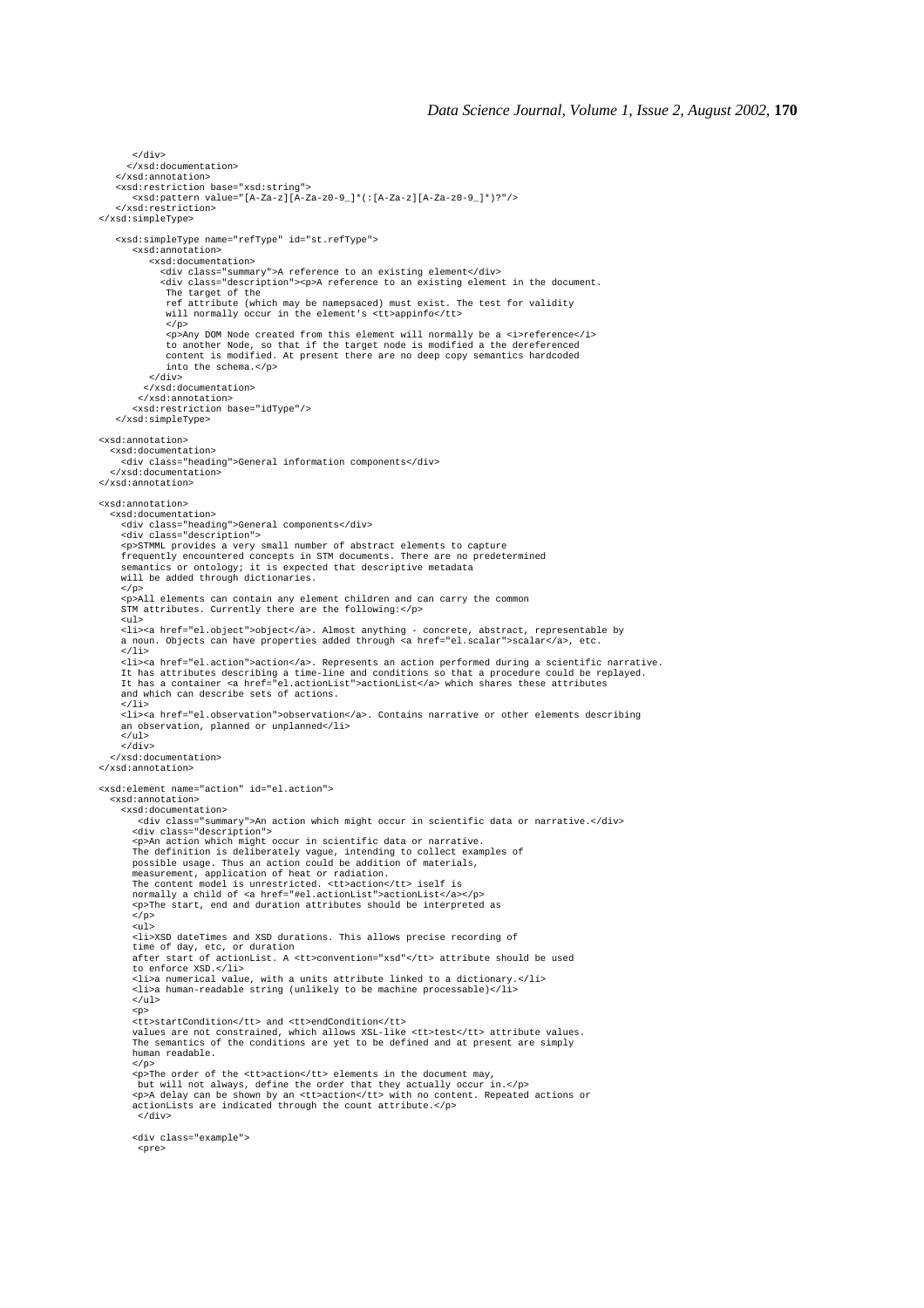```
      </div>
     </xsd:documentation>
   </xsd:annotation>
   <xsd:restriction base="xsd:string">
      <xsd:pattern value="[A-Za-z][A-Za-z0-9_]*(:[A-Za-z][A-Za-z0-9_]*)?"/>
   </xsd:restriction>
</xsd:simpleType>

   <xsd:simpleType name="refType" id="st.refType">
      <xsd:annotation>
         <xsd:documentation>
           <div class="summary">A reference to an existing element</div>
           <div class="description"><p>A reference to an existing element in the document.
            The target of the
            ref attribute (which may be namepsaced) must exist. The test for validity
            will normally occur in the element's <tt>appinfo</tt>
            </p>
            <p>Any DOM Node created from this element will normally be a <i>reference</i>
            to another Node, so that if the target node is modified a the dereferenced
            content is modified. At present there are no deep copy semantics hardcoded
            into the schema.</p>
         </div>
        </xsd:documentation>
       </xsd:annotation>
      <xsd:restriction base="idType"/>
   </xsd:simpleType>

<xsd:annotation>
  <xsd:documentation>
    <div class="heading">General information components</div>
  </xsd:documentation>
</xsd:annotation>

<xsd:annotation>
  <xsd:documentation>
    <div class="heading">General components</div>
    <div class="description">
    <p>STMML provides a very small number of abstract elements to capture
    frequently encountered concepts in STM documents. There are no predetermined
    semantics or ontology; it is expected that descriptive metadata
    will be added through dictionaries.
    </p>
    <p>All elements can contain any element children and can carry the common
    STM attributes. Currently there are the following:</p>
    <ul>
    <li><a href="el.object">object</a>. Almost anything - concrete, abstract, representable by
    a noun. Objects can have properties added through <a href="el.scalar">scalar</a>, etc.
    </li>
    <li><a href="el.action">action</a>. Represents an action performed during a scientific narrative.
    It has attributes describing a time-line and conditions so that a procedure could be replayed.
    It has a container <a href="el.actionList">actionList</a> which shares these attributes
    and which can describe sets of actions.
    </li>
    <li><a href="el.observation">observation</a>. Contains narrative or other elements describing
    an observation, planned or unplanned</li>
    </ul>
    </div>
  </xsd:documentation>
</xsd:annotation>

<xsd:element name="action" id="el.action">
  <xsd:annotation>
    <xsd:documentation>
      <div class="summary">An action which might occur in scientific data or narrative.</div>
      <div class="description">
      <p>An action which might occur in scientific data or narrative.
      The definition is deliberately vague, intending to collect examples of
      possible usage. Thus an action could be addition of materials,
      measurement, application of heat or radiation.
      The content model is unrestricted. <tt>action</tt> iseIf is
      normally a child of <a href="#el.actionList">actionList</a></p>
      <p>The start, end and duration attributes should be interpreted as
      </p>
      <ul>
      <li>XSD dateTimes and XSD durations. This allows precise recording of
      time of day, etc, or duration
      after start of actionList. A <tt>convention="xsd"</tt> attribute should be used
      to enforce XSD.</li>
      <li>a numerical value, with a units attribute linked to a dictionary.</li>
      <li>a human-readable string (unlikely to be machine processable)</li>
      </ul>
      <p>
      <tt>startCondition</tt> and <tt>endCondition</tt>
      values are not constrained, which allows XSL-like <tt>test</tt> attribute values.
      The semantics of the conditions are yet to be defined and at present are simply
      human readable.
      </p>
      <p>The order of the <tt>action</tt> elements in the document may,
       but will not always, define the order that they actually occur in.</p>
      <p>A delay can be shown by an <tt>action</tt> with no content. Repeated actions or
      actionLists are indicated through the count attribute.</p>
       </div>

      <div class="example">
       <pre>
```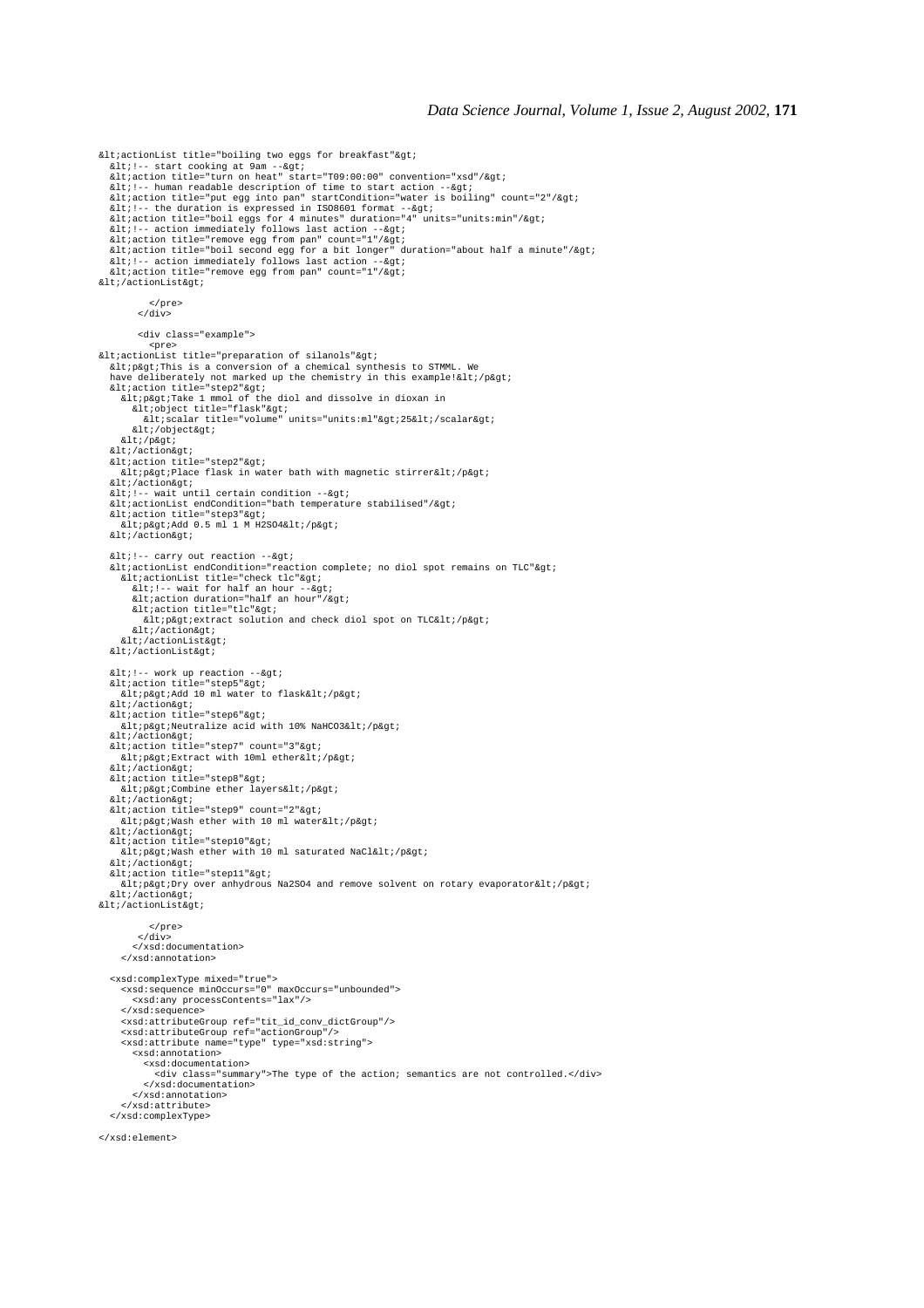```
&lt;actionList title="boiling two eggs for breakfast"&gt;
  &lt;!-- start cooking at 9am --&gt;
  &lt;action title="turn on heat" start="T09:00:00" convention="xsd"/&gt;
  &lt;!-- human readable description of time to start action --&gt;
  &lt;action title="put egg into pan" startCondition="water is boiling" count="2"/&gt;
  &lt;!-- the duration is expressed in ISO8601 format --&gt;
  &lt;action title="boil eggs for 4 minutes" duration="4" units="units:min"/&gt;
  &lt;!-- action immediately follows last action --&gt;
  &lt;action title="remove egg from pan" count="1"/&gt;
  &lt;action title="boil second egg for a bit longer" duration="about half a minute"/&gt;
  &lt;!-- action immediately follows last action --&gt;
  &lt;action title="remove egg from pan" count="1"/&gt;
&lt;/actionList&gt;

        </pre>
      </div>

      <div class="example">
        <pre>
&lt;actionList title="preparation of silanols"&gt;
  &lt;p&gt;This is a conversion of a chemical synthesis to STMML. We
  have deliberately not marked up the chemistry in this example!&lt;/p&gt;
  &lt;action title="step2"&gt;
    &lt;p&gt;Take 1 mmol of the diol and dissolve in dioxan in
      &lt;object title="flask"&gt;
        &lt;scalar title="volume" units="units:ml"&gt;25&lt;/scalar&gt;
      &lt;/object&gt;
    &lt;/p&gt;
  &lt;/action&gt;
  &lt;action title="step2"&gt;
    &lt;p&gt;Place flask in water bath with magnetic stirrer&lt;/p&gt;
  &lt;/action&gt;
  &lt;!-- wait until certain condition --&gt;
  &lt;actionList endCondition="bath temperature stabilised"/&gt;
  &lt;action title="step3"&gt;
    &lt;p&gt;Add 0.5 ml 1 M H2SO4&lt;/p&gt;
  &lt;/action&gt;

  &lt;!-- carry out reaction --&gt;
  &lt;actionList endCondition="reaction complete; no diol spot remains on TLC"&gt;
    &lt;actionList title="check tlc"&gt;
      &lt;!-- wait for half an hour --&gt;
      &lt;action duration="half an hour"/&gt;
      &lt;action title="tlc"&gt;
        &lt;p&gt;extract solution and check diol spot on TLC&lt;/p&gt;
      &lt;/action&gt;
    &lt;/actionList&gt;
  &lt;/actionList&gt;

  &lt;!-- work up reaction --&gt;
  &lt;action title="step5"&gt;
    &lt;p&gt;Add 10 ml water to flask&lt;/p&gt;
  &lt;/action&gt;
  &lt;action title="step6"&gt;
    &lt;p&gt;Neutralize acid with 10% NaHCO3&lt;/p&gt;
  &lt;/action&gt;
  &lt;action title="step7" count="3"&gt;
    &lt;p&gt;Extract with 10ml ether&lt;/p&gt;
  &lt;/action&gt;
  &lt;action title="step8"&gt;
    &lt;p&gt;Combine ether layers&lt;/p&gt;
  &lt;/action&gt;
  &lt;action title="step9" count="2"&gt;
    &lt;p&gt;Wash ether with 10 ml water&lt;/p&gt;
  &lt;/action&gt;
  &lt;action title="step10"&gt;
    &lt;p&gt;Wash ether with 10 ml saturated NaCl&lt;/p&gt;
  &lt;/action&gt;
  &lt;action title="step11"&gt;
    &lt;p&gt;Dry over anhydrous Na2SO4 and remove solvent on rotary evaporator&lt;/p&gt;
  &lt;/action&gt;
&lt;/actionList&gt;

        </pre>
      </div>
    </xsd:documentation>
  </xsd:annotation>

  <xsd:complexType mixed="true">
    <xsd:sequence minOccurs="0" maxOccurs="unbounded">
      <xsd:any processContents="lax"/>
    </xsd:sequence>
    <xsd:attributeGroup ref="tit_id_conv_dictGroup"/>
    <xsd:attributeGroup ref="actionGroup"/>
    <xsd:attribute name="type" type="xsd:string">
      <xsd:annotation>
        <xsd:documentation>
          <div class="summary">The type of the action; semantics are not controlled.</div>
        </xsd:documentation>
      </xsd:annotation>
    </xsd:attribute>
  </xsd:complexType>

</xsd:element>
```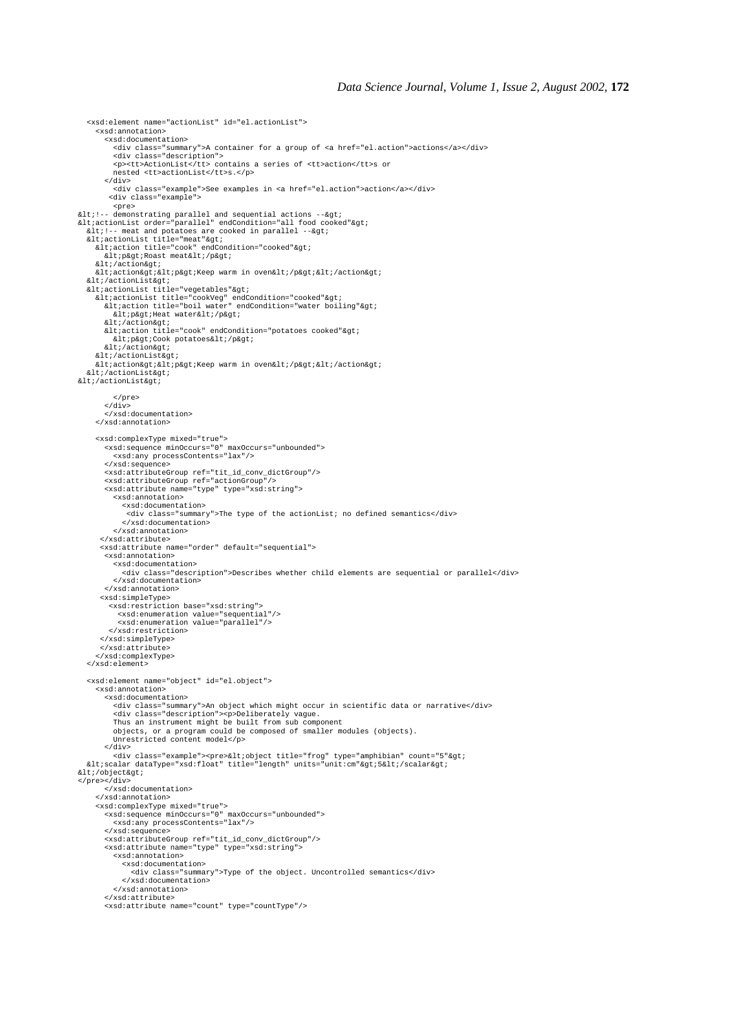```
  <xsd:element name="actionList" id="el.actionList">
    <xsd:annotation>
      <xsd:documentation>
        <div class="summary">A container for a group of <a href="el.action">actions</a></div>
        <div class="description">
        <p><tt>ActionList</tt> contains a series of <tt>action</tt>s or
        nested <tt>actionList</tt>s.</p>
      </div>
        <div class="example">See examples in <a href="el.action">action</a></div>
       <div class="example">
        <pre>
&lt;!-- demonstrating parallel and sequential actions --&gt;
&lt;actionList order="parallel" endCondition="all food cooked"&gt;
  &lt;!-- meat and potatoes are cooked in parallel --&gt;
  &lt;actionList title="meat"&gt;
    &lt;action title="cook" endCondition="cooked"&gt;
      &lt;p&gt;Roast meat&lt;/p&gt;
    &lt;/action&gt;
    &lt;action&gt;&lt;p&gt;Keep warm in oven&lt;/p&gt;&lt;/action&gt;
  &lt;/actionList&gt;
  &lt;actionList title="vegetables"&gt;
    &lt;actionList title="cookVeg" endCondition="cooked"&gt;
      &lt;action title="boil water" endCondition="water boiling"&gt;
        &lt;p&gt;Heat water&lt;/p&gt;
      &lt;/action&gt;
      &lt;action title="cook" endCondition="potatoes cooked"&gt;
        &lt;p&gt;Cook potatoes&lt;/p&gt;
      &lt;/action&gt;
    &lt;/actionList&gt;
    &lt;action&gt;&lt;p&gt;Keep warm in oven&lt;/p&gt;&lt;/action&gt;
  &lt;/actionList&gt;
&lt;/actionList&gt;

        </pre>
      </div>
      </xsd:documentation>
    </xsd:annotation>

    <xsd:complexType mixed="true">
      <xsd:sequence minOccurs="0" maxOccurs="unbounded">
        <xsd:any processContents="lax"/>
      </xsd:sequence>
      <xsd:attributeGroup ref="tit_id_conv_dictGroup"/>
      <xsd:attributeGroup ref="actionGroup"/>
      <xsd:attribute name="type" type="xsd:string">
        <xsd:annotation>
          <xsd:documentation>
           <div class="summary">The type of the actionList; no defined semantics</div>
          </xsd:documentation>
        </xsd:annotation>
     </xsd:attribute>
     <xsd:attribute name="order" default="sequential">
      <xsd:annotation>
        <xsd:documentation>
          <div class="description">Describes whether child elements are sequential or parallel</div>
        </xsd:documentation>
      </xsd:annotation>
     <xsd:simpleType>
      <xsd:restriction base="xsd:string">
        <xsd:enumeration value="sequential"/>
        <xsd:enumeration value="parallel"/>
      </xsd:restriction>
     </xsd:simpleType>
    </xsd:attribute>
   </xsd:complexType>
  </xsd:element>

  <xsd:element name="object" id="el.object">
    <xsd:annotation>
      <xsd:documentation>
        <div class="summary">An object which might occur in scientific data or narrative</div>
        <div class="description"><p>Deliberately vague.
        Thus an instrument might be built from sub component
        objects, or a program could be composed of smaller modules (objects).
        Unrestricted content model</p>
      </div>
        <div class="example"><pre>&lt;object title="frog" type="amphibian" count="5"&gt;
  &lt;scalar dataType="xsd:float" title="length" units="unit:cm"&gt;5&lt;/scalar&gt;
&lt;/object&gt;
</pre></div>
      </xsd:documentation>
    </xsd:annotation>
    <xsd:complexType mixed="true">
      <xsd:sequence minOccurs="0" maxOccurs="unbounded">
        <xsd:any processContents="lax"/>
      </xsd:sequence>
      <xsd:attributeGroup ref="tit_id_conv_dictGroup"/>
      <xsd:attribute name="type" type="xsd:string">
        <xsd:annotation>
          <xsd:documentation>
            <div class="summary">Type of the object. Uncontrolled semantics</div>
          </xsd:documentation>
        </xsd:annotation>
      </xsd:attribute>
      <xsd:attribute name="count" type="countType"/>
```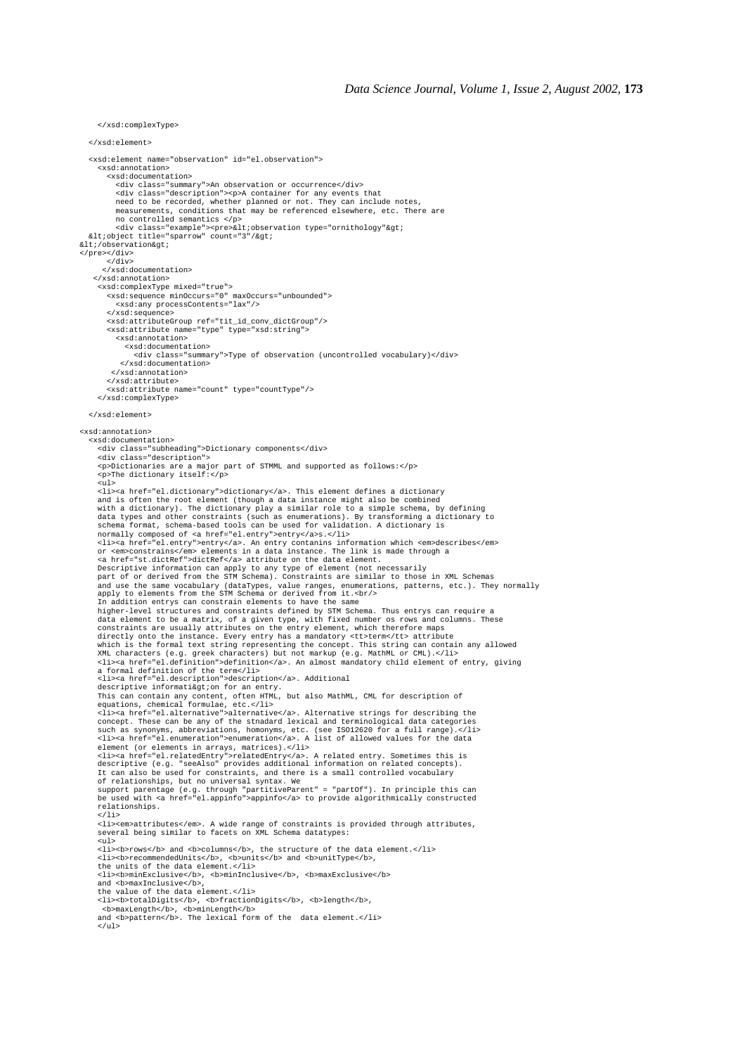```
    </xsd:complexType>

  </xsd:element>

  <xsd:element name="observation" id="el.observation">
    <xsd:annotation>
      <xsd:documentation>
        <div class="summary">An observation or occurrence</div>
        <div class="description"><p>A container for any events that
        need to be recorded, whether planned or not. They can include notes,
        measurements, conditions that may be referenced elsewhere, etc. There are
        no controlled semantics </p>
        <div class="example"><pre>&lt;observation type="ornithology"&gt;
  &lt;object title="sparrow" count="3"/&gt;
&lt;/observation&gt;
</pre></div>
      </div>
     </xsd:documentation>
   </xsd:annotation>
    <xsd:complexType mixed="true">
      <xsd:sequence minOccurs="0" maxOccurs="unbounded">
        <xsd:any processContents="lax"/>
      </xsd:sequence>
      <xsd:attributeGroup ref="tit_id_conv_dictGroup"/>
      <xsd:attribute name="type" type="xsd:string">
        <xsd:annotation>
          <xsd:documentation>
            <div class="summary">Type of observation (uncontrolled vocabulary)</div>
          </xsd:documentation>
        </xsd:annotation>
      </xsd:attribute>
      <xsd:attribute name="count" type="countType"/>
    </xsd:complexType>

  </xsd:element>

<xsd:annotation>
  <xsd:documentation>
    <div class="subheading">Dictionary components</div>
    <div class="description">
    <p>Dictionaries are a major part of STMML and supported as follows:</p>
    <p>The dictionary itself:</p>
    <ul>
    <li><a href="el.dictionary">dictionary</a>. This element defines a dictionary
    and is often the root element (though a data instance might also be combined
    with a dictionary). The dictionary play a similar role to a simple schema, by defining
    data types and other constraints (such as enumerations). By transforming a dictionary to
    schema format, schema-based tools can be used for validation. A dictionary is
    normally composed of <a href="el.entry">entry</a>s.</li>
    <li><a href="el.entry">entry</a>. An entry contanins information which <em>describes</em>
    or <em>constrains</em> elements in a data instance. The link is made through a
    <a href="st.dictRef">dictRef</a> attribute on the data element.
    Descriptive information can apply to any type of element (not necessarily
    part of or derived from the STM Schema). Constraints are similar to those in XML Schemas
    and use the same vocabulary (dataTypes, value ranges, enumerations, patterns, etc.). They normally
    apply to elements from the STM Schema or derived from it.<br/>
    In addition entrys can constrain elements to have the same
    higher-level structures and constraints defined by STM Schema. Thus entrys can require a
    data element to be a matrix, of a given type, with fixed number os rows and columns. These
    constraints are usually attributes on the entry element, which therefore maps
    directly onto the instance. Every entry has a mandatory <tt>term</tt> attribute
    which is the formal text string representing the concept. This string can contain any allowed
    XML characters (e.g. greek characters) but not markup (e.g. MathML or CML).</li>
    <li><a href="el.definition">definition</a>. An almost mandatory child element of entry, giving
    a formal definition of the term</li>
    <li><a href="el.description">description</a>. Additional
    descriptive informati&gt;on for an entry.
    This can contain any content, often HTML, but also MathML, CML for description of
    equations, chemical formulae, etc.</li>
    <li><a href="el.alternative">alternative</a>. Alternative strings for describing the
    concept. These can be any of the stnadard lexical and terminological data categories
    such as synonyms, abbreviations, homonyms, etc. (see ISO12620 for a full range).</li>
    <li><a href="el.enumeration">enumeration</a>. A list of allowed values for the data
    element (or elements in arrays, matrices).</li>
    <li><a href="el.relatedEntry">relatedEntry</a>. A related entry. Sometimes this is
    descriptive (e.g. "seeAlso" provides additional information on related concepts).
    It can also be used for constraints, and there is a small controlled vocabulary
    of relationships, but no universal syntax. We
    support parentage (e.g. through "partitiveParent" = "partOf"). In principle this can
    be used with <a href="el.appinfo">appinfo</a> to provide algorithmically constructed
    relationships.
    </li>
    <li><em>attributes</em>. A wide range of constraints is provided through attributes,
    several being similar to facets on XML Schema datatypes:
    <ul>
    <li><b>rows</b> and <b>columns</b>, the structure of the data element.</li>
    <li><b>recommendedUnits</b>, <b>units</b> and <b>unitType</b>,
    the units of the data element.</li>
    <li><b>minExclusive</b>, <b>minInclusive</b>, <b>maxExclusive</b>
    and <b>maxInclusive</b>,
    the value of the data element.</li>
    <li><b>totalDigits</b>, <b>fractionDigits</b>, <b>length</b>,
     <b>maxLength</b>, <b>minLength</b>
    and <b>pattern</b>. The lexical form of the  data element.</li>
    </ul>
```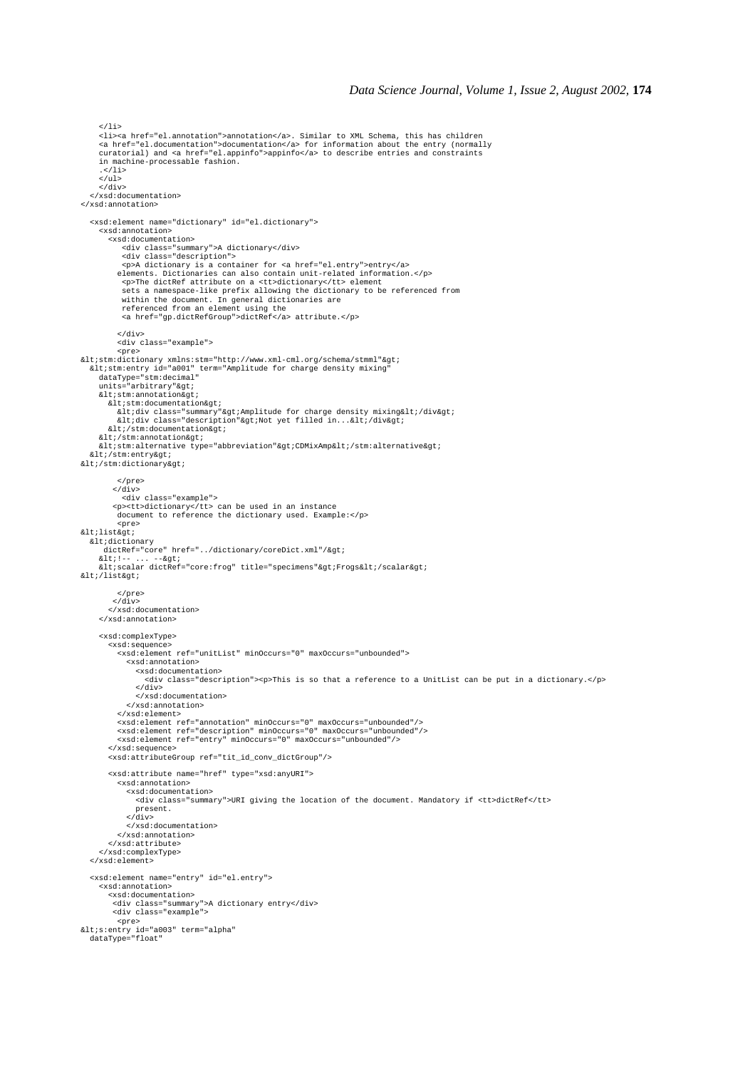```
    </li>
    <li><a href="el.annotation">annotation</a>. Similar to XML Schema, this has children
    <a href="el.documentation">documentation</a> for information about the entry (normally
    curatorial) and <a href="el.appinfo">appinfo</a> to describe entries and constraints
    in machine-processable fashion.
    .</li>
    </ul>
    </div>
  </xsd:documentation>
</xsd:annotation>

  <xsd:element name="dictionary" id="el.dictionary">
    <xsd:annotation>
      <xsd:documentation>
        <div class="summary">A dictionary</div>
        <div class="description">
        <p>A dictionary is a container for <a href="el.entry">entry</a>
       elements. Dictionaries can also contain unit-related information.</p>
        <p>The dictRef attribute on a <tt>dictionary</tt> element
        sets a namespace-like prefix allowing the dictionary to be referenced from
        within the document. In general dictionaries are
        referenced from an element using the
        <a href="gp.dictRefGroup">dictRef</a> attribute.</p>

       </div>
       <div class="example">
       <pre>
&lt;stm:dictionary xmlns:stm="http://www.xml-cml.org/schema/stmml"&gt;
  &lt;stm:entry id="a001" term="Amplitude for charge density mixing"
    dataType="stm:decimal"
    units="arbitrary"&gt;
    &lt;stm:annotation&gt;
      &lt;stm:documentation&gt;
        &lt;div class="summary"&gt;Amplitude for charge density mixing&lt;/div&gt;
        &lt;div class="description"&gt;Not yet filled in...&lt;/div&gt;
      &lt;/stm:documentation&gt;
    &lt;/stm:annotation&gt;
    &lt;stm:alternative type="abbreviation"&gt;CDMixAmp&lt;/stm:alternative&gt;
  &lt;/stm:entry&gt;
&lt;/stm:dictionary&gt;

       </pre>
      </div>
        <div class="example">
      <p><tt>dictionary</tt> can be used in an instance
       document to reference the dictionary used. Example:</p>
       <pre>
&lt;list&gt;
  &lt;dictionary
     dictRef="core" href="../dictionary/coreDict.xml"/&gt;
    &lt;!-- ... --&gt;
    &lt;scalar dictRef="core:frog" title="specimens"&gt;Frogs&lt;/scalar&gt;
&lt;/list&gt;

       </pre>
      </div>
     </xsd:documentation>
    </xsd:annotation>

    <xsd:complexType>
      <xsd:sequence>
        <xsd:element ref="unitList" minOccurs="0" maxOccurs="unbounded">
          <xsd:annotation>
            <xsd:documentation>
              <div class="description"><p>This is so that a reference to a UnitList can be put in a dictionary.</p>
            </div>
            </xsd:documentation>
          </xsd:annotation>
        </xsd:element>
        <xsd:element ref="annotation" minOccurs="0" maxOccurs="unbounded"/>
        <xsd:element ref="description" minOccurs="0" maxOccurs="unbounded"/>
        <xsd:element ref="entry" minOccurs="0" maxOccurs="unbounded"/>
      </xsd:sequence>
      <xsd:attributeGroup ref="tit_id_conv_dictGroup"/>

      <xsd:attribute name="href" type="xsd:anyURI">
        <xsd:annotation>
          <xsd:documentation>
            <div class="summary">URI giving the location of the document. Mandatory if <tt>dictRef</tt>
            present.
          </div>
          </xsd:documentation>
        </xsd:annotation>
      </xsd:attribute>
    </xsd:complexType>
  </xsd:element>

  <xsd:element name="entry" id="el.entry">
    <xsd:annotation>
      <xsd:documentation>
       <div class="summary">A dictionary entry</div>
       <div class="example">
        <pre>
&lt;s:entry id="a003" term="alpha"
  dataType="float"
```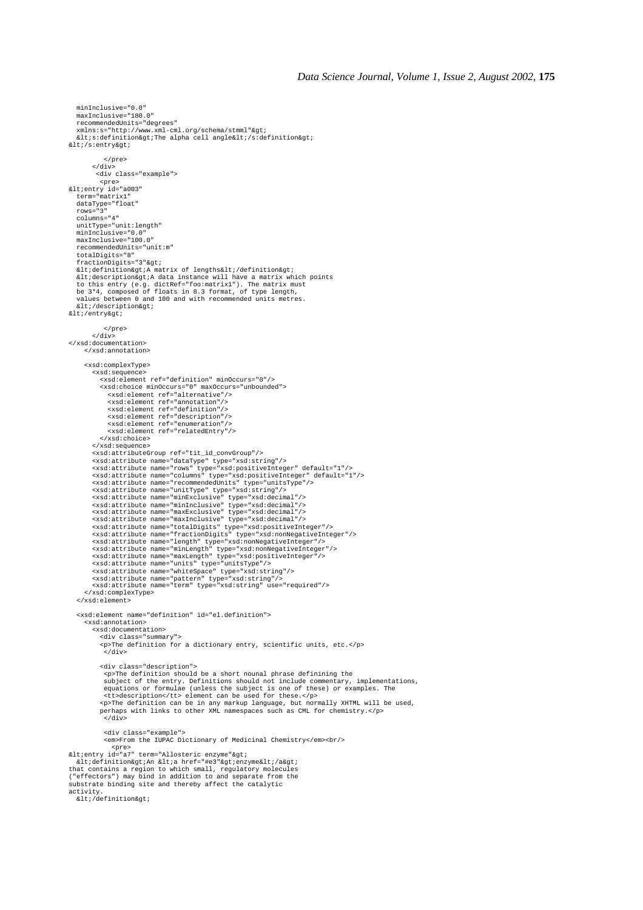```
  minInclusive="0.0"
  maxInclusive="180.0"
  recommendedUnits="degrees"
  xmlns:s="http://www.xml-cml.org/schema/stmml"&gt;
  &lt;s:definition&gt;The alpha cell angle&lt;/s:definition&gt;
&lt;/s:entry&gt;

        </pre>
      </div>
       <div class="example">
        <pre>
&lt;entry id="a003"
  term="matrix1"
  dataType="float"
  rows="3"
  columns="4"
  unitType="unit:length"
  minInclusive="0.0"
  maxInclusive="100.0"
  recommendedUnits="unit:m"
  totalDigits="8"
  fractionDigits="3"&gt;
  &lt;definition&gt;A matrix of lengths&lt;/definition&gt;
  &lt;description&gt;A data instance will have a matrix which points
  to this entry (e.g. dictRef="foo:matrix1"). The matrix must
  be 3*4, composed of floats in 8.3 format, of type length,
  values between 0 and 100 and with recommended units metres.
  &lt;/description&gt;
&lt;/entry&gt;

        </pre>
      </div>
</xsd:documentation>
    </xsd:annotation>

    <xsd:complexType>
      <xsd:sequence>
        <xsd:element ref="definition" minOccurs="0"/>
        <xsd:choice minOccurs="0" maxOccurs="unbounded">
          <xsd:element ref="alternative"/>
          <xsd:element ref="annotation"/>
          <xsd:element ref="definition"/>
          <xsd:element ref="description"/>
          <xsd:element ref="enumeration"/>
          <xsd:element ref="relatedEntry"/>
        </xsd:choice>
      </xsd:sequence>
      <xsd:attributeGroup ref="tit_id_convGroup"/>
      <xsd:attribute name="dataType" type="xsd:string"/>
      <xsd:attribute name="rows" type="xsd:positiveInteger" default="1"/>
      <xsd:attribute name="columns" type="xsd:positiveInteger" default="1"/>
      <xsd:attribute name="recommendedUnits" type="unitsType"/>
      <xsd:attribute name="unitType" type="xsd:string"/>
      <xsd:attribute name="minExclusive" type="xsd:decimal"/>
      <xsd:attribute name="minInclusive" type="xsd:decimal"/>
      <xsd:attribute name="maxExclusive" type="xsd:decimal"/>
      <xsd:attribute name="maxInclusive" type="xsd:decimal"/>
      <xsd:attribute name="totalDigits" type="xsd:positiveInteger"/>
      <xsd:attribute name="fractionDigits" type="xsd:nonNegativeInteger"/>
      <xsd:attribute name="length" type="xsd:nonNegativeInteger"/>
      <xsd:attribute name="minLength" type="xsd:nonNegativeInteger"/>
      <xsd:attribute name="maxLength" type="xsd:positiveInteger"/>
      <xsd:attribute name="units" type="unitsType"/>
      <xsd:attribute name="whiteSpace" type="xsd:string"/>
      <xsd:attribute name="pattern" type="xsd:string"/>
      <xsd:attribute name="term" type="xsd:string" use="required"/>
    </xsd:complexType>
  </xsd:element>

  <xsd:element name="definition" id="el.definition">
    <xsd:annotation>
      <xsd:documentation>
        <div class="summary">
        <p>The definition for a dictionary entry, scientific units, etc.</p>
         </div>

        <div class="description">
         <p>The definition should be a short nounal phrase definining the
         subject of the entry. Definitions should not include commentary, implementations,
         equations or formulae (unless the subject is one of these) or examples. The
         <tt>description</tt> element can be used for these.</p>
        <p>The definition can be in any markup language, but normally XHTML will be used,
        perhaps with links to other XML namespaces such as CML for chemistry.</p>
         </div>

         <div class="example">
         <em>From the IUPAC Dictionary of Medicinal Chemistry</em><br/>
          <pre>
&lt;entry id="a7" term="Allosteric enzyme"&gt;
  &lt;definition&gt;An &lt;a href="#e3"&gt;enzyme&lt;/a&gt;
that contains a region to which small, regulatory molecules
("effectors") may bind in addition to and separate from the
substrate binding site and thereby affect the catalytic
activity.
  &lt;/definition&gt;
```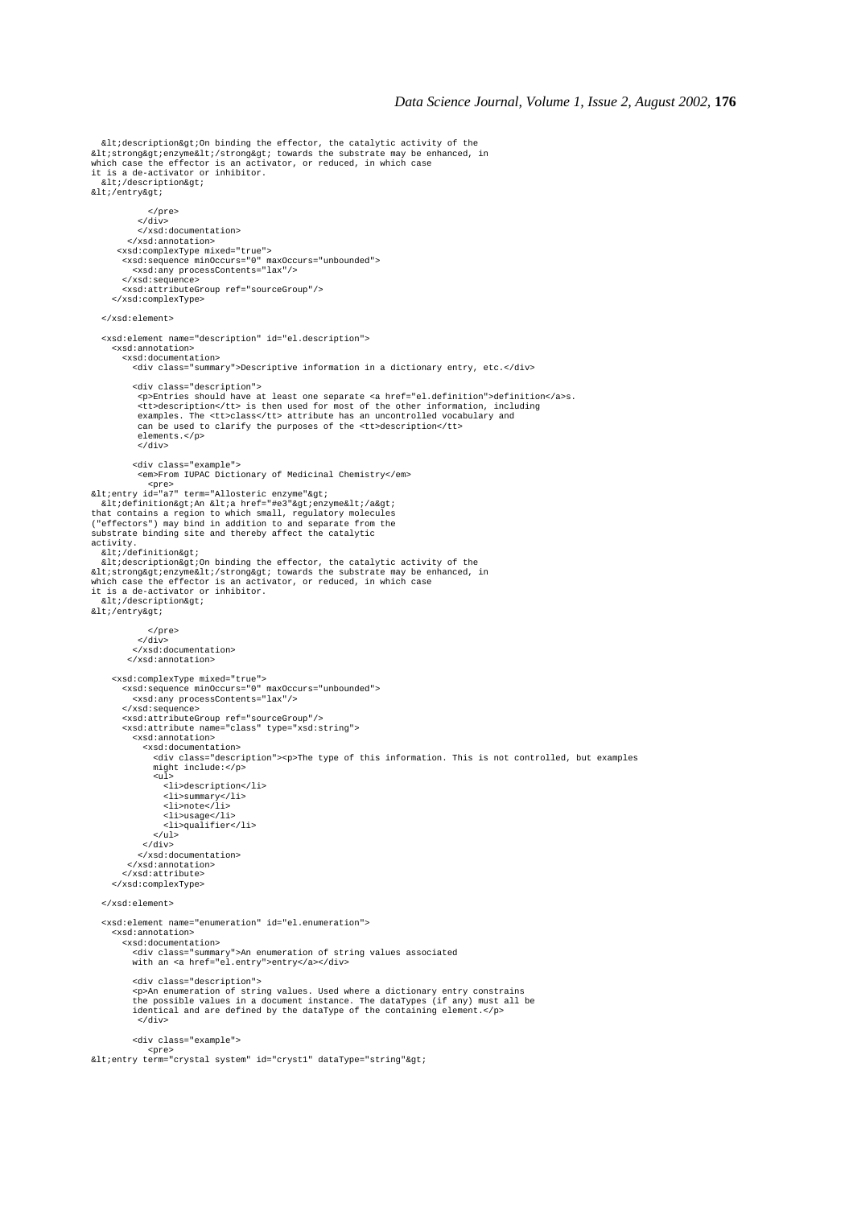```
  &lt;description&gt;On binding the effector, the catalytic activity of the
&lt;strong&gt;enzyme&lt;/strong&gt; towards the substrate may be enhanced, in
which case the effector is an activator, or reduced, in which case
it is a de-activator or inhibitor.
  &lt;/description&gt;
&lt;/entry&gt;

          </pre>
         </div>
         </xsd:documentation>
       </xsd:annotation>
     <xsd:complexType mixed="true">
      <xsd:sequence minOccurs="0" maxOccurs="unbounded">
        <xsd:any processContents="lax"/>
      </xsd:sequence>
      <xsd:attributeGroup ref="sourceGroup"/>
    </xsd:complexType>

  </xsd:element>

  <xsd:element name="description" id="el.description">
    <xsd:annotation>
      <xsd:documentation>
        <div class="summary">Descriptive information in a dictionary entry, etc.</div>

        <div class="description">
         <p>Entries should have at least one separate <a href="el.definition">definition</a>s.
         <tt>description</tt> is then used for most of the other information, including
         examples. The <tt>class</tt> attribute has an uncontrolled vocabulary and
         can be used to clarify the purposes of the <tt>description</tt>
         elements.</p>
         </div>

        <div class="example">
         <em>From IUPAC Dictionary of Medicinal Chemistry</em>
          <pre>
&lt;entry id="a7" term="Allosteric enzyme"&gt;
  &lt;definition&gt;An &lt;a href="#e3"&gt;enzyme&lt;/a&gt;
that contains a region to which small, regulatory molecules
("effectors") may bind in addition to and separate from the
substrate binding site and thereby affect the catalytic
activity.
  &lt;/definition&gt;
  &lt;description&gt;On binding the effector, the catalytic activity of the
&lt;strong&gt;enzyme&lt;/strong&gt; towards the substrate may be enhanced, in
which case the effector is an activator, or reduced, in which case
it is a de-activator or inhibitor.
  &lt;/description&gt;
&lt;/entry&gt;

          </pre>
         </div>
        </xsd:documentation>
       </xsd:annotation>

    <xsd:complexType mixed="true">
      <xsd:sequence minOccurs="0" maxOccurs="unbounded">
        <xsd:any processContents="lax"/>
      </xsd:sequence>
      <xsd:attributeGroup ref="sourceGroup"/>
      <xsd:attribute name="class" type="xsd:string">
        <xsd:annotation>
          <xsd:documentation>
            <div class="description"><p>The type of this information. This is not controlled, but examples
            might include:</p>
            <ul>
              <li>description</li>
              <li>summary</li>
              <li>note</li>
              <li>usage</li>
              <li>qualifier</li>
            </ul>
          </div>
         </xsd:documentation>
       </xsd:annotation>
      </xsd:attribute>
    </xsd:complexType>

  </xsd:element>

  <xsd:element name="enumeration" id="el.enumeration">
    <xsd:annotation>
      <xsd:documentation>
        <div class="summary">An enumeration of string values associated
        with an <a href="el.entry">entry</a></div>

        <div class="description">
        <p>An enumeration of string values. Used where a dictionary entry constrains
        the possible values in a document instance. The dataTypes (if any) must all be
        identical and are defined by the dataType of the containing element.</p>
         </div>

        <div class="example">
          <pre>
&lt;entry term="crystal system" id="cryst1" dataType="string"&gt;
```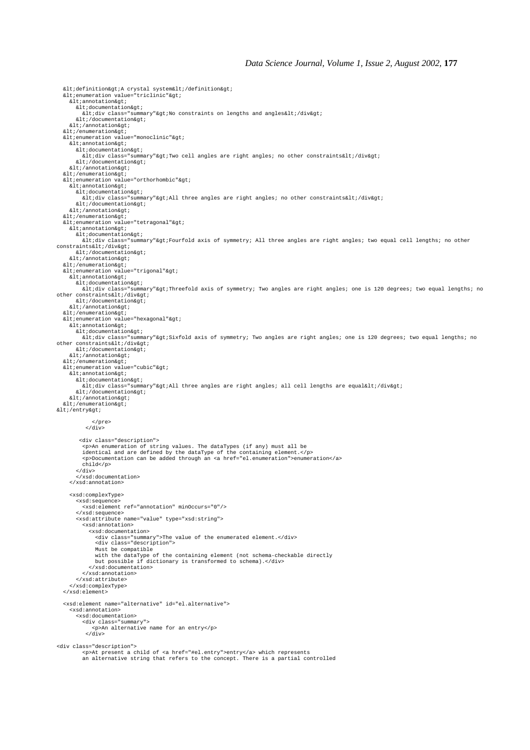```
  &lt;definition&gt;A crystal system&lt;/definition&gt;
  &lt;enumeration value="triclinic"&gt;
    &lt;annotation&gt;
      &lt;documentation&gt;
        &lt;div class="summary"&gt;No constraints on lengths and angles&lt;/div&gt;
      &lt;/documentation&gt;
    &lt;/annotation&gt;
  &lt;/enumeration&gt;
  &lt;enumeration value="monoclinic"&gt;
    &lt;annotation&gt;
      &lt;documentation&gt;
        &lt;div class="summary"&gt;Two cell angles are right angles; no other constraints&lt;/div&gt;
      &lt;/documentation&gt;
    &lt;/annotation&gt;
  &lt;/enumeration&gt;
  &lt;enumeration value="orthorhombic"&gt;
    &lt;annotation&gt;
      &lt;documentation&gt;
        &lt;div class="summary"&gt;All three angles are right angles; no other constraints&lt;/div&gt;
      &lt;/documentation&gt;
    &lt;/annotation&gt;
  &lt;/enumeration&gt;
  &lt;enumeration value="tetragonal"&gt;
    &lt;annotation&gt;
      &lt;documentation&gt;
        &lt;div class="summary"&gt;Fourfold axis of symmetry; All three angles are right angles; two equal cell lengths; no other
constraints&lt;/div&gt;
      &lt;/documentation&gt;
    &lt;/annotation&gt;
  &lt;/enumeration&gt;
  &lt;enumeration value="trigonal"&gt;
    &lt;annotation&gt;
      &lt;documentation&gt;
        &lt;div class="summary"&gt;Threefold axis of symmetry; Two angles are right angles; one is 120 degrees; two equal lengths; no
other constraints&lt;/div&gt;
      &lt;/documentation&gt;
    &lt;/annotation&gt;
  &lt;/enumeration&gt;
  &lt;enumeration value="hexagonal"&gt;
    &lt;annotation&gt;
      &lt;documentation&gt;
        &lt;div class="summary"&gt;Sixfold axis of symmetry; Two angles are right angles; one is 120 degrees; two equal lengths; no
other constraints&lt;/div&gt;
      &lt;/documentation&gt;
    &lt;/annotation&gt;
  &lt;/enumeration&gt;
  &lt;enumeration value="cubic"&gt;
    &lt;annotation&gt;
      &lt;documentation&gt;
        &lt;div class="summary"&gt;All three angles are right angles; all cell lengths are equal&lt;/div&gt;
      &lt;/documentation&gt;
    &lt;/annotation&gt;
  &lt;/enumeration&gt;
&lt;/entry&gt;

            </pre>
          </div>

        <div class="description">
          <p>An enumeration of string values. The dataTypes (if any) must all be
          identical and are defined by the dataType of the containing element.</p>
          <p>Documentation can be added through an <a href="el.enumeration">enumeration</a>
          child</p>
        </div>
        </xsd:documentation>
      </xsd:annotation>

      <xsd:complexType>
        <xsd:sequence>
          <xsd:element ref="annotation" minOccurs="0"/>
        </xsd:sequence>
        <xsd:attribute name="value" type="xsd:string">
          <xsd:annotation>
            <xsd:documentation>
              <div class="summary">The value of the enumerated element.</div>
              <div class="description">
              Must be compatible
              with the dataType of the containing element (not schema-checkable directly
              but possible if dictionary is transformed to schema).</div>
            </xsd:documentation>
          </xsd:annotation>
        </xsd:attribute>
      </xsd:complexType>
    </xsd:element>

    <xsd:element name="alternative" id="el.alternative">
      <xsd:annotation>
        <xsd:documentation>
          <div class="summary">
             <p>An alternative name for an entry</p>
           </div>

<div class="description">
          <p>At present a child of <a href="#el.entry">entry</a> which represents
          an alternative string that refers to the concept. There is a partial controlled
```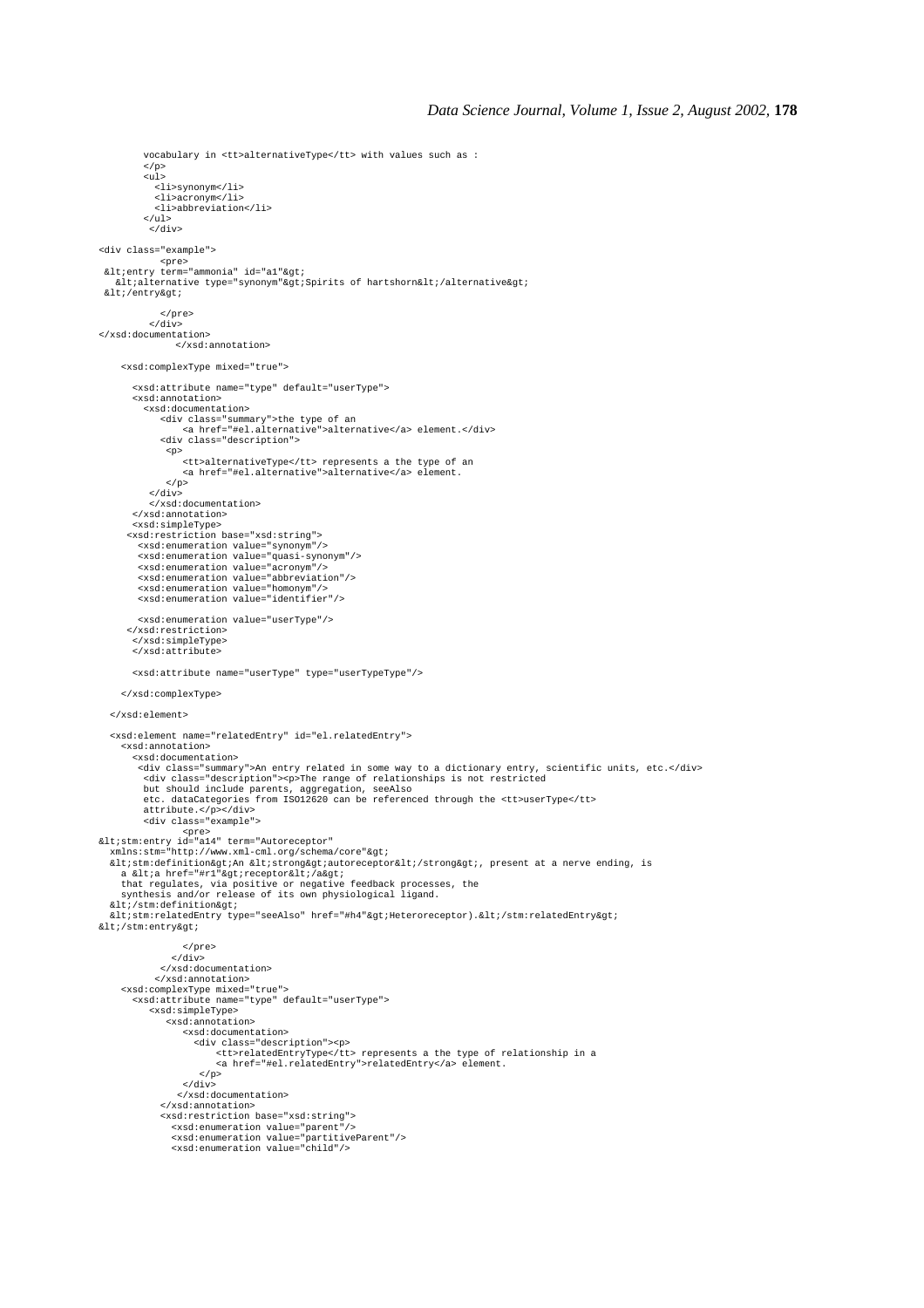```
        vocabulary in <tt>alternativeType</tt> with values such as :
        </p>
        <ul>
          <li>synonym</li>
          <li>acronym</li>
          <li>abbreviation</li>
        </ul>
         </div>

<div class="example">
          <pre>
 &lt;entry term="ammonia" id="a1"&gt;
   &lt;alternative type="synonym"&gt;Spirits of hartshorn&lt;/alternative&gt;
 &lt;/entry&gt;

           </pre>
         </div>
</xsd:documentation>
              </xsd:annotation>

    <xsd:complexType mixed="true">

      <xsd:attribute name="type" default="userType">
      <xsd:annotation>
        <xsd:documentation>
           <div class="summary">the type of an
               <a href="#el.alternative">alternative</a> element.</div>
           <div class="description">
            <p>
               <tt>alternativeType</tt> represents a the type of an
               <a href="#el.alternative">alternative</a> element.
            </p>
          </div>
         </xsd:documentation>
      </xsd:annotation>
      <xsd:simpleType>
     <xsd:restriction base="xsd:string">
       <xsd:enumeration value="synonym"/>
       <xsd:enumeration value="quasi-synonym"/>
       <xsd:enumeration value="acronym"/>
       <xsd:enumeration value="abbreviation"/>
       <xsd:enumeration value="homonym"/>
       <xsd:enumeration value="identifier"/>

       <xsd:enumeration value="userType"/>
     </xsd:restriction>
      </xsd:simpleType>
      </xsd:attribute>

      <xsd:attribute name="userType" type="userTypeType"/>

    </xsd:complexType>

  </xsd:element>

  <xsd:element name="relatedEntry" id="el.relatedEntry">
    <xsd:annotation>
      <xsd:documentation>
        <div class="summary">An entry related in some way to a dictionary entry, scientific units, etc.</div>
         <div class="description"><p>The range of relationships is not restricted
         but should include parents, aggregation, seeAlso
         etc. dataCategories from ISO12620 can be referenced through the <tt>userType</tt>
         attribute.</p></div>
         <div class="example">
              <pre>
&lt;stm:entry id="a14" term="Autoreceptor"
  xmlns:stm="http://www.xml-cml.org/schema/core"&gt;
  &lt;stm:definition&gt;An &lt;strong&gt;autoreceptor&lt;/strong&gt;, present at a nerve ending, is
    a &lt;a href="#r1"&gt;receptor&lt;/a&gt;
    that regulates, via positive or negative feedback processes, the
    synthesis and/or release of its own physiological ligand.
  &lt;/stm:definition&gt;
  &lt;stm:relatedEntry type="seeAlso" href="#h4"&gt;Heteroreceptor).&lt;/stm:relatedEntry&gt;
&lt;/stm:entry&gt;

               </pre>
             </div>
           </xsd:documentation>
          </xsd:annotation>
    <xsd:complexType mixed="true">
      <xsd:attribute name="type" default="userType">
         <xsd:simpleType>
            <xsd:annotation>
               <xsd:documentation>
                 <div class="description"><p>
                     <tt>relatedEntryType</tt> represents a the type of relationship in a
                     <a href="#el.relatedEntry">relatedEntry</a> element.
                  </p>
               </div>
              </xsd:documentation>
           </xsd:annotation>
           <xsd:restriction base="xsd:string">
             <xsd:enumeration value="parent"/>
             <xsd:enumeration value="partitiveParent"/>
             <xsd:enumeration value="child"/>
```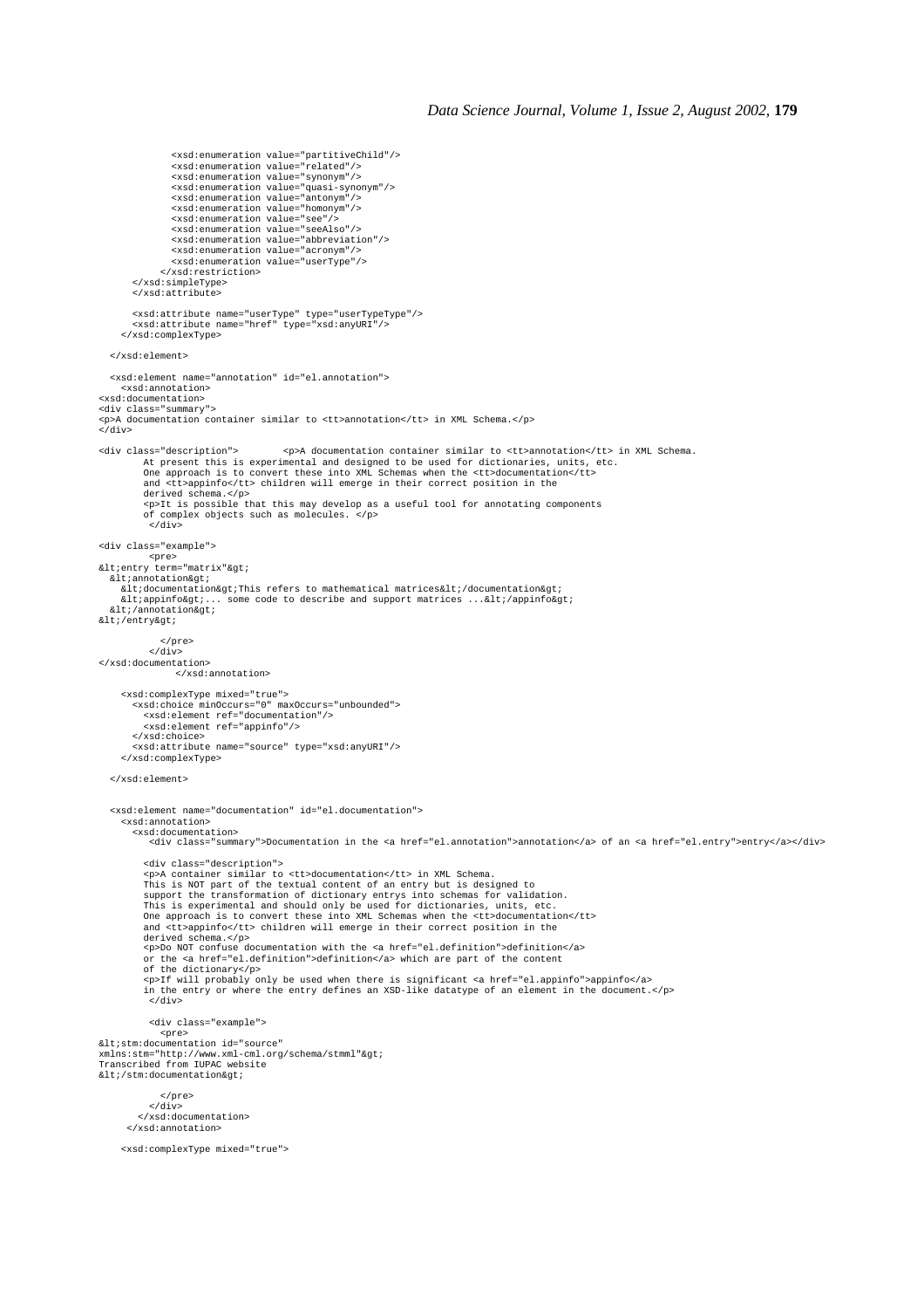```
            <xsd:enumeration value="partitiveChild"/>
            <xsd:enumeration value="related"/>
            <xsd:enumeration value="synonym"/>
            <xsd:enumeration value="quasi-synonym"/>
            <xsd:enumeration value="antonym"/>
            <xsd:enumeration value="homonym"/>
            <xsd:enumeration value="see"/>
            <xsd:enumeration value="seeAlso"/>
            <xsd:enumeration value="abbreviation"/>
            <xsd:enumeration value="acronym"/>
            <xsd:enumeration value="userType"/>
          </xsd:restriction>
      </xsd:simpleType>
      </xsd:attribute>

      <xsd:attribute name="userType" type="userTypeType"/>
      <xsd:attribute name="href" type="xsd:anyURI"/>
    </xsd:complexType>

  </xsd:element>

  <xsd:element name="annotation" id="el.annotation">
    <xsd:annotation>
<xsd:documentation>
<div class="summary">
<p>A documentation container similar to <tt>annotation</tt> in XML Schema.</p>
</div>

<div class="description">        <p>A documentation container similar to <tt>annotation</tt> in XML Schema.
        At present this is experimental and designed to be used for dictionaries, units, etc.
        One approach is to convert these into XML Schemas when the <tt>documentation</tt>
        and <tt>appinfo</tt> children will emerge in their correct position in the
        derived schema.</p>
        <p>It is possible that this may develop as a useful tool for annotating components
        of complex objects such as molecules. </p>
         </div>

<div class="example">
        <pre>
&lt;entry term="matrix"&gt;
  &lt;annotation&gt;
    &lt;documentation&gt;This refers to mathematical matrices&lt;/documentation&gt;
    &lt;appinfo&gt;... some code to describe and support matrices ...&lt;/appinfo&gt;
  &lt;/annotation&gt;
&lt;/entry&gt;

          </pre>
        </div>
</xsd:documentation>
            </xsd:annotation>

    <xsd:complexType mixed="true">
      <xsd:choice minOccurs="0" maxOccurs="unbounded">
        <xsd:element ref="documentation"/>
        <xsd:element ref="appinfo"/>
      </xsd:choice>
      <xsd:attribute name="source" type="xsd:anyURI"/>
    </xsd:complexType>

  </xsd:element>


  <xsd:element name="documentation" id="el.documentation">
    <xsd:annotation>
      <xsd:documentation>
         <div class="summary">Documentation in the <a href="el.annotation">annotation</a> of an <a href="el.entry">entry</a></div>

        <div class="description">
        <p>A container similar to <tt>documentation</tt> in XML Schema.
        This is NOT part of the textual content of an entry but is designed to
        support the transformation of dictionary entrys into schemas for validation.
        This is experimental and should only be used for dictionaries, units, etc.
        One approach is to convert these into XML Schemas when the <tt>documentation</tt>
        and <tt>appinfo</tt> children will emerge in their correct position in the
        derived schema.</p>
        <p>Do NOT confuse documentation with the <a href="el.definition">definition</a>
        or the <a href="el.definition">definition</a> which are part of the content
        of the dictionary</p>
        <p>If will probably only be used when there is significant <a href="el.appinfo">appinfo</a>
        in the entry or where the entry defines an XSD-like datatype of an element in the document.</p>
         </div>

         <div class="example">
          <pre>
&lt;stm:documentation id="source"
xmlns:stm="http://www.xml-cml.org/schema/stmml"&gt;
Transcribed from IUPAC website
&lt;/stm:documentation&gt;

          </pre>
        </div>
      </xsd:documentation>
     </xsd:annotation>

    <xsd:complexType mixed="true">
```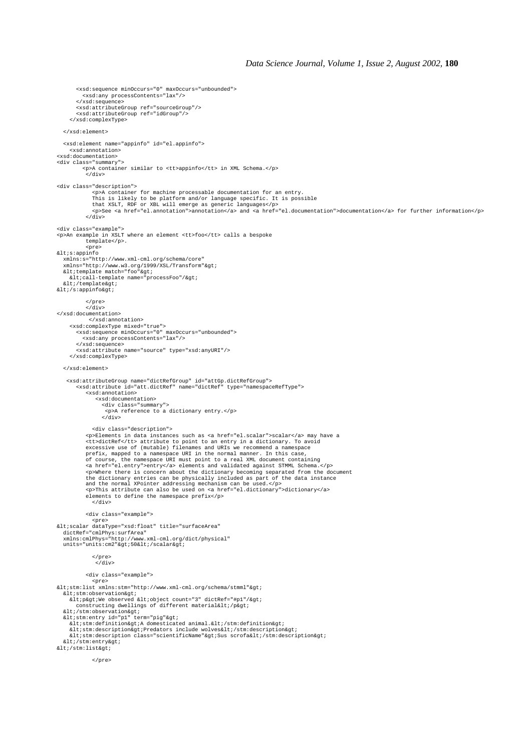```
      <xsd:sequence minOccurs="0" maxOccurs="unbounded">
        <xsd:any processContents="lax"/>
      </xsd:sequence>
      <xsd:attributeGroup ref="sourceGroup"/>
      <xsd:attributeGroup ref="idGroup"/>
    </xsd:complexType>

  </xsd:element>

  <xsd:element name="appinfo" id="el.appinfo">
    <xsd:annotation>
<xsd:documentation>
<div class="summary">
        <p>A container similar to <tt>appinfo</tt> in XML Schema.</p>
         </div>

<div class="description">
           <p>A container for machine processable documentation for an entry.
           This is likely to be platform and/or language specific. It is possible
           that XSLT, RDF or XBL will emerge as generic languages</p>
           <p>See <a href="el.annotation">annotation</a> and <a href="el.documentation">documentation</a> for further information</p>
         </div>

<div class="example">
<p>An example in XSLT where an element <tt>foo</tt> calls a bespoke
         template</p>.
         <pre>
&lt;s:appinfo
  xmlns:s="http://www.xml-cml.org/schema/core"
  xmlns="http://www.w3.org/1999/XSL/Transform"&gt;
  &lt;template match="foo"&gt;
    &lt;call-template name="processFoo"/&gt;
  &lt;/template&gt;
&lt;/s:appinfo&gt;

         </pre>
         </div>
</xsd:documentation>
          </xsd:annotation>
    <xsd:complexType mixed="true">
      <xsd:sequence minOccurs="0" maxOccurs="unbounded">
        <xsd:any processContents="lax"/>
      </xsd:sequence>
      <xsd:attribute name="source" type="xsd:anyURI"/>
    </xsd:complexType>

  </xsd:element>

   <xsd:attributeGroup name="dictRefGroup" id="attGp.dictRefGroup">
      <xsd:attribute id="att.dictRef" name="dictRef" type="namespaceRefType">
         <xsd:annotation>
            <xsd:documentation>
              <div class="summary">
                <p>A reference to a dictionary entry.</p>
              </div>

            <div class="description">
          <p>Elements in data instances such as <a href="el.scalar">scalar</a> may have a
          <tt>dictRef</tt> attribute to point to an entry in a dictionary. To avoid
          excessive use of (mutable) filenames and URIs we recommend a namespace
          prefix, mapped to a namespace URI in the normal manner. In this case,
          of course, the namespace URI must point to a real XML document containing
          <a href="el.entry">entry</a> elements and validated against STMML Schema.</p>
          <p>Where there is concern about the dictionary becoming separated from the document
          the dictionary entries can be physically included as part of the data instance
          and the normal XPointer addressing mechanism can be used.</p>
          <p>This attribute can also be used on <a href="el.dictionary">dictionary</a>
          elements to define the namespace prefix</p>
            </div>

          <div class="example">
            <pre>
&lt;scalar dataType="xsd:float" title="surfaceArea"
  dictRef="cmlPhys:surfArea"
  xmlns:cmlPhys="http://www.xml-cml.org/dict/physical"
  units="units:cm2"&gt;50&lt;/scalar&gt;

            </pre>
             </div>

          <div class="example">
            <pre>
&lt;stm:list xmlns:stm="http://www.xml-cml.org/schema/stmml"&gt;
  &lt;stm:observation&gt;
    &lt;p&gt;We observed &lt;object count="3" dictRef="#p1"/&gt;
      constructing dwellings of different material&lt;/p&gt;
  &lt;/stm:observation&gt;
  &lt;stm:entry id="p1" term="pig"&gt;
    &lt;stm:definition&gt;A domesticated animal.&lt;/stm:definition&gt;
    &lt;stm:description&gt;Predators include wolves&lt;/stm:description&gt;
    &lt;stm:description class="scientificName"&gt;Sus scrofa&lt;/stm:description&gt;
  &lt;/stm:entry&gt;
&lt;/stm:list&gt;

            </pre>
```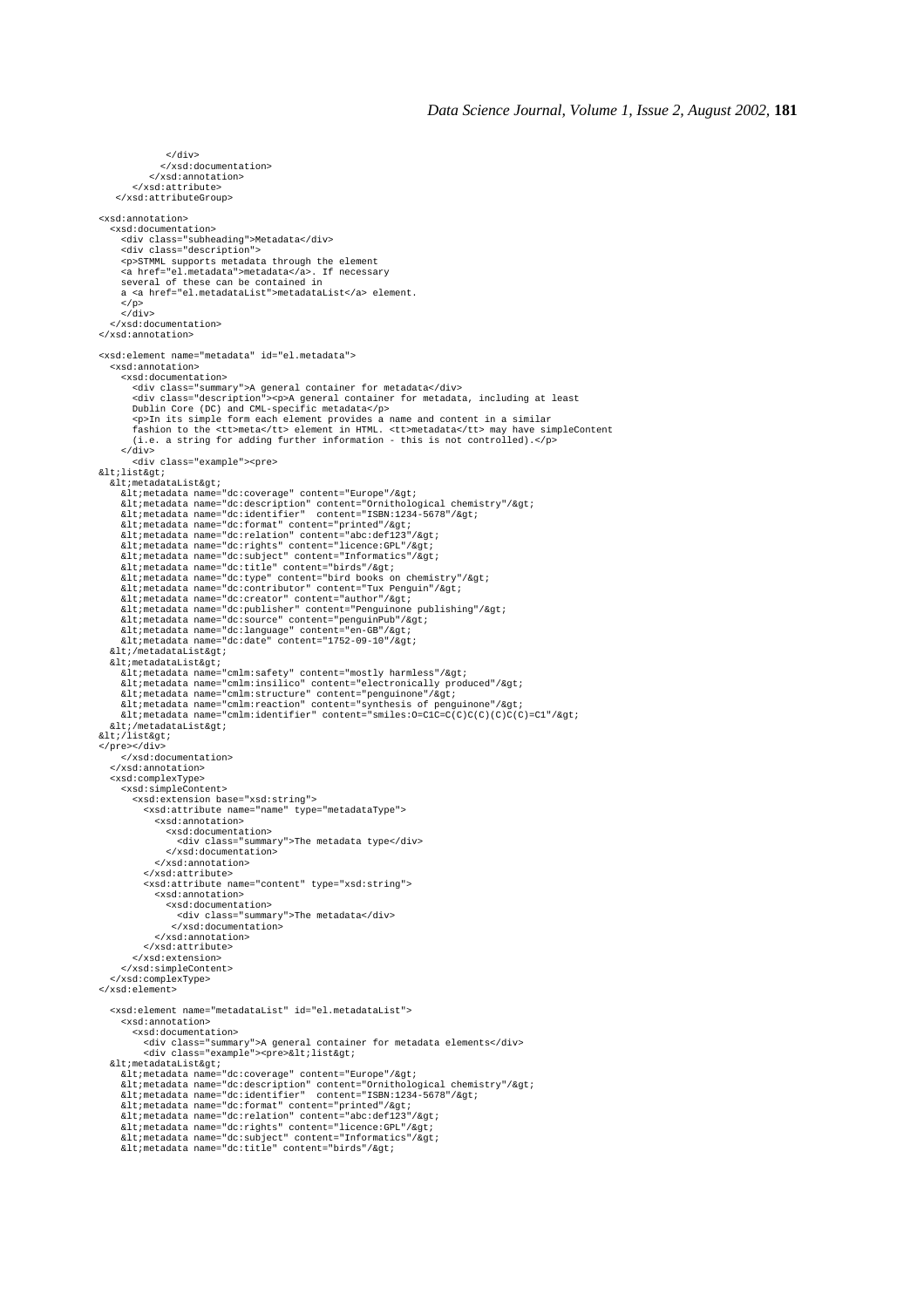```
          </div>
        </xsd:documentation>
      </xsd:annotation>
    </xsd:attribute>
  </xsd:attributeGroup>

<xsd:annotation>
  <xsd:documentation>
    <div class="subheading">Metadata</div>
    <div class="description">
    <p>STMML supports metadata through the element
    <a href="el.metadata">metadata</a>. If necessary
    several of these can be contained in
    a <a href="el.metadataList">metadataList</a> element.
    </p>
    </div>
  </xsd:documentation>
</xsd:annotation>

<xsd:element name="metadata" id="el.metadata">
  <xsd:annotation>
    <xsd:documentation>
      <div class="summary">A general container for metadata</div>
      <div class="description"><p>A general container for metadata, including at least
      Dublin Core (DC) and CML-specific metadata</p>
      <p>In its simple form each element provides a name and content in a similar
      fashion to the <tt>meta</tt> element in HTML. <tt>metadata</tt> may have simpleContent
      (i.e. a string for adding further information - this is not controlled).</p>
    </div>
      <div class="example"><pre>
&lt;list&gt;
  &lt;metadataList&gt;
    &lt;metadata name="dc:coverage" content="Europe"/&gt;
    &lt;metadata name="dc:description" content="Ornithological chemistry"/&gt;
    &lt;metadata name="dc:identifier"  content="ISBN:1234-5678"/&gt;
    &lt;metadata name="dc:format" content="printed"/&gt;
    &lt;metadata name="dc:relation" content="abc:def123"/&gt;
    &lt;metadata name="dc:rights" content="licence:GPL"/&gt;
    &lt;metadata name="dc:subject" content="Informatics"/&gt;
    &lt;metadata name="dc:title" content="birds"/&gt;
    &lt;metadata name="dc:type" content="bird books on chemistry"/&gt;
    &lt;metadata name="dc:contributor" content="Tux Penguin"/&gt;
    &lt;metadata name="dc:creator" content="author"/&gt;
    &lt;metadata name="dc:publisher" content="Penguinone publishing"/&gt;
    &lt;metadata name="dc:source" content="penguinPub"/&gt;
    &lt;metadata name="dc:language" content="en-GB"/&gt;
    &lt;metadata name="dc:date" content="1752-09-10"/&gt;
  &lt;/metadataList&gt;
  &lt;metadataList&gt;
    &lt;metadata name="cmlm:safety" content="mostly harmless"/&gt;
    &lt;metadata name="cmlm:insilico" content="electronically produced"/&gt;
    &lt;metadata name="cmlm:structure" content="penguinone"/&gt;
    &lt;metadata name="cmlm:reaction" content="synthesis of penguinone"/&gt;
    &lt;metadata name="cmlm:identifier" content="smiles:O=C1C=C(C)C(C)(C)C(C)=C1"/&gt;
  &lt;/metadataList&gt;
&lt;/list&gt;
</pre></div>
    </xsd:documentation>
  </xsd:annotation>
  <xsd:complexType>
    <xsd:simpleContent>
      <xsd:extension base="xsd:string">
        <xsd:attribute name="name" type="metadataType">
          <xsd:annotation>
            <xsd:documentation>
              <div class="summary">The metadata type</div>
            </xsd:documentation>
          </xsd:annotation>
        </xsd:attribute>
        <xsd:attribute name="content" type="xsd:string">
          <xsd:annotation>
            <xsd:documentation>
              <div class="summary">The metadata</div>
             </xsd:documentation>
          </xsd:annotation>
        </xsd:attribute>
      </xsd:extension>
    </xsd:simpleContent>
  </xsd:complexType>
</xsd:element>

  <xsd:element name="metadataList" id="el.metadataList">
    <xsd:annotation>
      <xsd:documentation>
        <div class="summary">A general container for metadata elements</div>
        <div class="example"><pre>&lt;list&gt;
  &lt;metadataList&gt;
    &lt;metadata name="dc:coverage" content="Europe"/&gt;
    &lt;metadata name="dc:description" content="Ornithological chemistry"/&gt;
    &lt;metadata name="dc:identifier"  content="ISBN:1234-5678"/&gt;
    &lt;metadata name="dc:format" content="printed"/&gt;
    &lt;metadata name="dc:relation" content="abc:def123"/&gt;
    &lt;metadata name="dc:rights" content="licence:GPL"/&gt;
    &lt;metadata name="dc:subject" content="Informatics"/&gt;
    &lt;metadata name="dc:title" content="birds"/&gt;
```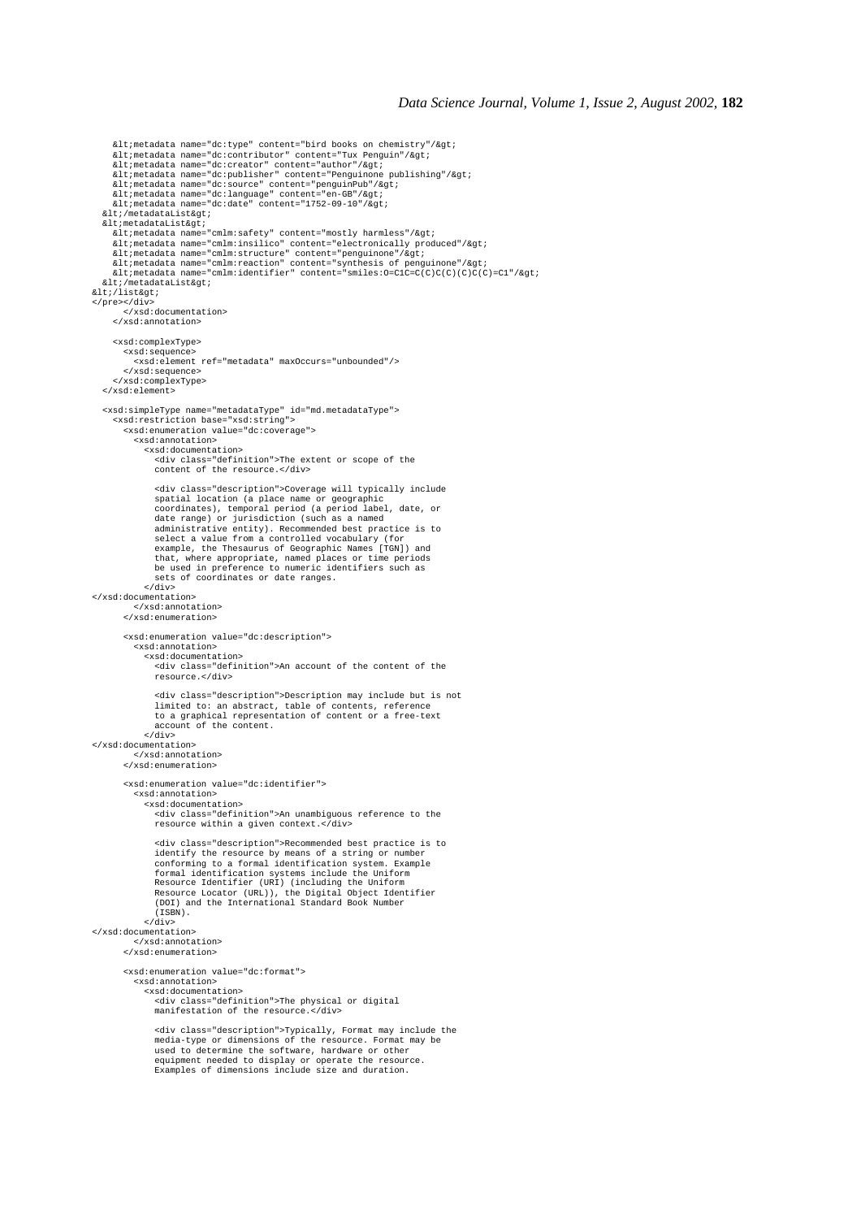```
    &lt;metadata name="dc:type" content="bird books on chemistry"/&gt;
    &lt;metadata name="dc:contributor" content="Tux Penguin"/&gt;
    &lt;metadata name="dc:creator" content="author"/&gt;
    &lt;metadata name="dc:publisher" content="Penguinone publishing"/&gt;
    &lt;metadata name="dc:source" content="penguinPub"/&gt;
    &lt;metadata name="dc:language" content="en-GB"/&gt;
    &lt;metadata name="dc:date" content="1752-09-10"/&gt;
  &lt;/metadataList&gt;
  &lt;metadataList&gt;
    &lt;metadata name="cmlm:safety" content="mostly harmless"/&gt;
    &lt;metadata name="cmlm:insilico" content="electronically produced"/&gt;
    &lt;metadata name="cmlm:structure" content="penguinone"/&gt;
    &lt;metadata name="cmlm:reaction" content="synthesis of penguinone"/&gt;
    &lt;metadata name="cmlm:identifier" content="smiles:O=C1C=C(C)C(C)(C)C(C)=C1"/&gt;
  &lt;/metadataList&gt;
&lt;/list&gt;
</pre></div>
      </xsd:documentation>
    </xsd:annotation>

    <xsd:complexType>
      <xsd:sequence>
        <xsd:element ref="metadata" maxOccurs="unbounded"/>
      </xsd:sequence>
    </xsd:complexType>
  </xsd:element>

  <xsd:simpleType name="metadataType" id="md.metadataType">
    <xsd:restriction base="xsd:string">
      <xsd:enumeration value="dc:coverage">
        <xsd:annotation>
          <xsd:documentation>
            <div class="definition">The extent or scope of the
            content of the resource.</div>

            <div class="description">Coverage will typically include
            spatial location (a place name or geographic
            coordinates), temporal period (a period label, date, or
            date range) or jurisdiction (such as a named
            administrative entity). Recommended best practice is to
            select a value from a controlled vocabulary (for
            example, the Thesaurus of Geographic Names [TGN]) and
            that, where appropriate, named places or time periods
            be used in preference to numeric identifiers such as
            sets of coordinates or date ranges.
          </div>
</xsd:documentation>
        </xsd:annotation>
      </xsd:enumeration>

      <xsd:enumeration value="dc:description">
        <xsd:annotation>
          <xsd:documentation>
            <div class="definition">An account of the content of the
            resource.</div>

            <div class="description">Description may include but is not
            limited to: an abstract, table of contents, reference
            to a graphical representation of content or a free-text
            account of the content.
          </div>
</xsd:documentation>
        </xsd:annotation>
      </xsd:enumeration>

      <xsd:enumeration value="dc:identifier">
        <xsd:annotation>
          <xsd:documentation>
            <div class="definition">An unambiguous reference to the
            resource within a given context.</div>

            <div class="description">Recommended best practice is to
            identify the resource by means of a string or number
            conforming to a formal identification system. Example
            formal identification systems include the Uniform
            Resource Identifier (URI) (including the Uniform
            Resource Locator (URL)), the Digital Object Identifier
            (DOI) and the International Standard Book Number
            (ISBN).
          </div>
</xsd:documentation>
        </xsd:annotation>
      </xsd:enumeration>

      <xsd:enumeration value="dc:format">
        <xsd:annotation>
          <xsd:documentation>
            <div class="definition">The physical or digital
            manifestation of the resource.</div>

            <div class="description">Typically, Format may include the
            media-type or dimensions of the resource. Format may be
            used to determine the software, hardware or other
            equipment needed to display or operate the resource.
            Examples of dimensions include size and duration.
```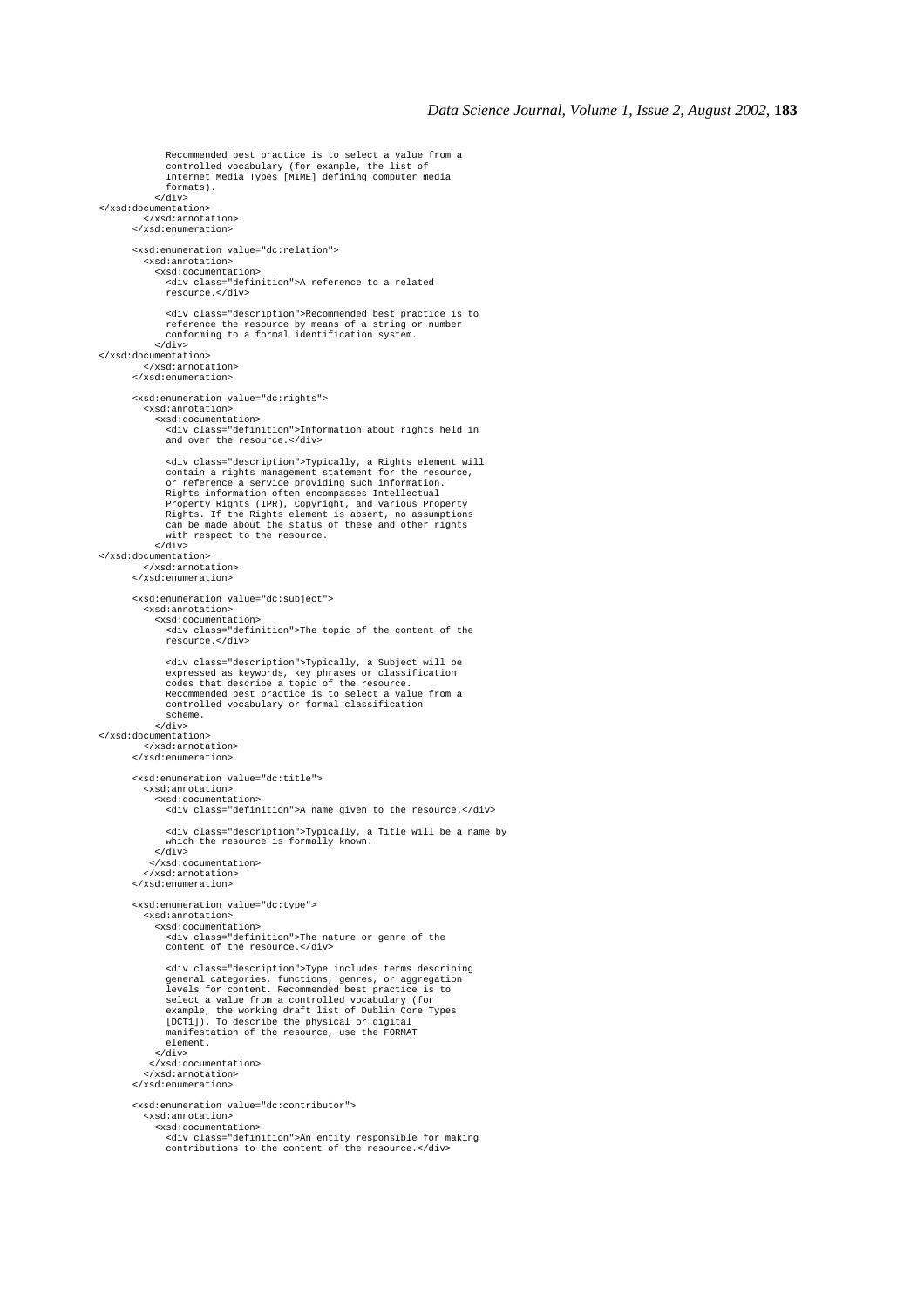```
            Recommended best practice is to select a value from a
            controlled vocabulary (for example, the list of
            Internet Media Types [MIME] defining computer media
            formats).
          </div>
</xsd:documentation>
        </xsd:annotation>
      </xsd:enumeration>

      <xsd:enumeration value="dc:relation">
        <xsd:annotation>
          <xsd:documentation>
            <div class="definition">A reference to a related
            resource.</div>

            <div class="description">Recommended best practice is to
            reference the resource by means of a string or number
            conforming to a formal identification system.
          </div>
</xsd:documentation>
        </xsd:annotation>
      </xsd:enumeration>

      <xsd:enumeration value="dc:rights">
        <xsd:annotation>
          <xsd:documentation>
            <div class="definition">Information about rights held in
            and over the resource.</div>

            <div class="description">Typically, a Rights element will
            contain a rights management statement for the resource,
            or reference a service providing such information.
            Rights information often encompasses Intellectual
            Property Rights (IPR), Copyright, and various Property
            Rights. If the Rights element is absent, no assumptions
            can be made about the status of these and other rights
            with respect to the resource.
          </div>
</xsd:documentation>
        </xsd:annotation>
      </xsd:enumeration>

      <xsd:enumeration value="dc:subject">
        <xsd:annotation>
          <xsd:documentation>
            <div class="definition">The topic of the content of the
            resource.</div>

            <div class="description">Typically, a Subject will be
            expressed as keywords, key phrases or classification
            codes that describe a topic of the resource.
            Recommended best practice is to select a value from a
            controlled vocabulary or formal classification
            scheme.
          </div>
</xsd:documentation>
        </xsd:annotation>
      </xsd:enumeration>

      <xsd:enumeration value="dc:title">
        <xsd:annotation>
          <xsd:documentation>
            <div class="definition">A name given to the resource.</div>

            <div class="description">Typically, a Title will be a name by
            which the resource is formally known.
          </div>
         </xsd:documentation>
        </xsd:annotation>
      </xsd:enumeration>

      <xsd:enumeration value="dc:type">
        <xsd:annotation>
          <xsd:documentation>
            <div class="definition">The nature or genre of the
            content of the resource.</div>

            <div class="description">Type includes terms describing
            general categories, functions, genres, or aggregation
            levels for content. Recommended best practice is to
            select a value from a controlled vocabulary (for
            example, the working draft list of Dublin Core Types
            [DCT1]). To describe the physical or digital
            manifestation of the resource, use the FORMAT
            element.
          </div>
         </xsd:documentation>
        </xsd:annotation>
      </xsd:enumeration>

      <xsd:enumeration value="dc:contributor">
        <xsd:annotation>
          <xsd:documentation>
            <div class="definition">An entity responsible for making
            contributions to the content of the resource.</div>
```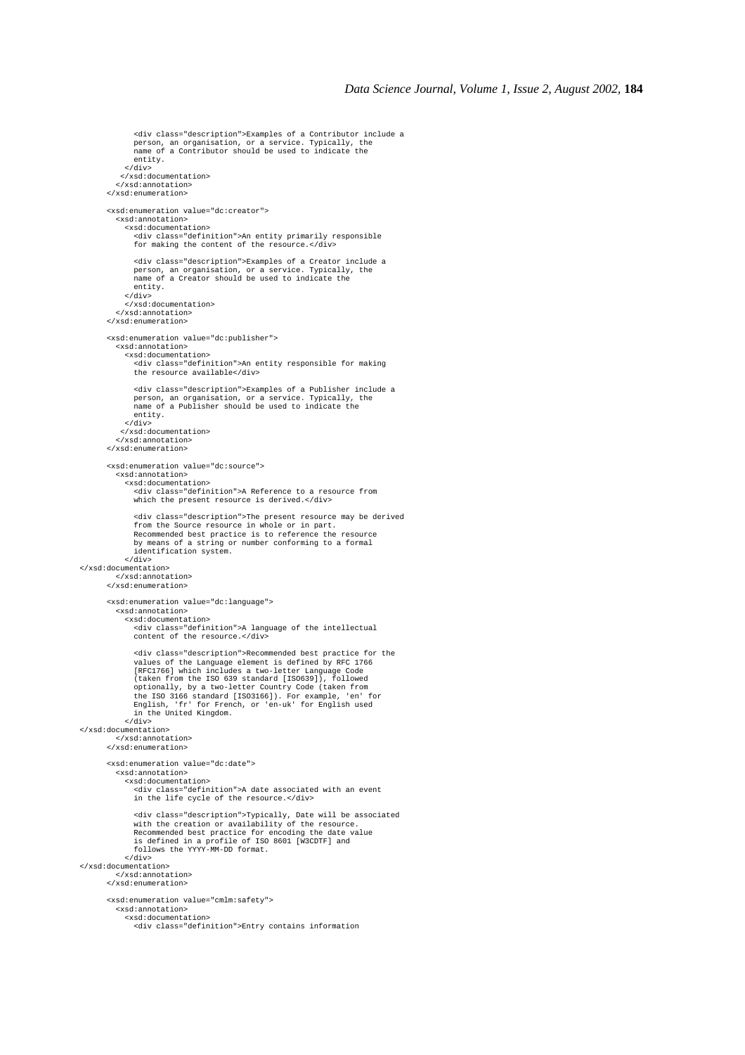```
          <div class="description">Examples of a Contributor include a
          person, an organisation, or a service. Typically, the
          name of a Contributor should be used to indicate the
          entity.
        </div>
       </xsd:documentation>
      </xsd:annotation>
    </xsd:enumeration>

    <xsd:enumeration value="dc:creator">
      <xsd:annotation>
        <xsd:documentation>
          <div class="definition">An entity primarily responsible
          for making the content of the resource.</div>

          <div class="description">Examples of a Creator include a
          person, an organisation, or a service. Typically, the
          name of a Creator should be used to indicate the
          entity.
        </div>
        </xsd:documentation>
      </xsd:annotation>
    </xsd:enumeration>

    <xsd:enumeration value="dc:publisher">
      <xsd:annotation>
        <xsd:documentation>
          <div class="definition">An entity responsible for making
          the resource available</div>

          <div class="description">Examples of a Publisher include a
          person, an organisation, or a service. Typically, the
          name of a Publisher should be used to indicate the
          entity.
        </div>
       </xsd:documentation>
      </xsd:annotation>
    </xsd:enumeration>

    <xsd:enumeration value="dc:source">
      <xsd:annotation>
        <xsd:documentation>
          <div class="definition">A Reference to a resource from
          which the present resource is derived.</div>

          <div class="description">The present resource may be derived
          from the Source resource in whole or in part.
          Recommended best practice is to reference the resource
          by means of a string or number conforming to a formal
          identification system.
        </div>
</xsd:documentation>
      </xsd:annotation>
    </xsd:enumeration>

    <xsd:enumeration value="dc:language">
      <xsd:annotation>
        <xsd:documentation>
          <div class="definition">A language of the intellectual
          content of the resource.</div>

          <div class="description">Recommended best practice for the
          values of the Language element is defined by RFC 1766
          [RFC1766] which includes a two-letter Language Code
          (taken from the ISO 639 standard [ISO639]), followed
          optionally, by a two-letter Country Code (taken from
          the ISO 3166 standard [ISO3166]). For example, 'en' for
          English, 'fr' for French, or 'en-uk' for English used
          in the United Kingdom.
        </div>
</xsd:documentation>
      </xsd:annotation>
    </xsd:enumeration>

    <xsd:enumeration value="dc:date">
      <xsd:annotation>
        <xsd:documentation>
          <div class="definition">A date associated with an event
          in the life cycle of the resource.</div>

          <div class="description">Typically, Date will be associated
          with the creation or availability of the resource.
          Recommended best practice for encoding the date value
          is defined in a profile of ISO 8601 [W3CDTF] and
          follows the YYYY-MM-DD format.
        </div>
</xsd:documentation>
      </xsd:annotation>
    </xsd:enumeration>

    <xsd:enumeration value="cmlm:safety">
      <xsd:annotation>
        <xsd:documentation>
          <div class="definition">Entry contains information
```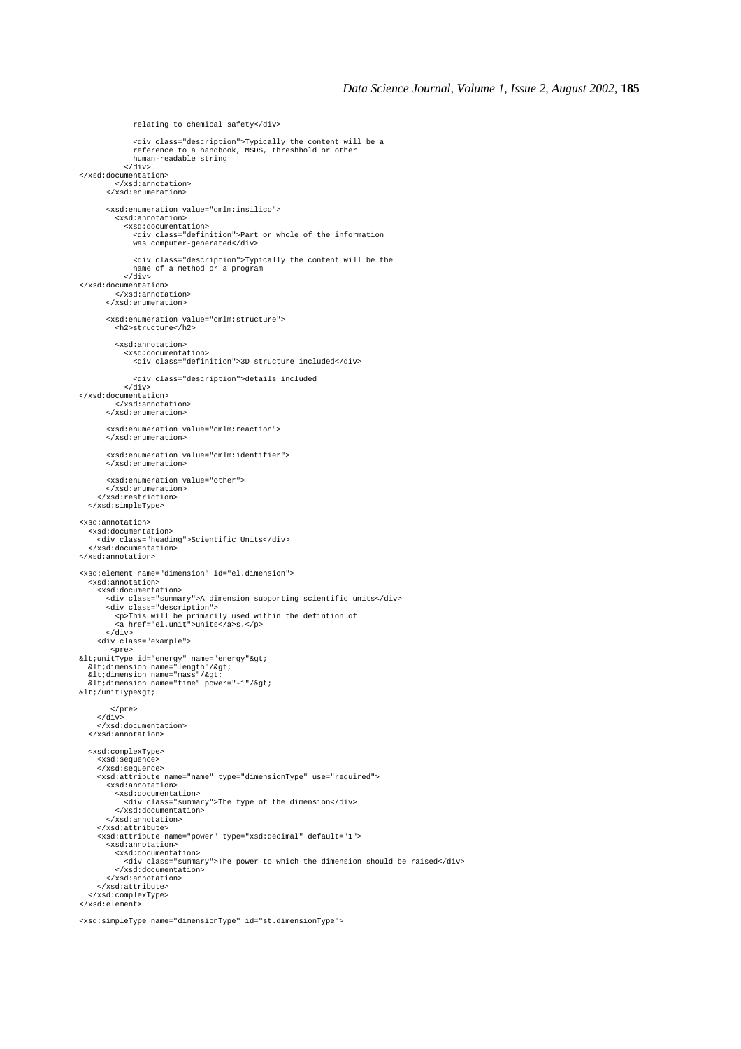```
            relating to chemical safety</div>

            <div class="description">Typically the content will be a
            reference to a handbook, MSDS, threshhold or other
            human-readable string
          </div>
</xsd:documentation>
        </xsd:annotation>
      </xsd:enumeration>

      <xsd:enumeration value="cmlm:insilico">
        <xsd:annotation>
          <xsd:documentation>
            <div class="definition">Part or whole of the information
            was computer-generated</div>

            <div class="description">Typically the content will be the
            name of a method or a program
          </div>
</xsd:documentation>
        </xsd:annotation>
      </xsd:enumeration>

      <xsd:enumeration value="cmlm:structure">
        <h2>structure</h2>

        <xsd:annotation>
          <xsd:documentation>
            <div class="definition">3D structure included</div>

            <div class="description">details included
          </div>
</xsd:documentation>
        </xsd:annotation>
      </xsd:enumeration>

      <xsd:enumeration value="cmlm:reaction">
      </xsd:enumeration>

      <xsd:enumeration value="cmlm:identifier">
      </xsd:enumeration>

      <xsd:enumeration value="other">
      </xsd:enumeration>
    </xsd:restriction>
  </xsd:simpleType>

<xsd:annotation>
  <xsd:documentation>
    <div class="heading">Scientific Units</div>
  </xsd:documentation>
</xsd:annotation>

<xsd:element name="dimension" id="el.dimension">
  <xsd:annotation>
    <xsd:documentation>
      <div class="summary">A dimension supporting scientific units</div>
      <div class="description">
        <p>This will be primarily used within the defintion of
        <a href="el.unit">units</a>s.</p>
      </div>
    <div class="example">
      <pre>
&lt;unitType id="energy" name="energy"&gt;
  &lt;dimension name="length"/&gt;
  &lt;dimension name="mass"/&gt;
  &lt;dimension name="time" power="-1"/&gt;
&lt;/unitType&gt;

       </pre>
    </div>
    </xsd:documentation>
  </xsd:annotation>

  <xsd:complexType>
    <xsd:sequence>
    </xsd:sequence>
    <xsd:attribute name="name" type="dimensionType" use="required">
      <xsd:annotation>
        <xsd:documentation>
          <div class="summary">The type of the dimension</div>
        </xsd:documentation>
      </xsd:annotation>
    </xsd:attribute>
    <xsd:attribute name="power" type="xsd:decimal" default="1">
      <xsd:annotation>
        <xsd:documentation>
          <div class="summary">The power to which the dimension should be raised</div>
        </xsd:documentation>
      </xsd:annotation>
    </xsd:attribute>
  </xsd:complexType>
</xsd:element>

<xsd:simpleType name="dimensionType" id="st.dimensionType">
```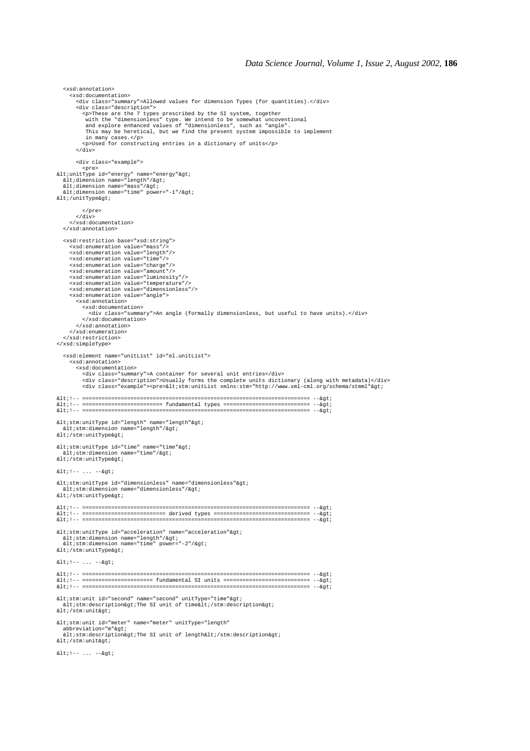```
  <xsd:annotation>
    <xsd:documentation>
      <div class="summary">Allowed values for dimension Types (for quantities).</div>
      <div class="description">
        <p>These are the 7 types prescribed by the SI system, together
         with the "dimensionless" type. We intend to be somewhat uncoventional
         and explore enhanced values of "dimensionless", such as "angle".
         This may be heretical, but we find the present system impossible to implement
         in many cases.</p>
        <p>Used for constructing entries in a dictionary of units</p>
      </div>

      <div class="example">
        <pre>
&lt;unitType id="energy" name="energy"&gt;
  &lt;dimension name="length"/&gt;
  &lt;dimension name="mass"/&gt;
  &lt;dimension name="time" power="-1"/&gt;
&lt;/unitType&gt;

        </pre>
      </div>
    </xsd:documentation>
  </xsd:annotation>

  <xsd:restriction base="xsd:string">
    <xsd:enumeration value="mass"/>
    <xsd:enumeration value="length"/>
    <xsd:enumeration value="time"/>
    <xsd:enumeration value="charge"/>
    <xsd:enumeration value="amount"/>
    <xsd:enumeration value="luminosity"/>
    <xsd:enumeration value="temperature"/>
    <xsd:enumeration value="dimensionless"/>
    <xsd:enumeration value="angle">
      <xsd:annotation>
        <xsd:documentation>
          <div class="summary">An angle (formally dimensionless, but useful to have units).</div>
        </xsd:documentation>
      </xsd:annotation>
    </xsd:enumeration>
  </xsd:restriction>
</xsd:simpleType>

  <xsd:element name="unitList" id="el.unitList">
    <xsd:annotation>
      <xsd:documentation>
        <div class="summary">A container for several unit entries</div>
        <div class="description">Usually forms the complete units dictionary (along with metadata)</div>
        <div class="example"><pre>&lt;stm:unitList xmlns:stm="http://www.xml-cml.org/schema/stmml"&gt;

&lt;!-- ======================================================================= --&gt;
&lt;!-- ========================= fundamental types =========================== --&gt;
&lt;!-- ======================================================================= --&gt;

&lt;stm:unitType id="length" name="length"&gt;
  &lt;stm:dimension name="length"/&gt;
&lt;/stm:unitType&gt;

&lt;stm:unitType id="time" name="time"&gt;
  &lt;stm:dimension name="time"/&gt;
&lt;/stm:unitType&gt;

&lt;!-- ... --&gt;

&lt;stm:unitType id="dimensionless" name="dimensionless"&gt;
  &lt;stm:dimension name="dimensionless"/&gt;
&lt;/stm:unitType&gt;

&lt;!-- ======================================================================= --&gt;
&lt;!-- ========================== derived types ============================== --&gt;
&lt;!-- ======================================================================= --&gt;

&lt;stm:unitType id="acceleration" name="acceleration"&gt;
  &lt;stm:dimension name="length"/&gt;
  &lt;stm:dimension name="time" power="-2"/&gt;
&lt;/stm:unitType&gt;

&lt;!-- ... --&gt;

&lt;!-- ======================================================================= --&gt;
&lt;!-- ====================== fundamental SI units =========================== --&gt;
&lt;!-- ======================================================================= --&gt;

&lt;stm:unit id="second" name="second" unitType="time"&gt;
  &lt;stm:description&gt;The SI unit of time&lt;/stm:description&gt;
&lt;/stm:unit&gt;

&lt;stm:unit id="meter" name="meter" unitType="length"
  abbreviation="m"&gt;
  &lt;stm:description&gt;The SI unit of length&lt;/stm:description&gt;
&lt;/stm:unit&gt;

&lt;!-- ... --&gt;
```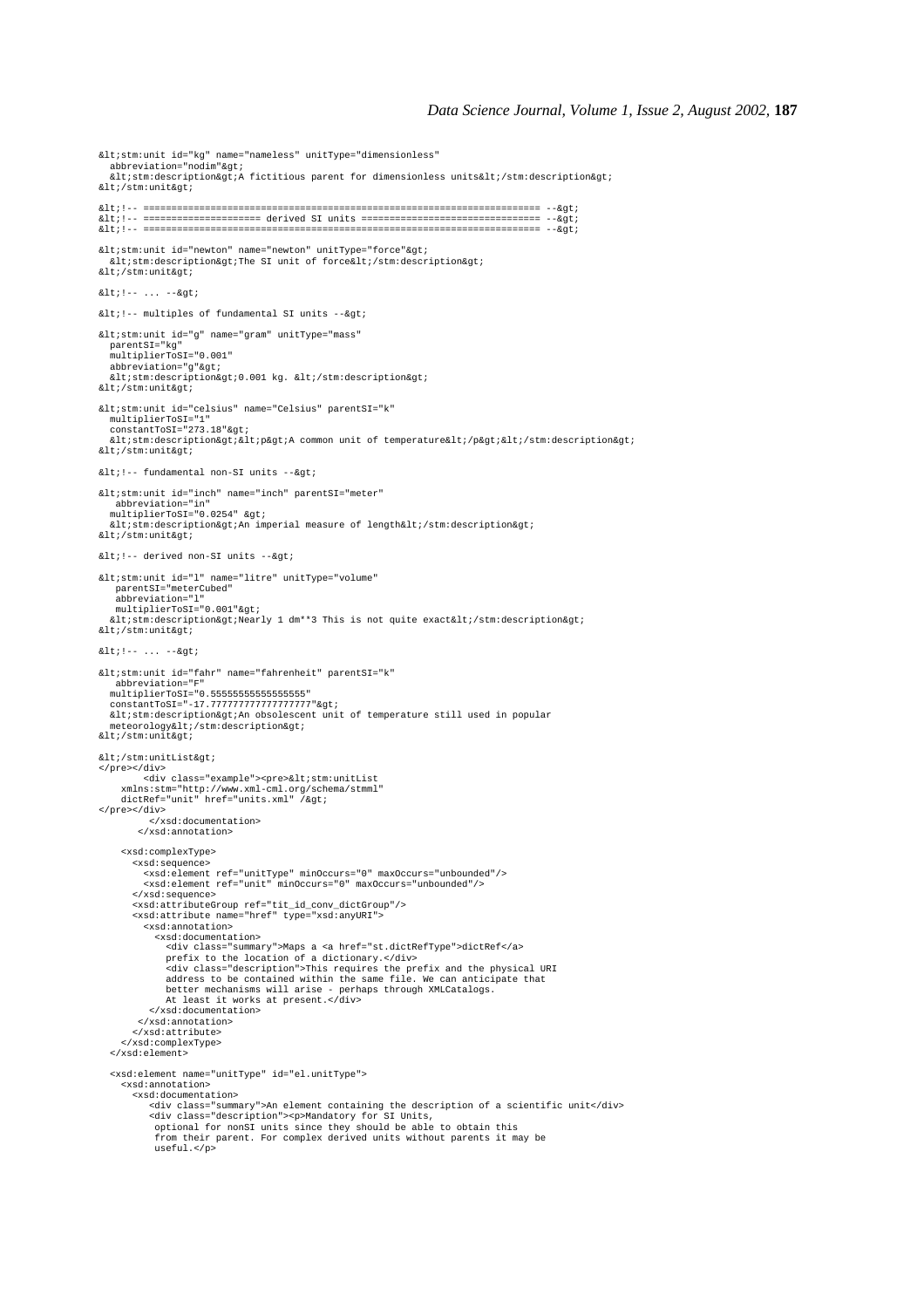```
&lt;stm:unit id="kg" name="nameless" unitType="dimensionless"
  abbreviation="nodim"&gt;
  &lt;stm:description&gt;A fictitious parent for dimensionless units&lt;/stm:description&gt;
&lt;/stm:unit&gt;

&lt;!-- ====================================================================== --&gt;
&lt;!-- ===================== derived SI units ================================ --&gt;
&lt;!-- ====================================================================== --&gt;

&lt;stm:unit id="newton" name="newton" unitType="force"&gt;
  &lt;stm:description&gt;The SI unit of force&lt;/stm:description&gt;
&lt;/stm:unit&gt;

&lt;!-- ... --&gt;

&lt;!-- multiples of fundamental SI units --&gt;

&lt;stm:unit id="g" name="gram" unitType="mass"
  parentSI="kg"
  multiplierToSI="0.001"
  abbreviation="g"&gt;
  &lt;stm:description&gt;0.001 kg. &lt;/stm:description&gt;
&lt;/stm:unit&gt;

&lt;stm:unit id="celsius" name="Celsius" parentSI="k"
  multiplierToSI="1"
  constantToSI="273.18"&gt;
  &lt;stm:description&gt;&lt;p&gt;A common unit of temperature&lt;/p&gt;&lt;/stm:description&gt;
&lt;/stm:unit&gt;

&lt;!-- fundamental non-SI units --&gt;

&lt;stm:unit id="inch" name="inch" parentSI="meter"
   abbreviation="in"
  multiplierToSI="0.0254" &gt;
  &lt;stm:description&gt;An imperial measure of length&lt;/stm:description&gt;
&lt;/stm:unit&gt;

&lt;!-- derived non-SI units --&gt;

&lt;stm:unit id="l" name="litre" unitType="volume"
   parentSI="meterCubed"
   abbreviation="l"
   multiplierToSI="0.001"&gt;
  &lt;stm:description&gt;Nearly 1 dm**3 This is not quite exact&lt;/stm:description&gt;
&lt;/stm:unit&gt;

&lt;!-- ... --&gt;

&lt;stm:unit id="fahr" name="fahrenheit" parentSI="k"
   abbreviation="F"
  multiplierToSI="0.55555555555555555"
  constantToSI="-17.777777777777777777"&gt;
  &lt;stm:description&gt;An obsolescent unit of temperature still used in popular
  meteorology&lt;/stm:description&gt;
&lt;/stm:unit&gt;

&lt;/stm:unitList&gt;
</pre></div>
        <div class="example"><pre>&lt;stm:unitList
    xmlns:stm="http://www.xml-cml.org/schema/stmml"
    dictRef="unit" href="units.xml" /&gt;
</pre></div>
         </xsd:documentation>
       </xsd:annotation>

    <xsd:complexType>
      <xsd:sequence>
        <xsd:element ref="unitType" minOccurs="0" maxOccurs="unbounded"/>
        <xsd:element ref="unit" minOccurs="0" maxOccurs="unbounded"/>
      </xsd:sequence>
      <xsd:attributeGroup ref="tit_id_conv_dictGroup"/>
      <xsd:attribute name="href" type="xsd:anyURI">
        <xsd:annotation>
          <xsd:documentation>
            <div class="summary">Maps a <a href="st.dictRefType">dictRef</a>
            prefix to the location of a dictionary.</div>
            <div class="description">This requires the prefix and the physical URI
            address to be contained within the same file. We can anticipate that
            better mechanisms will arise - perhaps through XMLCatalogs.
            At least it works at present.</div>
          </xsd:documentation>
       </xsd:annotation>
      </xsd:attribute>
    </xsd:complexType>
  </xsd:element>

  <xsd:element name="unitType" id="el.unitType">
    <xsd:annotation>
      <xsd:documentation>
        <div class="summary">An element containing the description of a scientific unit</div>
        <div class="description"><p>Mandatory for SI Units,
         optional for nonSI units since they should be able to obtain this
         from their parent. For complex derived units without parents it may be
         useful.</p>
```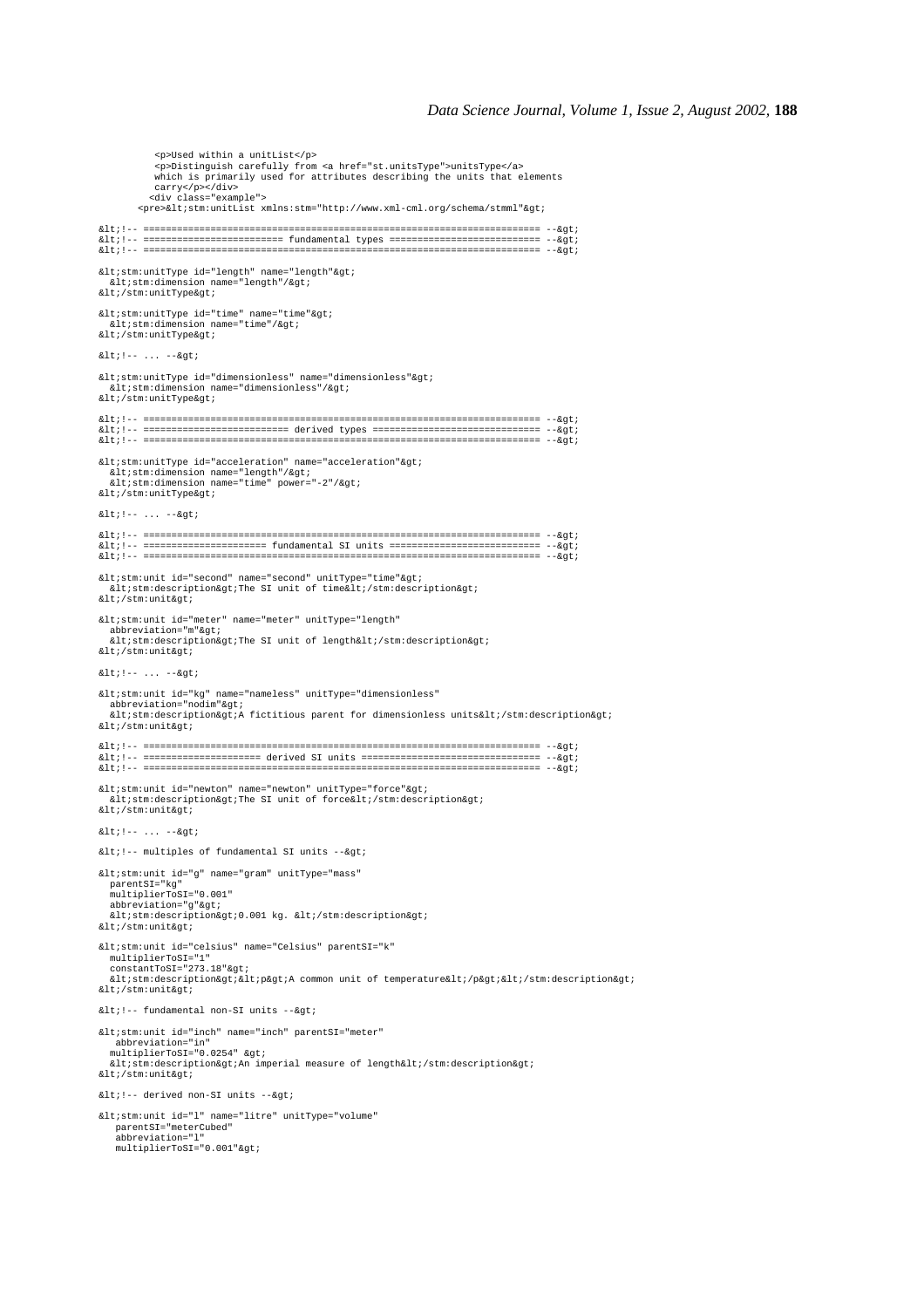```
          <p>Used within a unitList</p>
          <p>Distinguish carefully from <a href="st.unitsType">unitsType</a>
          which is primarily used for attributes describing the units that elements
          carry</p></div>
         <div class="example">
       <pre>&lt;stm:unitList xmlns:stm="http://www.xml-cml.org/schema/stmml"&gt;

&lt;!-- ======================================================================= --&gt;
&lt;!-- ========================= fundamental types =========================== --&gt;
&lt;!-- ======================================================================= --&gt;

&lt;stm:unitType id="length" name="length"&gt;
  &lt;stm:dimension name="length"/&gt;
&lt;/stm:unitType&gt;

&lt;stm:unitType id="time" name="time"&gt;
  &lt;stm:dimension name="time"/&gt;
&lt;/stm:unitType&gt;

&lt;!-- ... --&gt;

&lt;stm:unitType id="dimensionless" name="dimensionless"&gt;
  &lt;stm:dimension name="dimensionless"/&gt;
&lt;/stm:unitType&gt;

&lt;!-- ======================================================================= --&gt;
&lt;!-- ========================== derived types ============================== --&gt;
&lt;!-- ======================================================================= --&gt;

&lt;stm:unitType id="acceleration" name="acceleration"&gt;
  &lt;stm:dimension name="length"/&gt;
  &lt;stm:dimension name="time" power="-2"/&gt;
&lt;/stm:unitType&gt;

&lt;!-- ... --&gt;

&lt;!-- ======================================================================= --&gt;
&lt;!-- ====================== fundamental SI units =========================== --&gt;
&lt;!-- ======================================================================= --&gt;

&lt;stm:unit id="second" name="second" unitType="time"&gt;
  &lt;stm:description&gt;The SI unit of time&lt;/stm:description&gt;
&lt;/stm:unit&gt;

&lt;stm:unit id="meter" name="meter" unitType="length"
  abbreviation="m"&gt;
  &lt;stm:description&gt;The SI unit of length&lt;/stm:description&gt;
&lt;/stm:unit&gt;

&lt;!-- ... --&gt;

&lt;stm:unit id="kg" name="nameless" unitType="dimensionless"
  abbreviation="nodim"&gt;
  &lt;stm:description&gt;A fictitious parent for dimensionless units&lt;/stm:description&gt;
&lt;/stm:unit&gt;

&lt;!-- ======================================================================= --&gt;
&lt;!-- ===================== derived SI units ================================ --&gt;
&lt;!-- ======================================================================= --&gt;

&lt;stm:unit id="newton" name="newton" unitType="force"&gt;
  &lt;stm:description&gt;The SI unit of force&lt;/stm:description&gt;
&lt;/stm:unit&gt;

&lt;!-- ... --&gt;

&lt;!-- multiples of fundamental SI units --&gt;

&lt;stm:unit id="g" name="gram" unitType="mass"
  parentSI="kg"
  multiplierToSI="0.001"
  abbreviation="g"&gt;
  &lt;stm:description&gt;0.001 kg. &lt;/stm:description&gt;
&lt;/stm:unit&gt;

&lt;stm:unit id="celsius" name="Celsius" parentSI="k"
  multiplierToSI="1"
  constantToSI="273.18"&gt;
  &lt;stm:description&gt;&lt;p&gt;A common unit of temperature&lt;/p&gt;&lt;/stm:description&gt;
&lt;/stm:unit&gt;

&lt;!-- fundamental non-SI units --&gt;

&lt;stm:unit id="inch" name="inch" parentSI="meter"
   abbreviation="in"
  multiplierToSI="0.0254" &gt;
  &lt;stm:description&gt;An imperial measure of length&lt;/stm:description&gt;
&lt;/stm:unit&gt;

&lt;!-- derived non-SI units --&gt;

&lt;stm:unit id="l" name="litre" unitType="volume"
   parentSI="meterCubed"
   abbreviation="l"
   multiplierToSI="0.001"&gt;
```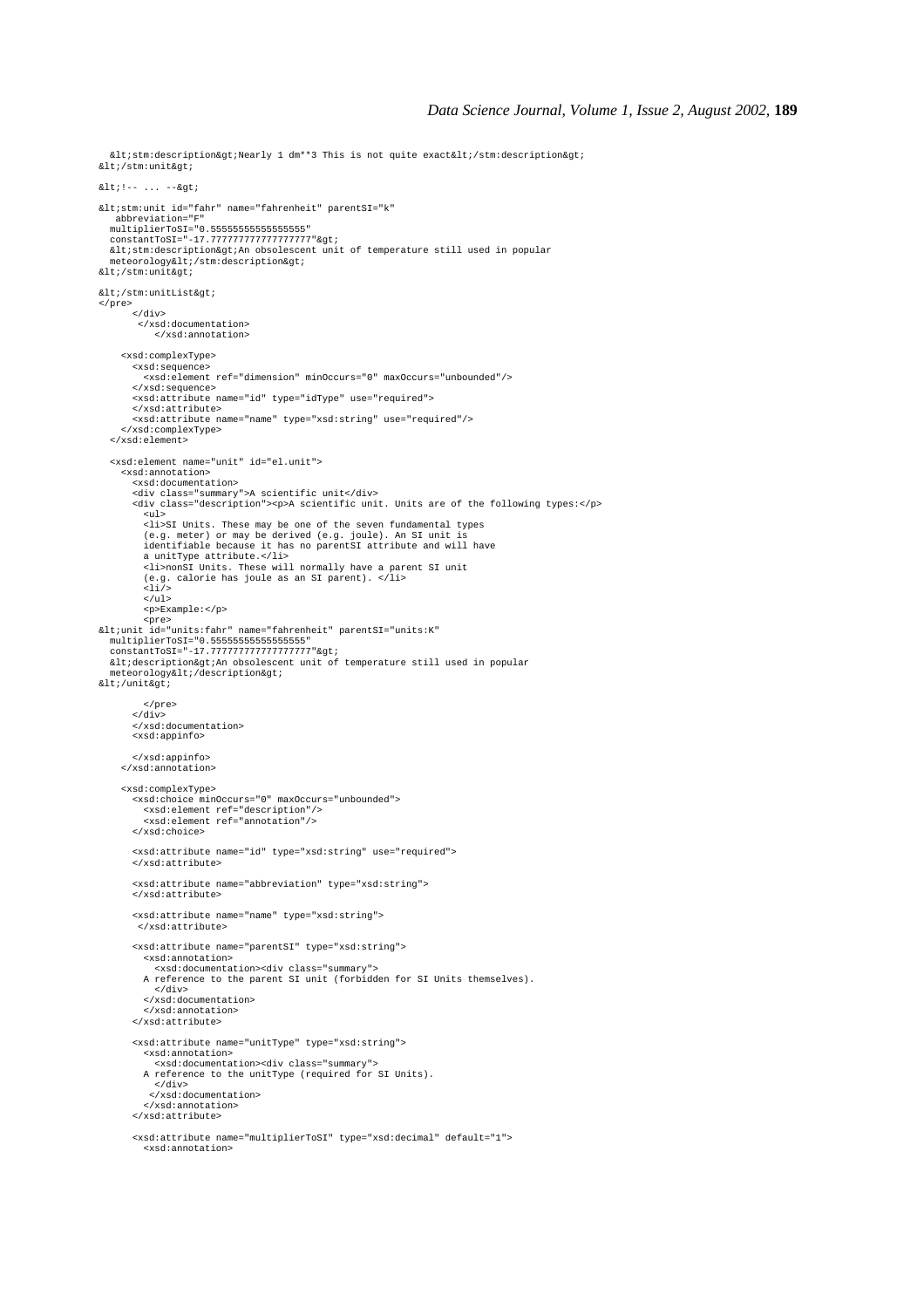```
  &lt;stm:description&gt;Nearly 1 dm**3 This is not quite exact&lt;/stm:description&gt;
&lt;/stm:unit&gt;

&lt;!-- ... --&gt;

&lt;stm:unit id="fahr" name="fahrenheit" parentSI="k"
    abbreviation="F"
  multiplierToSI="0.55555555555555555"
  constantToSI="-17.777777777777777777"&gt;
  &lt;stm:description&gt;An obsolescent unit of temperature still used in popular
  meteorology&lt;/stm:description&gt;
&lt;/stm:unit&gt;

&lt;/stm:unitList&gt;
</pre>
      </div>
       </xsd:documentation>
          </xsd:annotation>

    <xsd:complexType>
      <xsd:sequence>
        <xsd:element ref="dimension" minOccurs="0" maxOccurs="unbounded"/>
      </xsd:sequence>
      <xsd:attribute name="id" type="idType" use="required">
      </xsd:attribute>
      <xsd:attribute name="name" type="xsd:string" use="required"/>
    </xsd:complexType>
  </xsd:element>

  <xsd:element name="unit" id="el.unit">
    <xsd:annotation>
      <xsd:documentation>
      <div class="summary">A scientific unit</div>
      <div class="description"><p>A scientific unit. Units are of the following types:</p>
        <ul>
        <li>SI Units. These may be one of the seven fundamental types
        (e.g. meter) or may be derived (e.g. joule). An SI unit is
        identifiable because it has no parentSI attribute and will have
        a unitType attribute.</li>
        <li>nonSI Units. These will normally have a parent SI unit
        (e.g. calorie has joule as an SI parent). </li>
        <li/>
        </ul>
        <p>Example:</p>
        <pre>
&lt;unit id="units:fahr" name="fahrenheit" parentSI="units:K"
  multiplierToSI="0.55555555555555555"
  constantToSI="-17.777777777777777777"&gt;
  &lt;description&gt;An obsolescent unit of temperature still used in popular
  meteorology&lt;/description&gt;
&lt;/unit&gt;

        </pre>
      </div>
      </xsd:documentation>
      <xsd:appinfo>

      </xsd:appinfo>
    </xsd:annotation>

    <xsd:complexType>
      <xsd:choice minOccurs="0" maxOccurs="unbounded">
        <xsd:element ref="description"/>
        <xsd:element ref="annotation"/>
      </xsd:choice>

      <xsd:attribute name="id" type="xsd:string" use="required">
      </xsd:attribute>

      <xsd:attribute name="abbreviation" type="xsd:string">
      </xsd:attribute>

      <xsd:attribute name="name" type="xsd:string">
       </xsd:attribute>

      <xsd:attribute name="parentSI" type="xsd:string">
        <xsd:annotation>
          <xsd:documentation><div class="summary">
        A reference to the parent SI unit (forbidden for SI Units themselves).
          </div>
        </xsd:documentation>
        </xsd:annotation>
      </xsd:attribute>

      <xsd:attribute name="unitType" type="xsd:string">
        <xsd:annotation>
          <xsd:documentation><div class="summary">
        A reference to the unitType (required for SI Units).
          </div>
         </xsd:documentation>
        </xsd:annotation>
      </xsd:attribute>

      <xsd:attribute name="multiplierToSI" type="xsd:decimal" default="1">
        <xsd:annotation>
```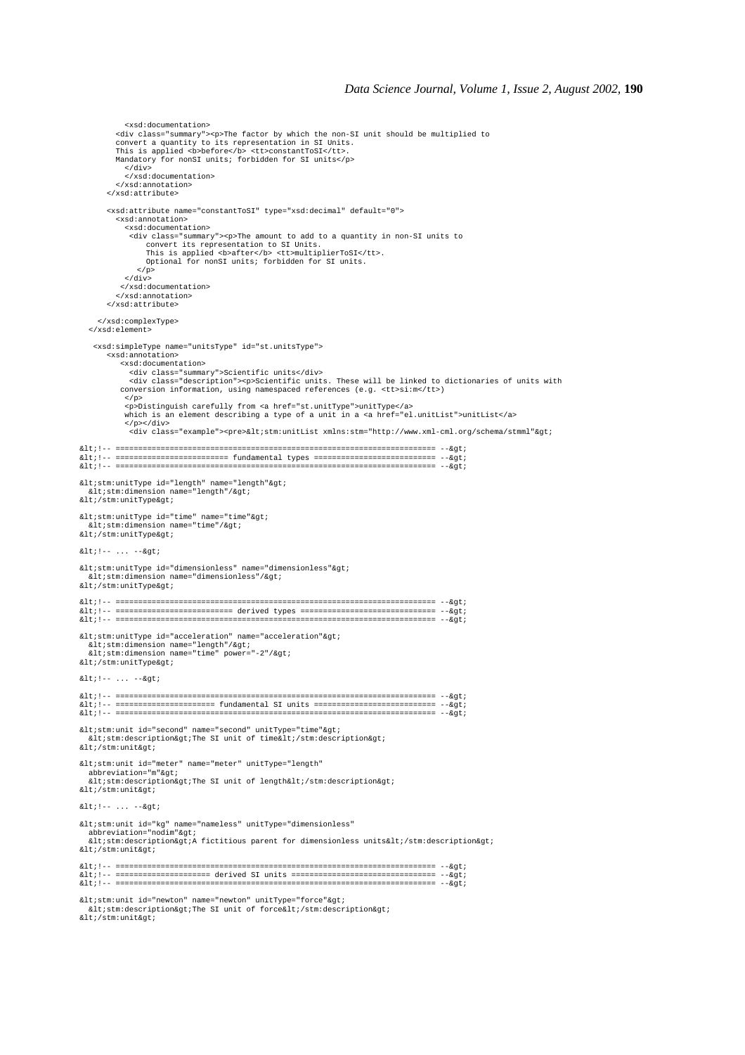```
          <xsd:documentation>
        <div class="summary"><p>The factor by which the non-SI unit should be multiplied to
        convert a quantity to its representation in SI Units.
        This is applied <b>before</b> <tt>constantToSI</tt>.
        Mandatory for nonSI units; forbidden for SI units</p>
          </div>
          </xsd:documentation>
        </xsd:annotation>
      </xsd:attribute>

      <xsd:attribute name="constantToSI" type="xsd:decimal" default="0">
        <xsd:annotation>
          <xsd:documentation>
           <div class="summary"><p>The amount to add to a quantity in non-SI units to
               convert its representation to SI Units.
               This is applied <b>after</b> <tt>multiplierToSI</tt>.
               Optional for nonSI units; forbidden for SI units.
             </p>
          </div>
         </xsd:documentation>
        </xsd:annotation>
      </xsd:attribute>

    </xsd:complexType>
  </xsd:element>

   <xsd:simpleType name="unitsType" id="st.unitsType">
      <xsd:annotation>
         <xsd:documentation>
           <div class="summary">Scientific units</div>
           <div class="description"><p>Scientific units. These will be linked to dictionaries of units with
         conversion information, using namespaced references (e.g. <tt>si:m</tt>)
          </p>
          <p>Distinguish carefully from <a href="st.unitType">unitType</a>
          which is an element describing a type of a unit in a <a href="el.unitList">unitList</a>
          </p></div>
           <div class="example"><pre>&lt;stm:unitList xmlns:stm="http://www.xml-cml.org/schema/stmml"&gt;

&lt;!-- ======================================================================= --&gt;
&lt;!-- ========================= fundamental types =========================== --&gt;
&lt;!-- ======================================================================= --&gt;

&lt;stm:unitType id="length" name="length"&gt;
  &lt;stm:dimension name="length"/&gt;
&lt;/stm:unitType&gt;

&lt;stm:unitType id="time" name="time"&gt;
  &lt;stm:dimension name="time"/&gt;
&lt;/stm:unitType&gt;

&lt;!-- ... --&gt;

&lt;stm:unitType id="dimensionless" name="dimensionless"&gt;
  &lt;stm:dimension name="dimensionless"/&gt;
&lt;/stm:unitType&gt;

&lt;!-- ======================================================================= --&gt;
&lt;!-- ========================== derived types ============================== --&gt;
&lt;!-- ======================================================================= --&gt;

&lt;stm:unitType id="acceleration" name="acceleration"&gt;
  &lt;stm:dimension name="length"/&gt;
  &lt;stm:dimension name="time" power="-2"/&gt;
&lt;/stm:unitType&gt;

&lt;!-- ... --&gt;

&lt;!-- ======================================================================= --&gt;
&lt;!-- ====================== fundamental SI units =========================== --&gt;
&lt;!-- ======================================================================= --&gt;

&lt;stm:unit id="second" name="second" unitType="time"&gt;
  &lt;stm:description&gt;The SI unit of time&lt;/stm:description&gt;
&lt;/stm:unit&gt;

&lt;stm:unit id="meter" name="meter" unitType="length"
  abbreviation="m"&gt;
  &lt;stm:description&gt;The SI unit of length&lt;/stm:description&gt;
&lt;/stm:unit&gt;

&lt;!-- ... --&gt;

&lt;stm:unit id="kg" name="nameless" unitType="dimensionless"
  abbreviation="nodim"&gt;
  &lt;stm:description&gt;A fictitious parent for dimensionless units&lt;/stm:description&gt;
&lt;/stm:unit&gt;

&lt;!-- ======================================================================= --&gt;
&lt;!-- ===================== derived SI units ================================ --&gt;
&lt;!-- ======================================================================= --&gt;

&lt;stm:unit id="newton" name="newton" unitType="force"&gt;
  &lt;stm:description&gt;The SI unit of force&lt;/stm:description&gt;
&lt;/stm:unit&gt;
```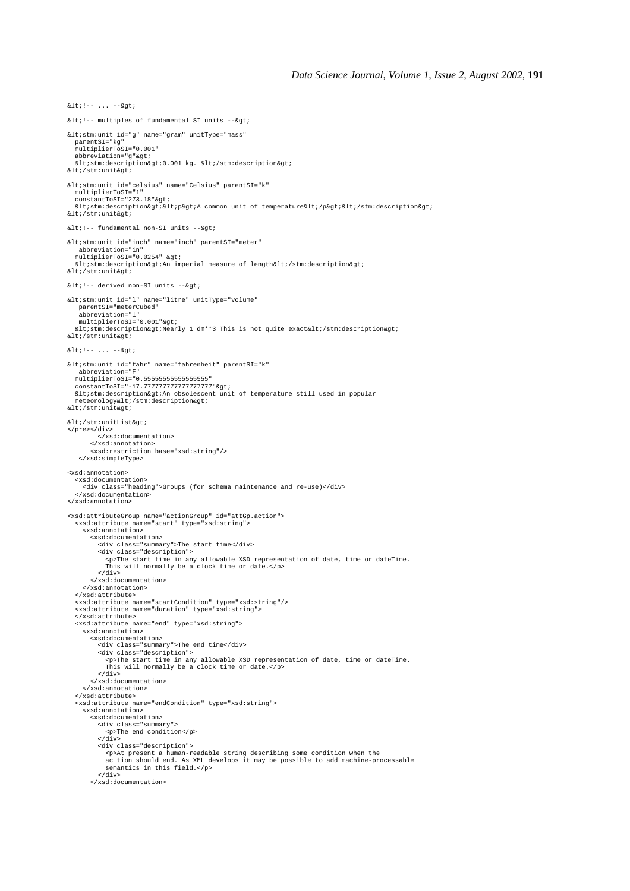```
&lt;!-- ... --&gt;

&lt;!-- multiples of fundamental SI units --&gt;

&lt;stm:unit id="g" name="gram" unitType="mass"
  parentSI="kg"
  multiplierToSI="0.001"
  abbreviation="g"&gt;
  &lt;stm:description&gt;0.001 kg. &lt;/stm:description&gt;
&lt;/stm:unit&gt;

&lt;stm:unit id="celsius" name="Celsius" parentSI="k"
  multiplierToSI="1"
  constantToSI="273.18"&gt;
  &lt;stm:description&gt;&lt;p&gt;A common unit of temperature&lt;/p&gt;&lt;/stm:description&gt;
&lt;/stm:unit&gt;

&lt;!-- fundamental non-SI units --&gt;

&lt;stm:unit id="inch" name="inch" parentSI="meter"
   abbreviation="in"
  multiplierToSI="0.0254" &gt;
  &lt;stm:description&gt;An imperial measure of length&lt;/stm:description&gt;
&lt;/stm:unit&gt;

&lt;!-- derived non-SI units --&gt;

&lt;stm:unit id="l" name="litre" unitType="volume"
   parentSI="meterCubed"
   abbreviation="l"
   multiplierToSI="0.001"&gt;
  &lt;stm:description&gt;Nearly 1 dm**3 This is not quite exact&lt;/stm:description&gt;
&lt;/stm:unit&gt;

&lt;!-- ... --&gt;

&lt;stm:unit id="fahr" name="fahrenheit" parentSI="k"
   abbreviation="F"
  multiplierToSI="0.55555555555555555"
  constantToSI="-17.777777777777777777"&gt;
  &lt;stm:description&gt;An obsolescent unit of temperature still used in popular
  meteorology&lt;/stm:description&gt;
&lt;/stm:unit&gt;

&lt;/stm:unitList&gt;
</pre></div>
        </xsd:documentation>
      </xsd:annotation>
      <xsd:restriction base="xsd:string"/>
   </xsd:simpleType>

<xsd:annotation>
  <xsd:documentation>
    <div class="heading">Groups (for schema maintenance and re-use)</div>
  </xsd:documentation>
</xsd:annotation>

<xsd:attributeGroup name="actionGroup" id="attGp.action">
  <xsd:attribute name="start" type="xsd:string">
    <xsd:annotation>
      <xsd:documentation>
        <div class="summary">The start time</div>
        <div class="description">
          <p>The start time in any allowable XSD representation of date, time or dateTime.
          This will normally be a clock time or date.</p>
        </div>
      </xsd:documentation>
    </xsd:annotation>
  </xsd:attribute>
  <xsd:attribute name="startCondition" type="xsd:string"/>
  <xsd:attribute name="duration" type="xsd:string">
  </xsd:attribute>
  <xsd:attribute name="end" type="xsd:string">
    <xsd:annotation>
      <xsd:documentation>
        <div class="summary">The end time</div>
        <div class="description">
          <p>The start time in any allowable XSD representation of date, time or dateTime.
          This will normally be a clock time or date.</p>
        </div>
      </xsd:documentation>
    </xsd:annotation>
  </xsd:attribute>
  <xsd:attribute name="endCondition" type="xsd:string">
    <xsd:annotation>
      <xsd:documentation>
        <div class="summary">
          <p>The end condition</p>
        </div>
        <div class="description">
          <p>At present a human-readable string describing some condition when the
          ac tion should end. As XML develops it may be possible to add machine-processable
          semantics in this field.</p>
        </div>
      </xsd:documentation>
```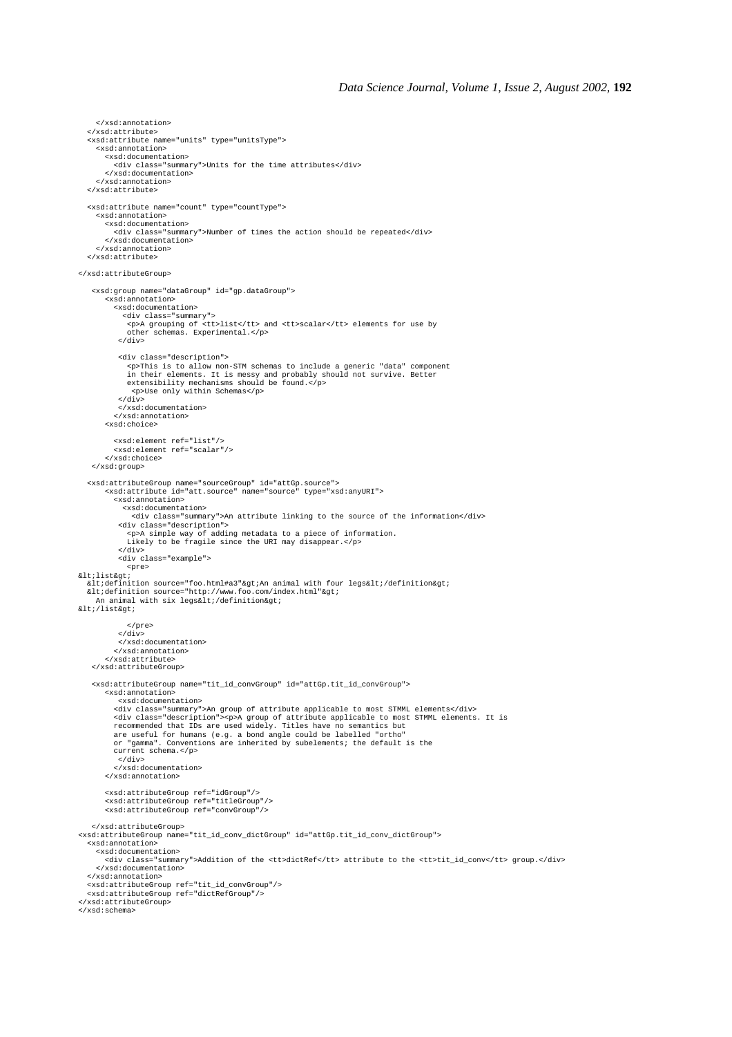```
    </xsd:annotation>
  </xsd:attribute>
  <xsd:attribute name="units" type="unitsType">
    <xsd:annotation>
      <xsd:documentation>
        <div class="summary">Units for the time attributes</div>
      </xsd:documentation>
    </xsd:annotation>
  </xsd:attribute>

  <xsd:attribute name="count" type="countType">
    <xsd:annotation>
      <xsd:documentation>
        <div class="summary">Number of times the action should be repeated</div>
      </xsd:documentation>
    </xsd:annotation>
  </xsd:attribute>

</xsd:attributeGroup>

   <xsd:group name="dataGroup" id="gp.dataGroup">
      <xsd:annotation>
        <xsd:documentation>
          <div class="summary">
            <p>A grouping of <tt>list</tt> and <tt>scalar</tt> elements for use by
            other schemas. Experimental.</p>
          </div>

          <div class="description">
            <p>This is to allow non-STM schemas to include a generic "data" component
            in their elements. It is messy and probably should not survive. Better
            extensibility mechanisms should be found.</p>
             <p>Use only within Schemas</p>
          </div>
          </xsd:documentation>
        </xsd:annotation>
      <xsd:choice>

        <xsd:element ref="list"/>
        <xsd:element ref="scalar"/>
      </xsd:choice>
   </xsd:group>

  <xsd:attributeGroup name="sourceGroup" id="attGp.source">
      <xsd:attribute id="att.source" name="source" type="xsd:anyURI">
        <xsd:annotation>
          <xsd:documentation>
            <div class="summary">An attribute linking to the source of the information</div>
          <div class="description">
            <p>A simple way of adding metadata to a piece of information.
            Likely to be fragile since the URI may disappear.</p>
          </div>
          <div class="example">
            <pre>
&lt;list&gt;
  &lt;definition source="foo.html#a3"&gt;An animal with four legs&lt;/definition&gt;
  &lt;definition source="http://www.foo.com/index.html"&gt;
    An animal with six legs&lt;/definition&gt;
&lt;/list&gt;

            </pre>
          </div>
          </xsd:documentation>
        </xsd:annotation>
      </xsd:attribute>
   </xsd:attributeGroup>

   <xsd:attributeGroup name="tit_id_convGroup" id="attGp.tit_id_convGroup">
      <xsd:annotation>
          <xsd:documentation>
        <div class="summary">An group of attribute applicable to most STMML elements</div>
        <div class="description"><p>A group of attribute applicable to most STMML elements. It is
        recommended that IDs are used widely. Titles have no semantics but
        are useful for humans (e.g. a bond angle could be labelled "ortho"
        or "gamma". Conventions are inherited by subelements; the default is the
        current schema.</p>
          </div>
        </xsd:documentation>
      </xsd:annotation>

      <xsd:attributeGroup ref="idGroup"/>
      <xsd:attributeGroup ref="titleGroup"/>
      <xsd:attributeGroup ref="convGroup"/>

   </xsd:attributeGroup>
<xsd:attributeGroup name="tit_id_conv_dictGroup" id="attGp.tit_id_conv_dictGroup">
  <xsd:annotation>
    <xsd:documentation>
      <div class="summary">Addition of the <tt>dictRef</tt> attribute to the <tt>tit_id_conv</tt> group.</div>
    </xsd:documentation>
  </xsd:annotation>
  <xsd:attributeGroup ref="tit_id_convGroup"/>
  <xsd:attributeGroup ref="dictRefGroup"/>
</xsd:attributeGroup>
</xsd:schema>
```